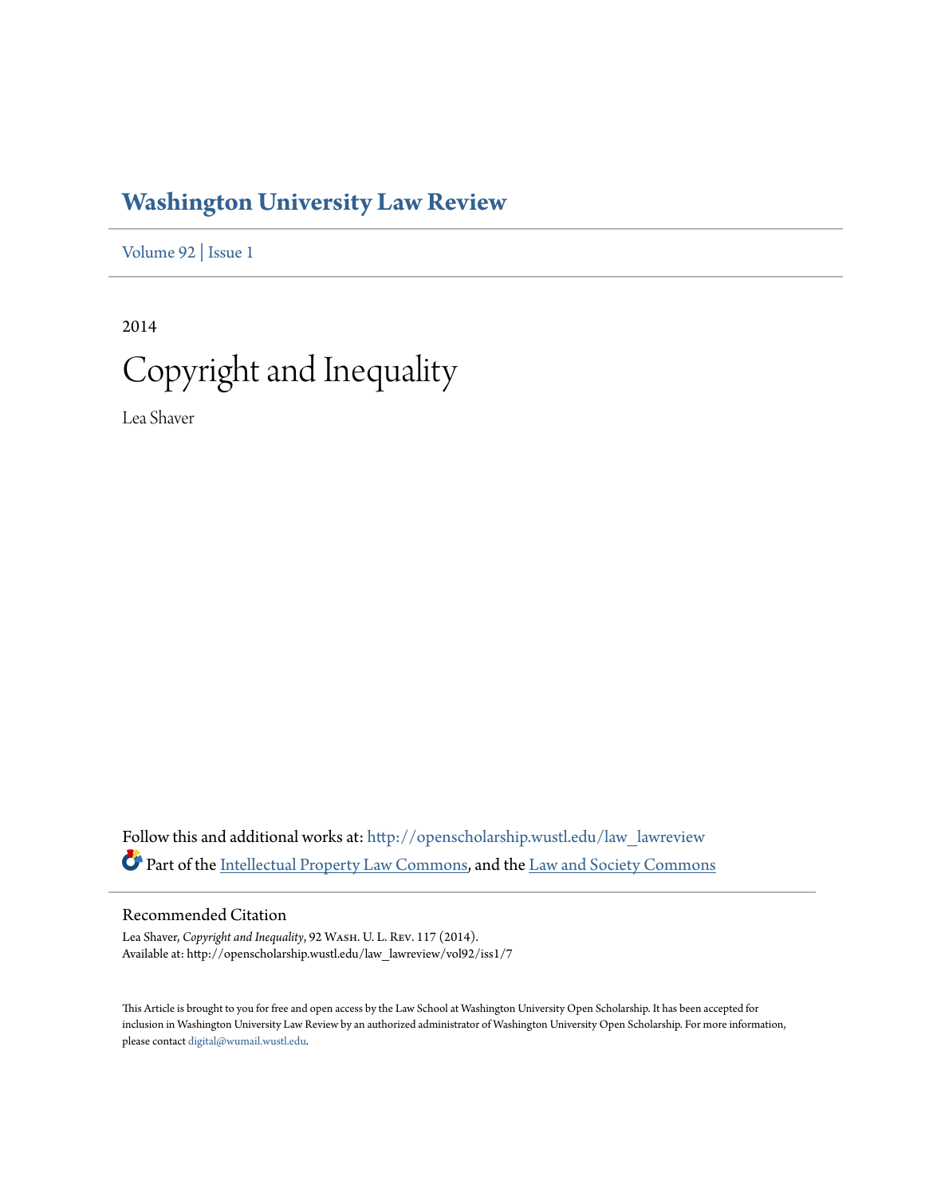# Washington University Law Review

Volume 92 | Issue 1

2014

## Copyright and Inequality

Lea Shaver

Follow this and additional works at: http://openscholarship.wustl.edu/law_lawreview

Part of the Intellectual Property Law Commons, and the Law and Society Commons

### Recommended Citation

Lea Shaver, *Copyright and Inequality*, 92 WASH. U. L. REV. 117 (2014).
Available at: http://openscholarship.wustl.edu/law_lawreview/vol92/iss1/7

This Article is brought to you for free and open access by the Law School at Washington University Open Scholarship. It has been accepted for inclusion in Washington University Law Review by an authorized administrator of Washington University Open Scholarship. For more information, please contact digital@wumail.wustl.edu.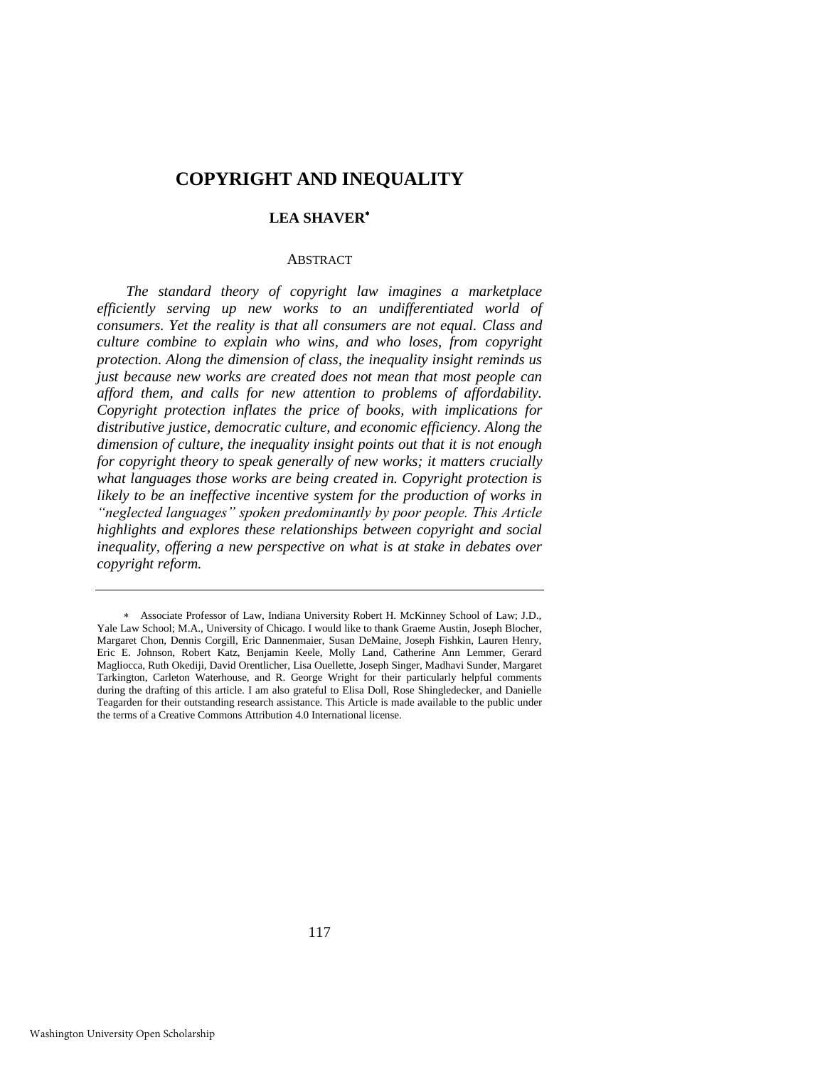# COPYRIGHT AND INEQUALITY

**LEA SHAVER***

ABSTRACT

*The standard theory of copyright law imagines a marketplace efficiently serving up new works to an undifferentiated world of consumers. Yet the reality is that all consumers are not equal. Class and culture combine to explain who wins, and who loses, from copyright protection. Along the dimension of class, the inequality insight reminds us just because new works are created does not mean that most people can afford them, and calls for new attention to problems of affordability. Copyright protection inflates the price of books, with implications for distributive justice, democratic culture, and economic efficiency. Along the dimension of culture, the inequality insight points out that it is not enough for copyright theory to speak generally of new works; it matters crucially what languages those works are being created in. Copyright protection is likely to be an ineffective incentive system for the production of works in "neglected languages" spoken predominantly by poor people. This Article highlights and explores these relationships between copyright and social inequality, offering a new perspective on what is at stake in debates over copyright reform.*

---

* Associate Professor of Law, Indiana University Robert H. McKinney School of Law; J.D., Yale Law School; M.A., University of Chicago. I would like to thank Graeme Austin, Joseph Blocher, Margaret Chon, Dennis Corgill, Eric Dannenmaier, Susan DeMaine, Joseph Fishkin, Lauren Henry, Eric E. Johnson, Robert Katz, Benjamin Keele, Molly Land, Catherine Ann Lemmer, Gerard Magliocca, Ruth Okediji, David Orentlicher, Lisa Ouellette, Joseph Singer, Madhavi Sunder, Margaret Tarkington, Carleton Waterhouse, and R. George Wright for their particularly helpful comments during the drafting of this article. I am also grateful to Elisa Doll, Rose Shingledecker, and Danielle Teagarden for their outstanding research assistance. This Article is made available to the public under the terms of a Creative Commons Attribution 4.0 International license.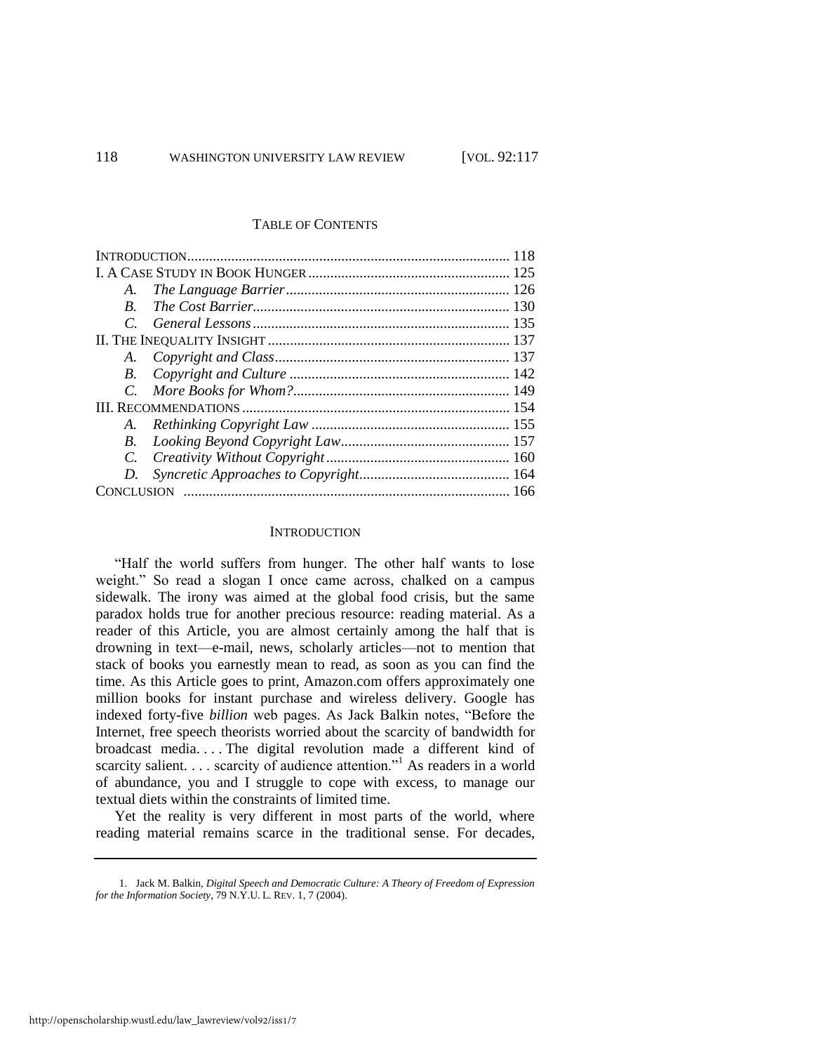TABLE OF CONTENTS

| | |
|---|---|
| INTRODUCTION | 118 |
| I. A CASE STUDY IN BOOK HUNGER | 125 |
| *A. The Language Barrier* | 126 |
| *B. The Cost Barrier* | 130 |
| *C. General Lessons* | 135 |
| II. THE INEQUALITY INSIGHT | 137 |
| *A. Copyright and Class* | 137 |
| *B. Copyright and Culture* | 142 |
| *C. More Books for Whom?* | 149 |
| III. RECOMMENDATIONS | 154 |
| *A. Rethinking Copyright Law* | 155 |
| *B. Looking Beyond Copyright Law* | 157 |
| *C. Creativity Without Copyright* | 160 |
| *D. Syncretic Approaches to Copyright* | 164 |
| CONCLUSION | 166 |

## INTRODUCTION

"Half the world suffers from hunger. The other half wants to lose weight." So read a slogan I once came across, chalked on a campus sidewalk. The irony was aimed at the global food crisis, but the same paradox holds true for another precious resource: reading material. As a reader of this Article, you are almost certainly among the half that is drowning in text—e-mail, news, scholarly articles—not to mention that stack of books you earnestly mean to read, as soon as you can find the time. As this Article goes to print, Amazon.com offers approximately one million books for instant purchase and wireless delivery. Google has indexed forty-five *billion* web pages. As Jack Balkin notes, "Before the Internet, free speech theorists worried about the scarcity of bandwidth for broadcast media. . . . The digital revolution made a different kind of scarcity salient. . . . scarcity of audience attention."[1] As readers in a world of abundance, you and I struggle to cope with excess, to manage our textual diets within the constraints of limited time.

Yet the reality is very different in most parts of the world, where reading material remains scarce in the traditional sense. For decades,

1. Jack M. Balkin, *Digital Speech and Democratic Culture: A Theory of Freedom of Expression for the Information Society*, 79 N.Y.U. L. REV. 1, 7 (2004).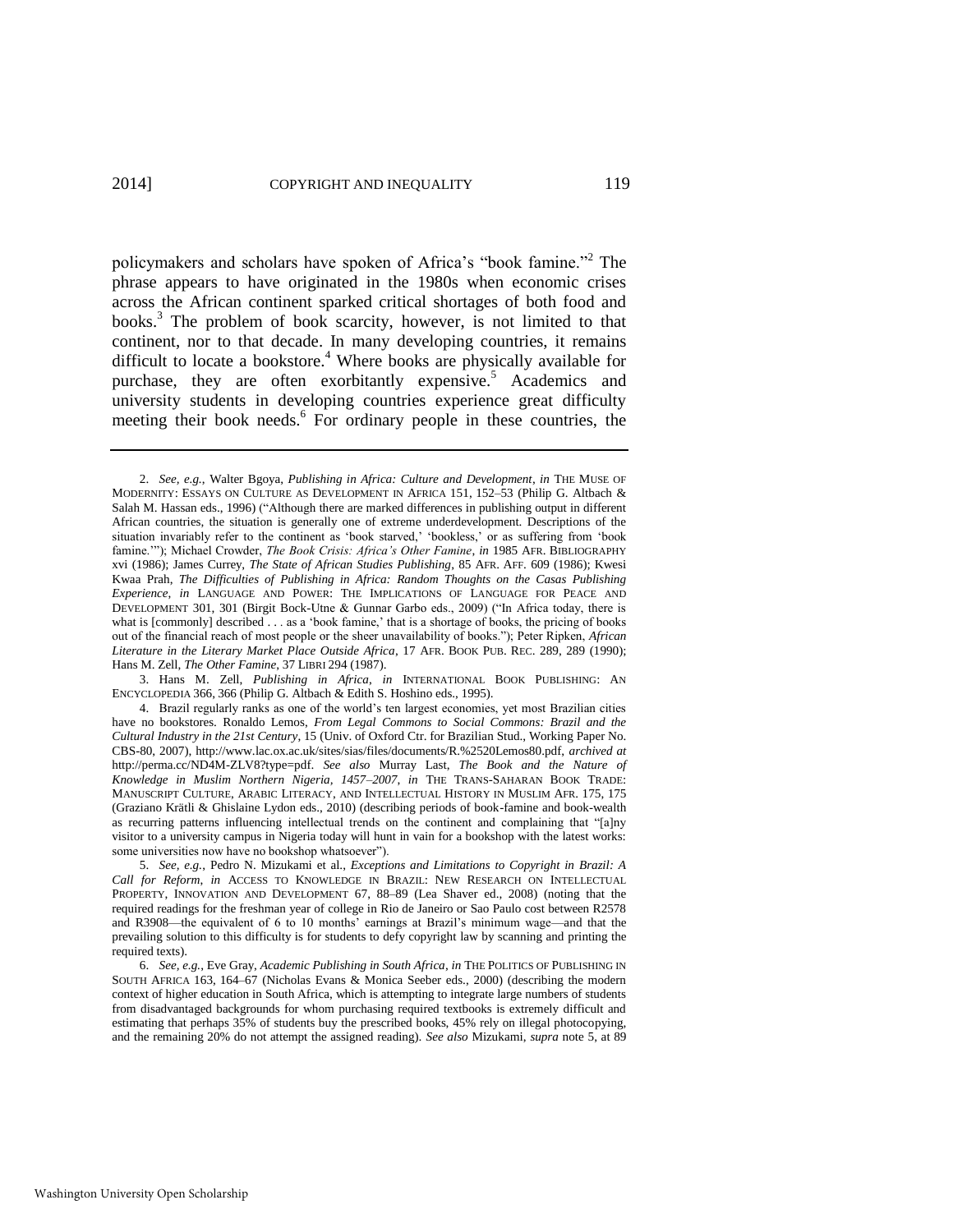policymakers and scholars have spoken of Africa's "book famine."[2] The phrase appears to have originated in the 1980s when economic crises across the African continent sparked critical shortages of both food and books.[3] The problem of book scarcity, however, is not limited to that continent, nor to that decade. In many developing countries, it remains difficult to locate a bookstore.[4] Where books are physically available for purchase, they are often exorbitantly expensive.[5] Academics and university students in developing countries experience great difficulty meeting their book needs.[6] For ordinary people in these countries, the

---

2. *See, e.g.*, Walter Bgoya, *Publishing in Africa: Culture and Development*, *in* THE MUSE OF MODERNITY: ESSAYS ON CULTURE AS DEVELOPMENT IN AFRICA 151, 152–53 (Philip G. Altbach & Salah M. Hassan eds., 1996) ("Although there are marked differences in publishing output in different African countries, the situation is generally one of extreme underdevelopment. Descriptions of the situation invariably refer to the continent as 'book starved,' 'bookless,' or as suffering from 'book famine.'"); Michael Crowder, *The Book Crisis: Africa's Other Famine*, *in* 1985 AFR. BIBLIOGRAPHY xvi (1986); James Currey, *The State of African Studies Publishing*, 85 AFR. AFF. 609 (1986); Kwesi Kwaa Prah, *The Difficulties of Publishing in Africa: Random Thoughts on the Casas Publishing Experience*, *in* LANGUAGE AND POWER: THE IMPLICATIONS OF LANGUAGE FOR PEACE AND DEVELOPMENT 301, 301 (Birgit Bock-Utne & Gunnar Garbo eds., 2009) ("In Africa today, there is what is [commonly] described . . . as a 'book famine,' that is a shortage of books, the pricing of books out of the financial reach of most people or the sheer unavailability of books."); Peter Ripken, *African Literature in the Literary Market Place Outside Africa*, 17 AFR. BOOK PUB. REC. 289, 289 (1990); Hans M. Zell, *The Other Famine*, 37 LIBRI 294 (1987).

3. Hans M. Zell, *Publishing in Africa*, *in* INTERNATIONAL BOOK PUBLISHING: AN ENCYCLOPEDIA 366, 366 (Philip G. Altbach & Edith S. Hoshino eds., 1995).

4. Brazil regularly ranks as one of the world's ten largest economies, yet most Brazilian cities have no bookstores. Ronaldo Lemos, *From Legal Commons to Social Commons: Brazil and the Cultural Industry in the 21st Century*, 15 (Univ. of Oxford Ctr. for Brazilian Stud., Working Paper No. CBS-80, 2007), http://www.lac.ox.ac.uk/sites/sias/files/documents/R.%2520Lemos80.pdf, *archived at* http://perma.cc/ND4M-ZLV8?type=pdf. *See also* Murray Last, *The Book and the Nature of Knowledge in Muslim Northern Nigeria, 1457–2007*, *in* THE TRANS-SAHARAN BOOK TRADE: MANUSCRIPT CULTURE, ARABIC LITERACY, AND INTELLECTUAL HISTORY IN MUSLIM AFR. 175, 175 (Graziano Krätli & Ghislaine Lydon eds., 2010) (describing periods of book-famine and book-wealth as recurring patterns influencing intellectual trends on the continent and complaining that "[a]ny visitor to a university campus in Nigeria today will hunt in vain for a bookshop with the latest works: some universities now have no bookshop whatsoever").

5. *See, e.g.*, Pedro N. Mizukami et al., *Exceptions and Limitations to Copyright in Brazil: A Call for Reform*, *in* ACCESS TO KNOWLEDGE IN BRAZIL: NEW RESEARCH ON INTELLECTUAL PROPERTY, INNOVATION AND DEVELOPMENT 67, 88–89 (Lea Shaver ed., 2008) (noting that the required readings for the freshman year of college in Rio de Janeiro or Sao Paulo cost between R2578 and R3908—the equivalent of 6 to 10 months' earnings at Brazil's minimum wage—and that the prevailing solution to this difficulty is for students to defy copyright law by scanning and printing the required texts).

6. *See, e.g.*, Eve Gray, *Academic Publishing in South Africa*, *in* THE POLITICS OF PUBLISHING IN SOUTH AFRICA 163, 164–67 (Nicholas Evans & Monica Seeber eds., 2000) (describing the modern context of higher education in South Africa, which is attempting to integrate large numbers of students from disadvantaged backgrounds for whom purchasing required textbooks is extremely difficult and estimating that perhaps 35% of students buy the prescribed books, 45% rely on illegal photocopying, and the remaining 20% do not attempt the assigned reading). *See also* Mizukami, *supra* note 5, at 89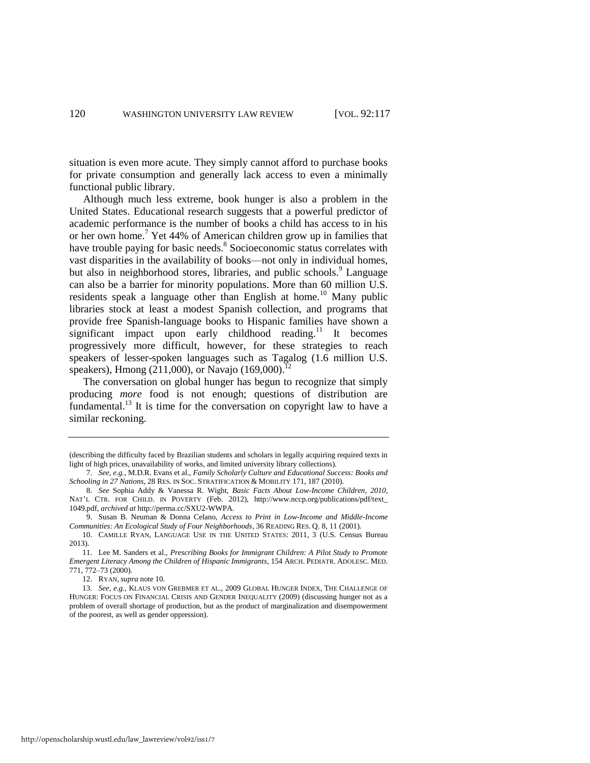situation is even more acute. They simply cannot afford to purchase books for private consumption and generally lack access to even a minimally functional public library.

Although much less extreme, book hunger is also a problem in the United States. Educational research suggests that a powerful predictor of academic performance is the number of books a child has access to in his or her own home.[7] Yet 44% of American children grow up in families that have trouble paying for basic needs.[8] Socioeconomic status correlates with vast disparities in the availability of books—not only in individual homes, but also in neighborhood stores, libraries, and public schools.[9] Language can also be a barrier for minority populations. More than 60 million U.S. residents speak a language other than English at home.[10] Many public libraries stock at least a modest Spanish collection, and programs that provide free Spanish-language books to Hispanic families have shown a significant impact upon early childhood reading.[11] It becomes progressively more difficult, however, for these strategies to reach speakers of lesser-spoken languages such as Tagalog (1.6 million U.S. speakers), Hmong (211,000), or Navajo (169,000).[12]

The conversation on global hunger has begun to recognize that simply producing *more* food is not enough; questions of distribution are fundamental.[13] It is time for the conversation on copyright law to have a similar reckoning.

---

(describing the difficulty faced by Brazilian students and scholars in legally acquiring required texts in light of high prices, unavailability of works, and limited university library collections).

7. *See, e.g.*, M.D.R. Evans et al., *Family Scholarly Culture and Educational Success: Books and Schooling in 27 Nations*, 28 RES. IN SOC. STRATIFICATION & MOBILITY 171, 187 (2010).

8. *See* Sophia Addy & Vanessa R. Wight, *Basic Facts About Low-Income Children, 2010*, NAT'L CTR. FOR CHILD. IN POVERTY (Feb. 2012), http://www.nccp.org/publications/pdf/text_1049.pdf, *archived at* http://perma.cc/SXU2-WWPA.

9. Susan B. Neuman & Donna Celano, *Access to Print in Low-Income and Middle-Income Communities: An Ecological Study of Four Neighborhoods*, 36 READING RES. Q. 8, 11 (2001).

10. CAMILLE RYAN, LANGUAGE USE IN THE UNITED STATES: 2011, 3 (U.S. Census Bureau 2013).

11. Lee M. Sanders et al., *Prescribing Books for Immigrant Children: A Pilot Study to Promote Emergent Literacy Among the Children of Hispanic Immigrants*, 154 ARCH. PEDIATR. ADOLESC. MED. 771, 772–73 (2000).

12. RYAN, *supra* note 10.

13. *See, e.g.*, KLAUS VON GREBMER ET AL., 2009 GLOBAL HUNGER INDEX, THE CHALLENGE OF HUNGER: FOCUS ON FINANCIAL CRISIS AND GENDER INEQUALITY (2009) (discussing hunger not as a problem of overall shortage of production, but as the product of marginalization and disempowerment of the poorest, as well as gender oppression).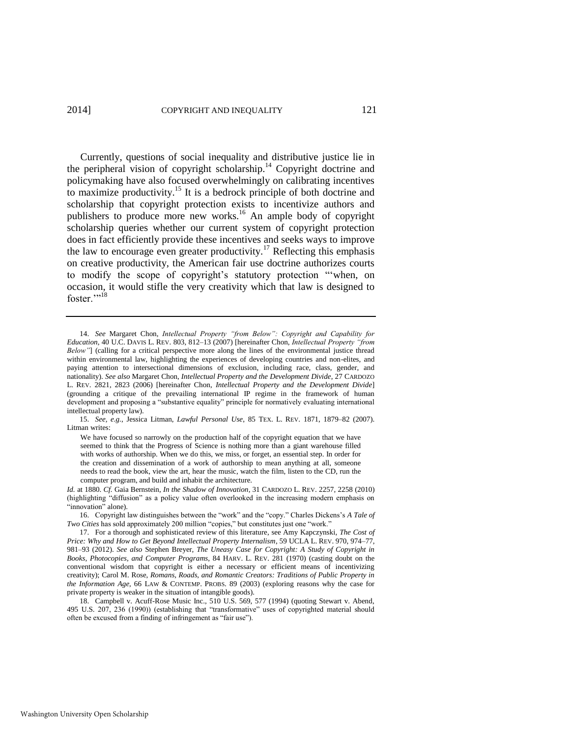Currently, questions of social inequality and distributive justice lie in the peripheral vision of copyright scholarship.[14] Copyright doctrine and policymaking have also focused overwhelmingly on calibrating incentives to maximize productivity.[15] It is a bedrock principle of both doctrine and scholarship that copyright protection exists to incentivize authors and publishers to produce more new works.[16] An ample body of copyright scholarship queries whether our current system of copyright protection does in fact efficiently provide these incentives and seeks ways to improve the law to encourage even greater productivity.[17] Reflecting this emphasis on creative productivity, the American fair use doctrine authorizes courts to modify the scope of copyright's statutory protection "'when, on occasion, it would stifle the very creativity which that law is designed to foster.'"[18]

---

14. *See* Margaret Chon, *Intellectual Property "from Below": Copyright and Capability for Education*, 40 U.C. DAVIS L. REV. 803, 812–13 (2007) [hereinafter Chon, *Intellectual Property "from Below"*] (calling for a critical perspective more along the lines of the environmental justice thread within environmental law, highlighting the experiences of developing countries and non-elites, and paying attention to intersectional dimensions of exclusion, including race, class, gender, and nationality). *See also* Margaret Chon, *Intellectual Property and the Development Divide*, 27 CARDOZO L. REV. 2821, 2823 (2006) [hereinafter Chon, *Intellectual Property and the Development Divide*] (grounding a critique of the prevailing international IP regime in the framework of human development and proposing a "substantive equality" principle for normatively evaluating international intellectual property law).

15. *See, e.g.*, Jessica Litman, *Lawful Personal Use*, 85 TEX. L. REV. 1871, 1879–82 (2007). Litman writes:

> We have focused so narrowly on the production half of the copyright equation that we have seemed to think that the Progress of Science is nothing more than a giant warehouse filled with works of authorship. When we do this, we miss, or forget, an essential step. In order for the creation and dissemination of a work of authorship to mean anything at all, someone needs to read the book, view the art, hear the music, watch the film, listen to the CD, run the computer program, and build and inhabit the architecture.

*Id.* at 1880. *Cf.* Gaia Bernstein, *In the Shadow of Innovation*, 31 CARDOZO L. REV. 2257, 2258 (2010) (highlighting "diffusion" as a policy value often overlooked in the increasing modern emphasis on "innovation" alone).

16. Copyright law distinguishes between the "work" and the "copy." Charles Dickens's *A Tale of Two Cities* has sold approximately 200 million "copies," but constitutes just one "work."

17. For a thorough and sophisticated review of this literature, see Amy Kapczynski, *The Cost of Price: Why and How to Get Beyond Intellectual Property Internalism*, 59 UCLA L. REV. 970, 974–77, 981–93 (2012). *See also* Stephen Breyer, *The Uneasy Case for Copyright: A Study of Copyright in Books, Photocopies, and Computer Programs*, 84 HARV. L. REV. 281 (1970) (casting doubt on the conventional wisdom that copyright is either a necessary or efficient means of incentivizing creativity); Carol M. Rose, *Romans, Roads, and Romantic Creators: Traditions of Public Property in the Information Age*, 66 LAW & CONTEMP. PROBS. 89 (2003) (exploring reasons why the case for private property is weaker in the situation of intangible goods).

18. Campbell v. Acuff-Rose Music Inc., 510 U.S. 569, 577 (1994) (quoting Stewart v. Abend, 495 U.S. 207, 236 (1990)) (establishing that "transformative" uses of copyrighted material should often be excused from a finding of infringement as "fair use").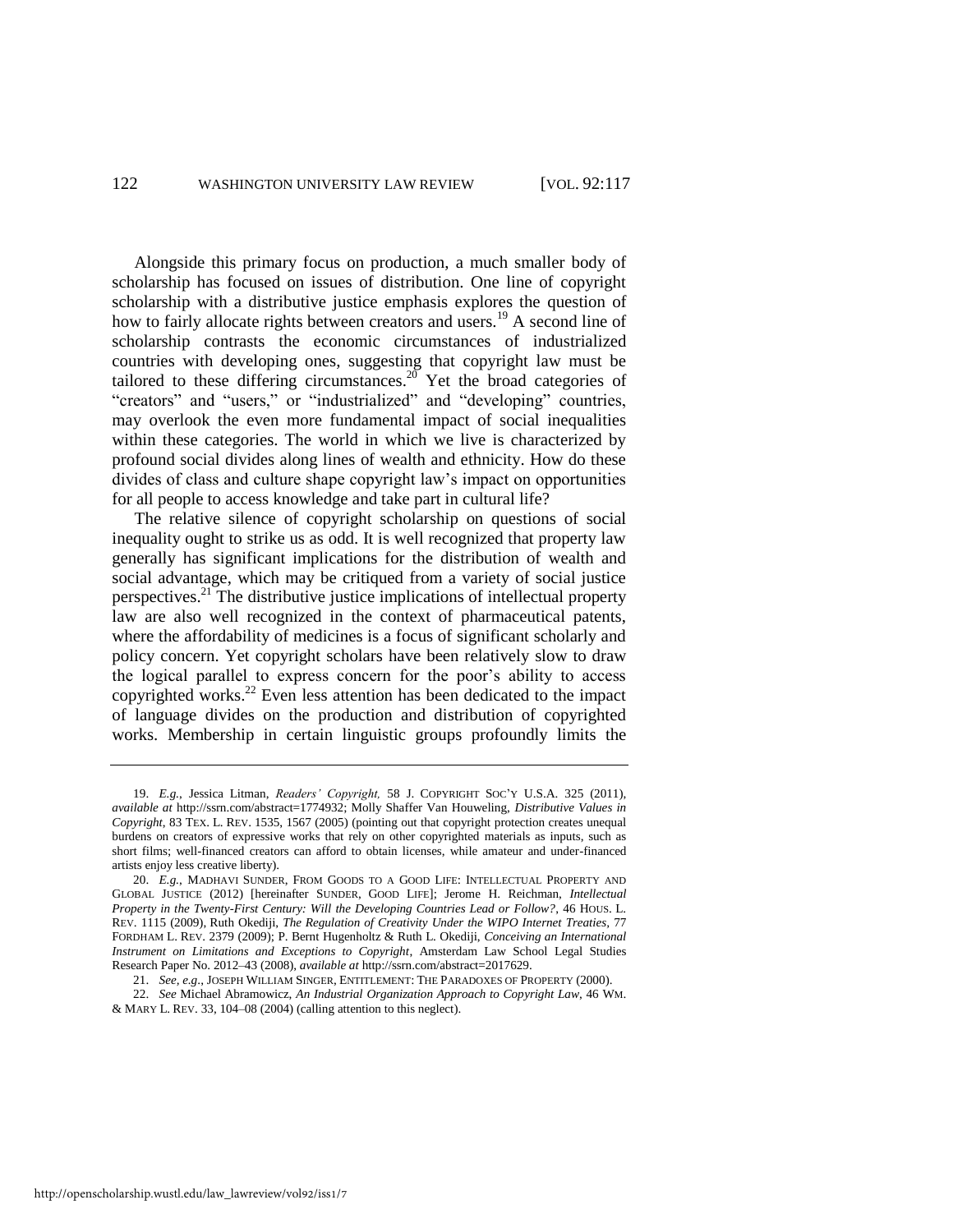Alongside this primary focus on production, a much smaller body of scholarship has focused on issues of distribution. One line of copyright scholarship with a distributive justice emphasis explores the question of how to fairly allocate rights between creators and users.[19] A second line of scholarship contrasts the economic circumstances of industrialized countries with developing ones, suggesting that copyright law must be tailored to these differing circumstances.[20] Yet the broad categories of "creators" and "users," or "industrialized" and "developing" countries, may overlook the even more fundamental impact of social inequalities within these categories. The world in which we live is characterized by profound social divides along lines of wealth and ethnicity. How do these divides of class and culture shape copyright law's impact on opportunities for all people to access knowledge and take part in cultural life?

The relative silence of copyright scholarship on questions of social inequality ought to strike us as odd. It is well recognized that property law generally has significant implications for the distribution of wealth and social advantage, which may be critiqued from a variety of social justice perspectives.[21] The distributive justice implications of intellectual property law are also well recognized in the context of pharmaceutical patents, where the affordability of medicines is a focus of significant scholarly and policy concern. Yet copyright scholars have been relatively slow to draw the logical parallel to express concern for the poor's ability to access copyrighted works.[22] Even less attention has been dedicated to the impact of language divides on the production and distribution of copyrighted works. Membership in certain linguistic groups profoundly limits the

---

19. *E.g.*, Jessica Litman, *Readers' Copyright*, 58 J. COPYRIGHT SOC'Y U.S.A. 325 (2011), *available at* http://ssrn.com/abstract=1774932; Molly Shaffer Van Houweling, *Distributive Values in Copyright*, 83 TEX. L. REV. 1535, 1567 (2005) (pointing out that copyright protection creates unequal burdens on creators of expressive works that rely on other copyrighted materials as inputs, such as short films; well-financed creators can afford to obtain licenses, while amateur and under-financed artists enjoy less creative liberty).

20. *E.g.*, MADHAVI SUNDER, FROM GOODS TO A GOOD LIFE: INTELLECTUAL PROPERTY AND GLOBAL JUSTICE (2012) [hereinafter SUNDER, GOOD LIFE]; Jerome H. Reichman, *Intellectual Property in the Twenty-First Century: Will the Developing Countries Lead or Follow?*, 46 HOUS. L. REV. 1115 (2009), Ruth Okediji, *The Regulation of Creativity Under the WIPO Internet Treaties*, 77 FORDHAM L. REV. 2379 (2009); P. Bernt Hugenholtz & Ruth L. Okediji, *Conceiving an International Instrument on Limitations and Exceptions to Copyright*, Amsterdam Law School Legal Studies Research Paper No. 2012–43 (2008), *available at* http://ssrn.com/abstract=2017629.

21. *See, e.g.*, JOSEPH WILLIAM SINGER, ENTITLEMENT: THE PARADOXES OF PROPERTY (2000).

22. *See* Michael Abramowicz, *An Industrial Organization Approach to Copyright Law*, 46 WM. & MARY L. REV. 33, 104–08 (2004) (calling attention to this neglect).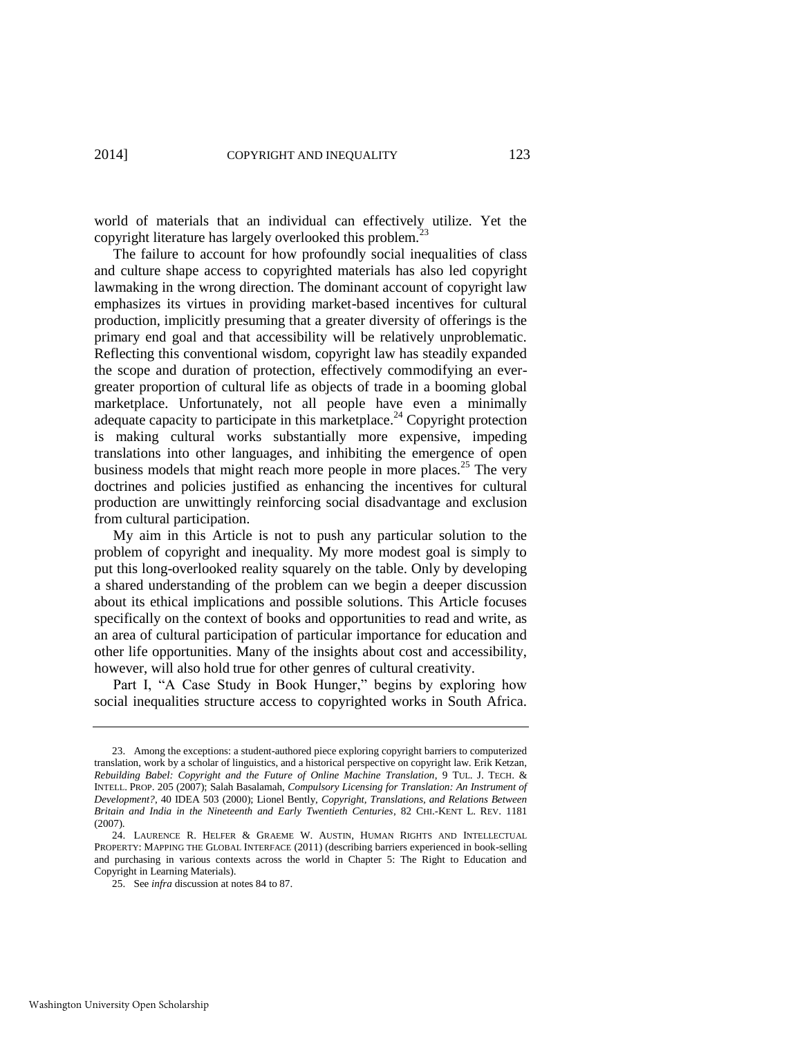world of materials that an individual can effectively utilize. Yet the copyright literature has largely overlooked this problem.[23]

The failure to account for how profoundly social inequalities of class and culture shape access to copyrighted materials has also led copyright lawmaking in the wrong direction. The dominant account of copyright law emphasizes its virtues in providing market-based incentives for cultural production, implicitly presuming that a greater diversity of offerings is the primary end goal and that accessibility will be relatively unproblematic. Reflecting this conventional wisdom, copyright law has steadily expanded the scope and duration of protection, effectively commodifying an ever-greater proportion of cultural life as objects of trade in a booming global marketplace. Unfortunately, not all people have even a minimally adequate capacity to participate in this marketplace.[24] Copyright protection is making cultural works substantially more expensive, impeding translations into other languages, and inhibiting the emergence of open business models that might reach more people in more places.[25] The very doctrines and policies justified as enhancing the incentives for cultural production are unwittingly reinforcing social disadvantage and exclusion from cultural participation.

My aim in this Article is not to push any particular solution to the problem of copyright and inequality. My more modest goal is simply to put this long-overlooked reality squarely on the table. Only by developing a shared understanding of the problem can we begin a deeper discussion about its ethical implications and possible solutions. This Article focuses specifically on the context of books and opportunities to read and write, as an area of cultural participation of particular importance for education and other life opportunities. Many of the insights about cost and accessibility, however, will also hold true for other genres of cultural creativity.

Part I, "A Case Study in Book Hunger," begins by exploring how social inequalities structure access to copyrighted works in South Africa.

---

23. Among the exceptions: a student-authored piece exploring copyright barriers to computerized translation, work by a scholar of linguistics, and a historical perspective on copyright law. Erik Ketzan, *Rebuilding Babel: Copyright and the Future of Online Machine Translation*, 9 TUL. J. TECH. & INTELL. PROP. 205 (2007); Salah Basalamah, *Compulsory Licensing for Translation: An Instrument of Development?*, 40 IDEA 503 (2000); Lionel Bently, *Copyright, Translations, and Relations Between Britain and India in the Nineteenth and Early Twentieth Centuries*, 82 CHI.-KENT L. REV. 1181 (2007).

24. LAURENCE R. HELFER & GRAEME W. AUSTIN, HUMAN RIGHTS AND INTELLECTUAL PROPERTY: MAPPING THE GLOBAL INTERFACE (2011) (describing barriers experienced in book-selling and purchasing in various contexts across the world in Chapter 5: The Right to Education and Copyright in Learning Materials).

25. See *infra* discussion at notes 84 to 87.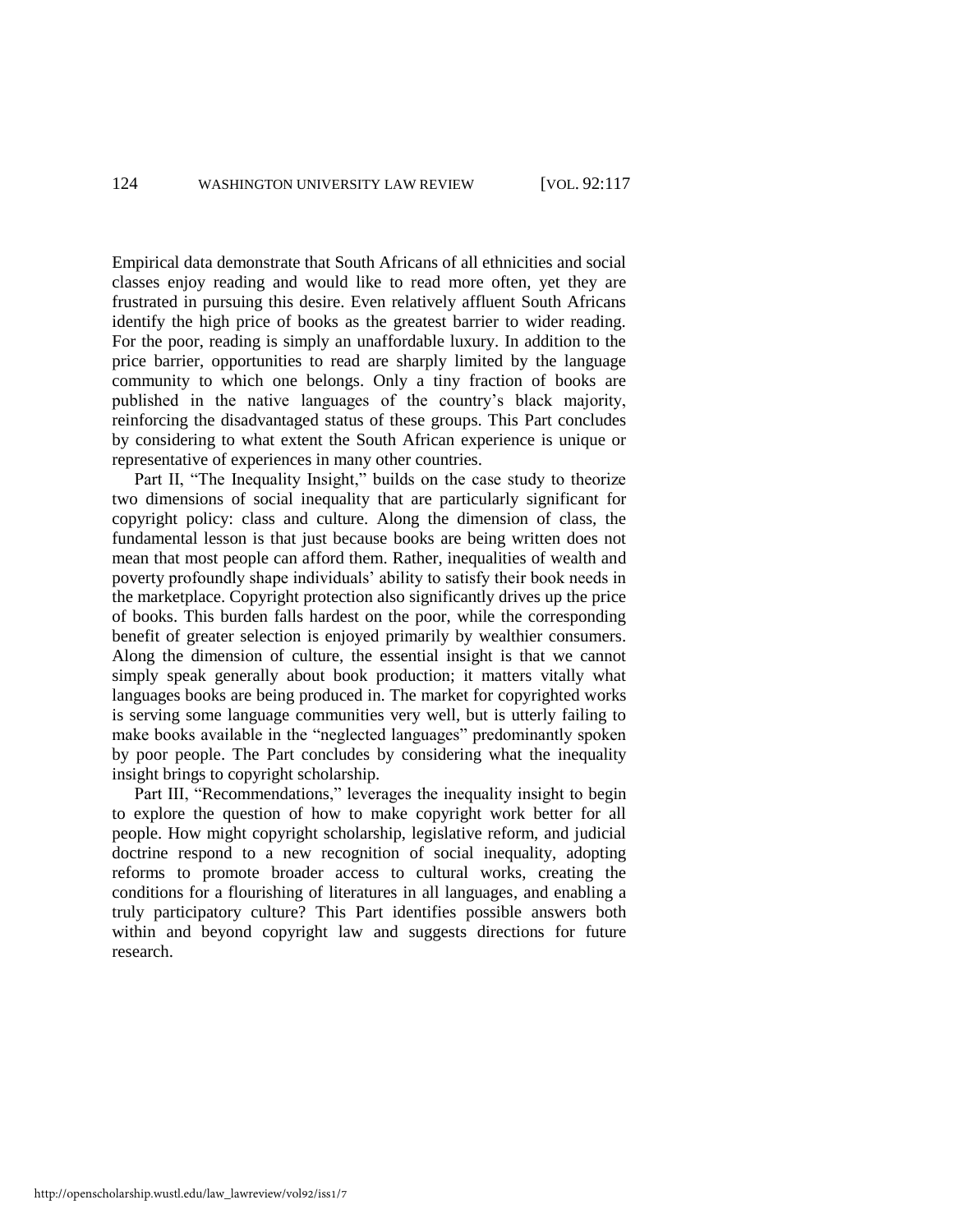Empirical data demonstrate that South Africans of all ethnicities and social classes enjoy reading and would like to read more often, yet they are frustrated in pursuing this desire. Even relatively affluent South Africans identify the high price of books as the greatest barrier to wider reading. For the poor, reading is simply an unaffordable luxury. In addition to the price barrier, opportunities to read are sharply limited by the language community to which one belongs. Only a tiny fraction of books are published in the native languages of the country's black majority, reinforcing the disadvantaged status of these groups. This Part concludes by considering to what extent the South African experience is unique or representative of experiences in many other countries.

Part II, "The Inequality Insight," builds on the case study to theorize two dimensions of social inequality that are particularly significant for copyright policy: class and culture. Along the dimension of class, the fundamental lesson is that just because books are being written does not mean that most people can afford them. Rather, inequalities of wealth and poverty profoundly shape individuals' ability to satisfy their book needs in the marketplace. Copyright protection also significantly drives up the price of books. This burden falls hardest on the poor, while the corresponding benefit of greater selection is enjoyed primarily by wealthier consumers. Along the dimension of culture, the essential insight is that we cannot simply speak generally about book production; it matters vitally what languages books are being produced in. The market for copyrighted works is serving some language communities very well, but is utterly failing to make books available in the "neglected languages" predominantly spoken by poor people. The Part concludes by considering what the inequality insight brings to copyright scholarship.

Part III, "Recommendations," leverages the inequality insight to begin to explore the question of how to make copyright work better for all people. How might copyright scholarship, legislative reform, and judicial doctrine respond to a new recognition of social inequality, adopting reforms to promote broader access to cultural works, creating the conditions for a flourishing of literatures in all languages, and enabling a truly participatory culture? This Part identifies possible answers both within and beyond copyright law and suggests directions for future research.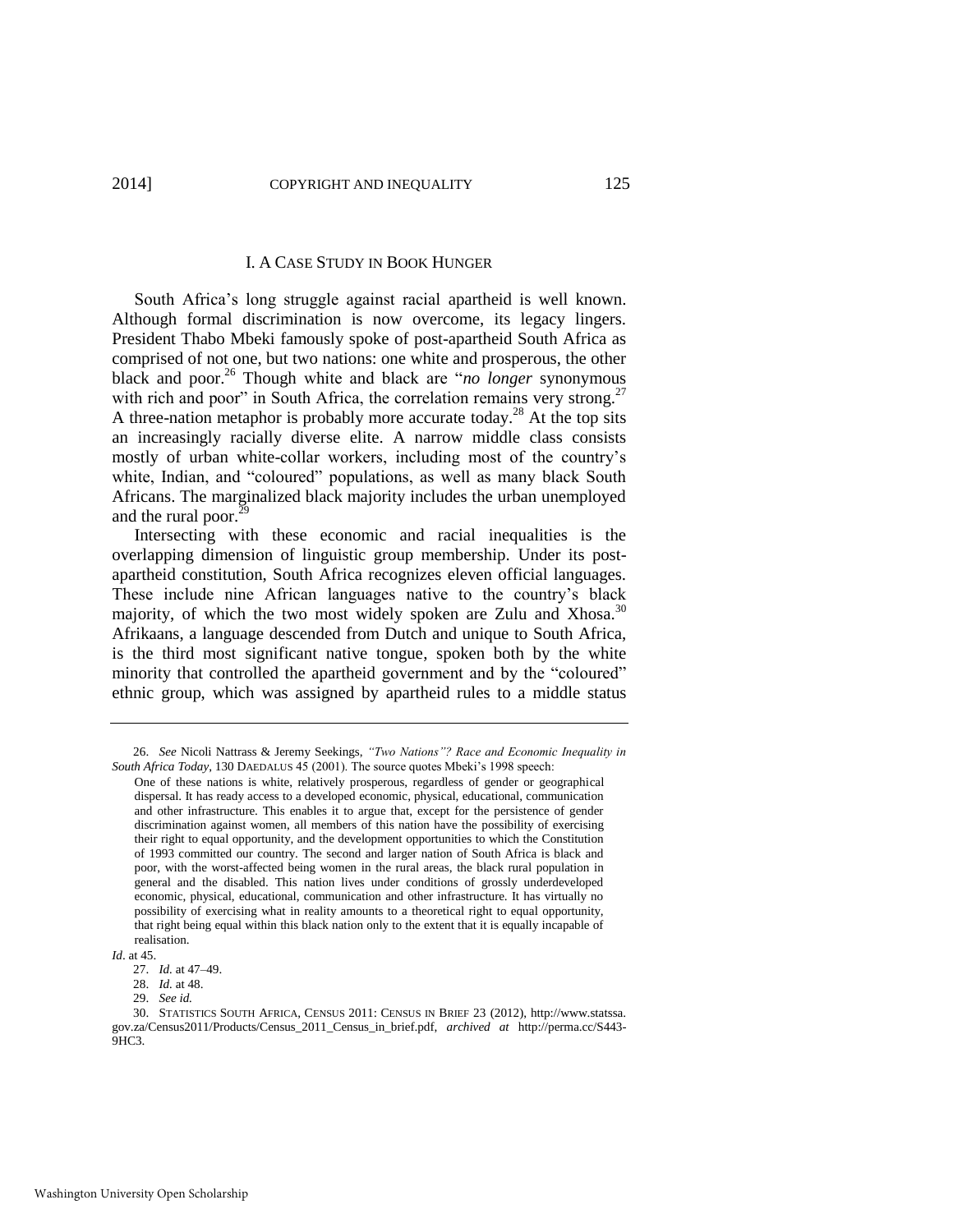## I. A CASE STUDY IN BOOK HUNGER

South Africa's long struggle against racial apartheid is well known. Although formal discrimination is now overcome, its legacy lingers. President Thabo Mbeki famously spoke of post-apartheid South Africa as comprised of not one, but two nations: one white and prosperous, the other black and poor.[26] Though white and black are "*no longer* synonymous with rich and poor" in South Africa, the correlation remains very strong.[27] A three-nation metaphor is probably more accurate today.[28] At the top sits an increasingly racially diverse elite. A narrow middle class consists mostly of urban white-collar workers, including most of the country's white, Indian, and "coloured" populations, as well as many black South Africans. The marginalized black majority includes the urban unemployed and the rural poor.[29]

Intersecting with these economic and racial inequalities is the overlapping dimension of linguistic group membership. Under its post-apartheid constitution, South Africa recognizes eleven official languages. These include nine African languages native to the country's black majority, of which the two most widely spoken are Zulu and Xhosa.[30] Afrikaans, a language descended from Dutch and unique to South Africa, is the third most significant native tongue, spoken both by the white minority that controlled the apartheid government and by the "coloured" ethnic group, which was assigned by apartheid rules to a middle status

---

26. *See* Nicoli Nattrass & Jeremy Seekings, *"Two Nations"? Race and Economic Inequality in South Africa Today*, 130 DAEDALUS 45 (2001). The source quotes Mbeki's 1998 speech:

> One of these nations is white, relatively prosperous, regardless of gender or geographical dispersal. It has ready access to a developed economic, physical, educational, communication and other infrastructure. This enables it to argue that, except for the persistence of gender discrimination against women, all members of this nation have the possibility of exercising their right to equal opportunity, and the development opportunities to which the Constitution of 1993 committed our country. The second and larger nation of South Africa is black and poor, with the worst-affected being women in the rural areas, the black rural population in general and the disabled. This nation lives under conditions of grossly underdeveloped economic, physical, educational, communication and other infrastructure. It has virtually no possibility of exercising what in reality amounts to a theoretical right to equal opportunity, that right being equal within this black nation only to the extent that it is equally incapable of realisation.

*Id*. at 45.

27. *Id.* at 47–49.

28. *Id.* at 48.

29. *See id.*

30. STATISTICS SOUTH AFRICA, CENSUS 2011: CENSUS IN BRIEF 23 (2012), http://www.statssa.gov.za/Census2011/Products/Census_2011_Census_in_brief.pdf, *archived at* http://perma.cc/S443-9HC3.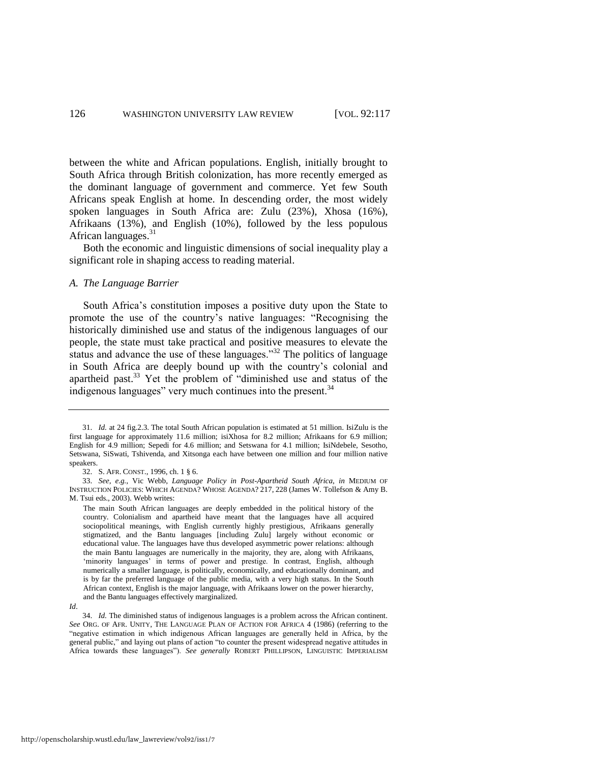between the white and African populations. English, initially brought to South Africa through British colonization, has more recently emerged as the dominant language of government and commerce. Yet few South Africans speak English at home. In descending order, the most widely spoken languages in South Africa are: Zulu (23%), Xhosa (16%), Afrikaans (13%), and English (10%), followed by the less populous African languages.[31]

Both the economic and linguistic dimensions of social inequality play a significant role in shaping access to reading material.

### *A. The Language Barrier*

South Africa's constitution imposes a positive duty upon the State to promote the use of the country's native languages: "Recognising the historically diminished use and status of the indigenous languages of our people, the state must take practical and positive measures to elevate the status and advance the use of these languages."[32] The politics of language in South Africa are deeply bound up with the country's colonial and apartheid past.[33] Yet the problem of "diminished use and status of the indigenous languages" very much continues into the present.[34]

---

31. *Id.* at 24 fig.2.3. The total South African population is estimated at 51 million. IsiZulu is the first language for approximately 11.6 million; isiXhosa for 8.2 million; Afrikaans for 6.9 million; English for 4.9 million; Sepedi for 4.6 million; and Setswana for 4.1 million; IsiNdebele, Sesotho, Setswana, SiSwati, Tshivenda, and Xitsonga each have between one million and four million native speakers.

32. S. AFR. CONST., 1996, ch. 1 § 6.

33. *See, e.g.*, Vic Webb, *Language Policy in Post-Apartheid South Africa*, *in* MEDIUM OF INSTRUCTION POLICIES: WHICH AGENDA? WHOSE AGENDA? 217, 228 (James W. Tollefson & Amy B. M. Tsui eds., 2003). Webb writes:

> The main South African languages are deeply embedded in the political history of the country. Colonialism and apartheid have meant that the languages have all acquired sociopolitical meanings, with English currently highly prestigious, Afrikaans generally stigmatized, and the Bantu languages [including Zulu] largely without economic or educational value. The languages have thus developed asymmetric power relations: although the main Bantu languages are numerically in the majority, they are, along with Afrikaans, 'minority languages' in terms of power and prestige. In contrast, English, although numerically a smaller language, is politically, economically, and educationally dominant, and is by far the preferred language of the public media, with a very high status. In the South African context, English is the major language, with Afrikaans lower on the power hierarchy, and the Bantu languages effectively marginalized.

*Id*.

34. *Id.* The diminished status of indigenous languages is a problem across the African continent. *See* ORG. OF AFR. UNITY, THE LANGUAGE PLAN OF ACTION FOR AFRICA 4 (1986) (referring to the "negative estimation in which indigenous African languages are generally held in Africa, by the general public," and laying out plans of action "to counter the present widespread negative attitudes in Africa towards these languages"). *See generally* ROBERT PHILLIPSON, LINGUISTIC IMPERIALISM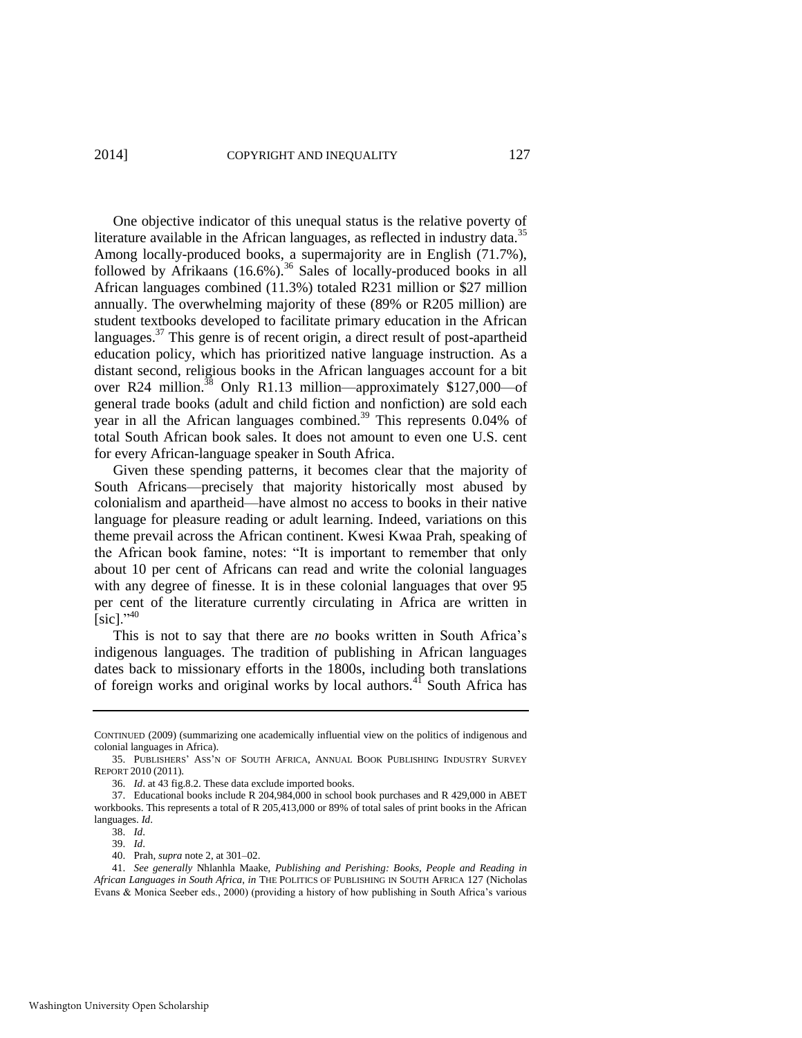One objective indicator of this unequal status is the relative poverty of literature available in the African languages, as reflected in industry data.[35] Among locally-produced books, a supermajority are in English (71.7%), followed by Afrikaans (16.6%).[36] Sales of locally-produced books in all African languages combined (11.3%) totaled R231 million or $27 million annually. The overwhelming majority of these (89% or R205 million) are student textbooks developed to facilitate primary education in the African languages.[37] This genre is of recent origin, a direct result of post-apartheid education policy, which has prioritized native language instruction. As a distant second, religious books in the African languages account for a bit over R24 million.[38] Only R1.13 million—approximately $127,000—of general trade books (adult and child fiction and nonfiction) are sold each year in all the African languages combined.[39] This represents 0.04% of total South African book sales. It does not amount to even one U.S. cent for every African-language speaker in South Africa.

Given these spending patterns, it becomes clear that the majority of South Africans—precisely that majority historically most abused by colonialism and apartheid—have almost no access to books in their native language for pleasure reading or adult learning. Indeed, variations on this theme prevail across the African continent. Kwesi Kwaa Prah, speaking of the African book famine, notes: "It is important to remember that only about 10 per cent of Africans can read and write the colonial languages with any degree of finesse. It is in these colonial languages that over 95 per cent of the literature currently circulating in Africa are written in [sic]."[40]

This is not to say that there are *no* books written in South Africa's indigenous languages. The tradition of publishing in African languages dates back to missionary efforts in the 1800s, including both translations of foreign works and original works by local authors.[41] South Africa has

---

CONTINUED (2009) (summarizing one academically influential view on the politics of indigenous and colonial languages in Africa).

35. PUBLISHERS' ASS'N OF SOUTH AFRICA, ANNUAL BOOK PUBLISHING INDUSTRY SURVEY REPORT 2010 (2011).

36. *Id*. at 43 fig.8.2. These data exclude imported books.

37. Educational books include R 204,984,000 in school book purchases and R 429,000 in ABET workbooks. This represents a total of R 205,413,000 or 89% of total sales of print books in the African languages. *Id*.

38. *Id*.

39. *Id*.

40. Prah, *supra* note 2, at 301–02.

41. *See generally* Nhlanhla Maake, *Publishing and Perishing: Books, People and Reading in African Languages in South Africa*, *in* THE POLITICS OF PUBLISHING IN SOUTH AFRICA 127 (Nicholas Evans & Monica Seeber eds., 2000) (providing a history of how publishing in South Africa's various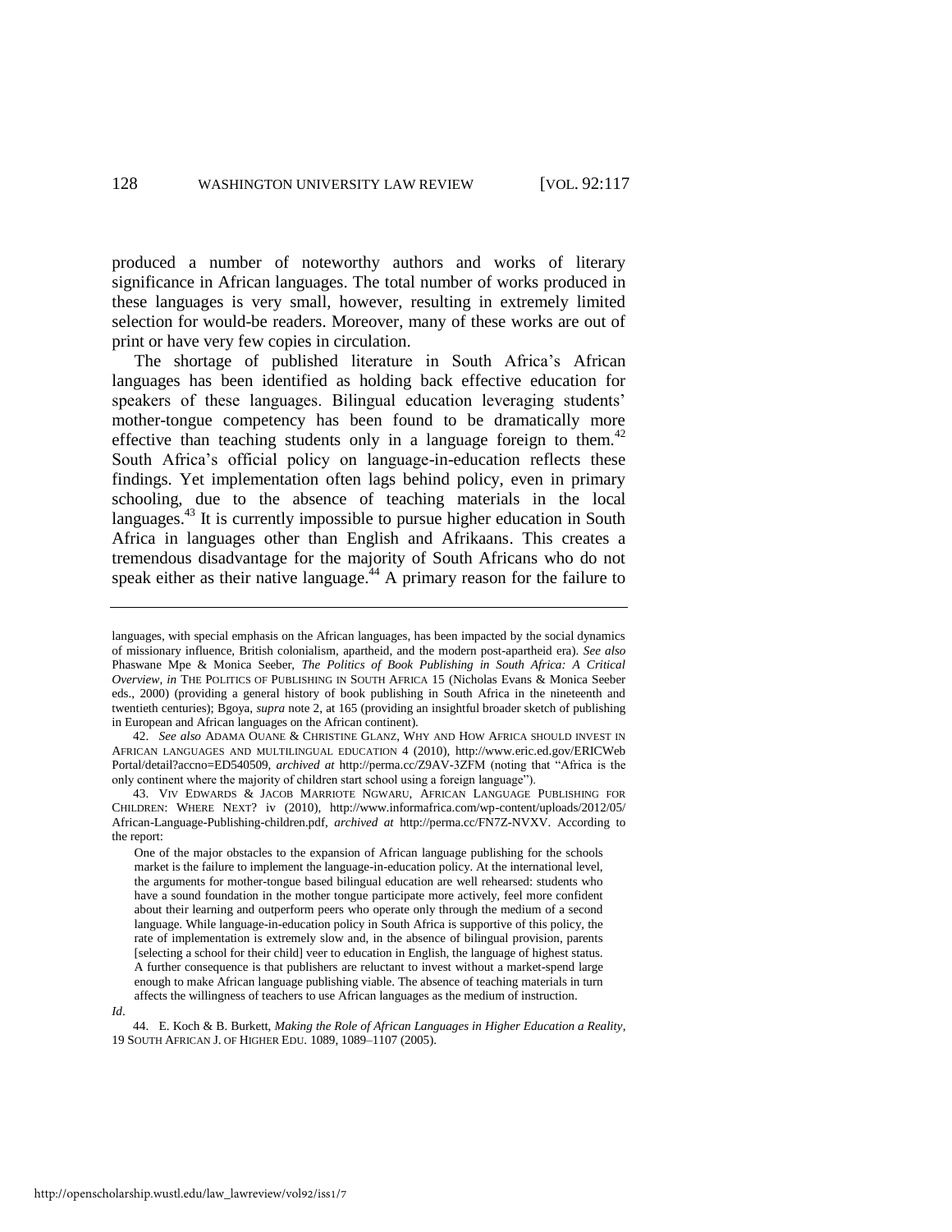produced a number of noteworthy authors and works of literary significance in African languages. The total number of works produced in these languages is very small, however, resulting in extremely limited selection for would-be readers. Moreover, many of these works are out of print or have very few copies in circulation.

The shortage of published literature in South Africa's African languages has been identified as holding back effective education for speakers of these languages. Bilingual education leveraging students' mother-tongue competency has been found to be dramatically more effective than teaching students only in a language foreign to them.[42] South Africa's official policy on language-in-education reflects these findings. Yet implementation often lags behind policy, even in primary schooling, due to the absence of teaching materials in the local languages.[43] It is currently impossible to pursue higher education in South Africa in languages other than English and Afrikaans. This creates a tremendous disadvantage for the majority of South Africans who do not speak either as their native language.[44] A primary reason for the failure to

---

languages, with special emphasis on the African languages, has been impacted by the social dynamics of missionary influence, British colonialism, apartheid, and the modern post-apartheid era). *See also* Phaswane Mpe & Monica Seeber, *The Politics of Book Publishing in South Africa: A Critical Overview*, *in* THE POLITICS OF PUBLISHING IN SOUTH AFRICA 15 (Nicholas Evans & Monica Seeber eds., 2000) (providing a general history of book publishing in South Africa in the nineteenth and twentieth centuries); Bgoya, *supra* note 2, at 165 (providing an insightful broader sketch of publishing in European and African languages on the African continent).

42. *See also* ADAMA OUANE & CHRISTINE GLANZ, WHY AND HOW AFRICA SHOULD INVEST IN AFRICAN LANGUAGES AND MULTILINGUAL EDUCATION 4 (2010), http://www.eric.ed.gov/ERICWebPortal/detail?accno=ED540509, *archived at* http://perma.cc/Z9AV-3ZFM (noting that "Africa is the only continent where the majority of children start school using a foreign language").

43. VIV EDWARDS & JACOB MARRIOTE NGWARU, AFRICAN LANGUAGE PUBLISHING FOR CHILDREN: WHERE NEXT? iv (2010), http://www.informafrica.com/wp-content/uploads/2012/05/African-Language-Publishing-children.pdf, *archived at* http://perma.cc/FN7Z-NVXV. According to the report:

> One of the major obstacles to the expansion of African language publishing for the schools market is the failure to implement the language-in-education policy. At the international level, the arguments for mother-tongue based bilingual education are well rehearsed: students who have a sound foundation in the mother tongue participate more actively, feel more confident about their learning and outperform peers who operate only through the medium of a second language. While language-in-education policy in South Africa is supportive of this policy, the rate of implementation is extremely slow and, in the absence of bilingual provision, parents [selecting a school for their child] veer to education in English, the language of highest status. A further consequence is that publishers are reluctant to invest without a market-spend large enough to make African language publishing viable. The absence of teaching materials in turn affects the willingness of teachers to use African languages as the medium of instruction.

*Id*.

44. E. Koch & B. Burkett, *Making the Role of African Languages in Higher Education a Reality*, 19 SOUTH AFRICAN J. OF HIGHER EDU. 1089, 1089–1107 (2005).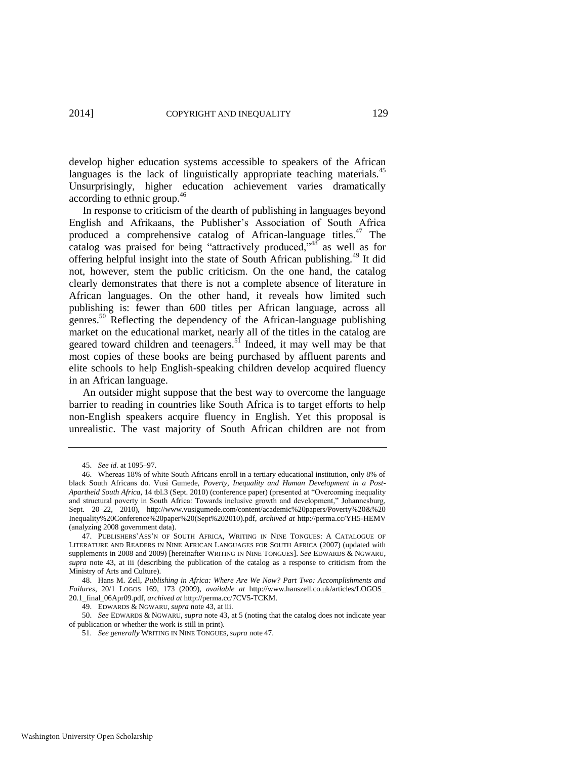develop higher education systems accessible to speakers of the African languages is the lack of linguistically appropriate teaching materials.[45] Unsurprisingly, higher education achievement varies dramatically according to ethnic group.[46]

In response to criticism of the dearth of publishing in languages beyond English and Afrikaans, the Publisher's Association of South Africa produced a comprehensive catalog of African-language titles.[47] The catalog was praised for being "attractively produced,"[48] as well as for offering helpful insight into the state of South African publishing.[49] It did not, however, stem the public criticism. On the one hand, the catalog clearly demonstrates that there is not a complete absence of literature in African languages. On the other hand, it reveals how limited such publishing is: fewer than 600 titles per African language, across all genres.[50] Reflecting the dependency of the African-language publishing market on the educational market, nearly all of the titles in the catalog are geared toward children and teenagers.[51] Indeed, it may well may be that most copies of these books are being purchased by affluent parents and elite schools to help English-speaking children develop acquired fluency in an African language.

An outsider might suppose that the best way to overcome the language barrier to reading in countries like South Africa is to target efforts to help non-English speakers acquire fluency in English. Yet this proposal is unrealistic. The vast majority of South African children are not from

---

45. *See id.* at 1095–97.

46. Whereas 18% of white South Africans enroll in a tertiary educational institution, only 8% of black South Africans do. Vusi Gumede, *Poverty, Inequality and Human Development in a Post-Apartheid South Africa*, 14 tbl.3 (Sept. 2010) (conference paper) (presented at "Overcoming inequality and structural poverty in South Africa: Towards inclusive growth and development," Johannesburg, Sept. 20–22, 2010), http://www.vusigumede.com/content/academic%20papers/Poverty%20&%20Inequality%20Conference%20paper%20(Sept%202010).pdf, *archived at* http://perma.cc/YH5-HEMV (analyzing 2008 government data).

47. PUBLISHERS'ASS'N OF SOUTH AFRICA, WRITING IN NINE TONGUES: A CATALOGUE OF LITERATURE AND READERS IN NINE AFRICAN LANGUAGES FOR SOUTH AFRICA (2007) (updated with supplements in 2008 and 2009) [hereinafter WRITING IN NINE TONGUES]. *See* EDWARDS & NGWARU, *supra* note 43, at iii (describing the publication of the catalog as a response to criticism from the Ministry of Arts and Culture).

48. Hans M. Zell, *Publishing in Africa: Where Are We Now? Part Two: Accomplishments and Failures*, 20/1 LOGOS 169, 173 (2009), *available at* http://www.hanszell.co.uk/articles/LOGOS_20.1_final_06Apr09.pdf, *archived at* http://perma.cc/7CV5-TCKM.

49. EDWARDS & NGWARU, *supra* note 43, at iii.

50. *See* EDWARDS & NGWARU, *supra* note 43, at 5 (noting that the catalog does not indicate year of publication or whether the work is still in print).

51. *See generally* WRITING IN NINE TONGUES, *supra* note 47.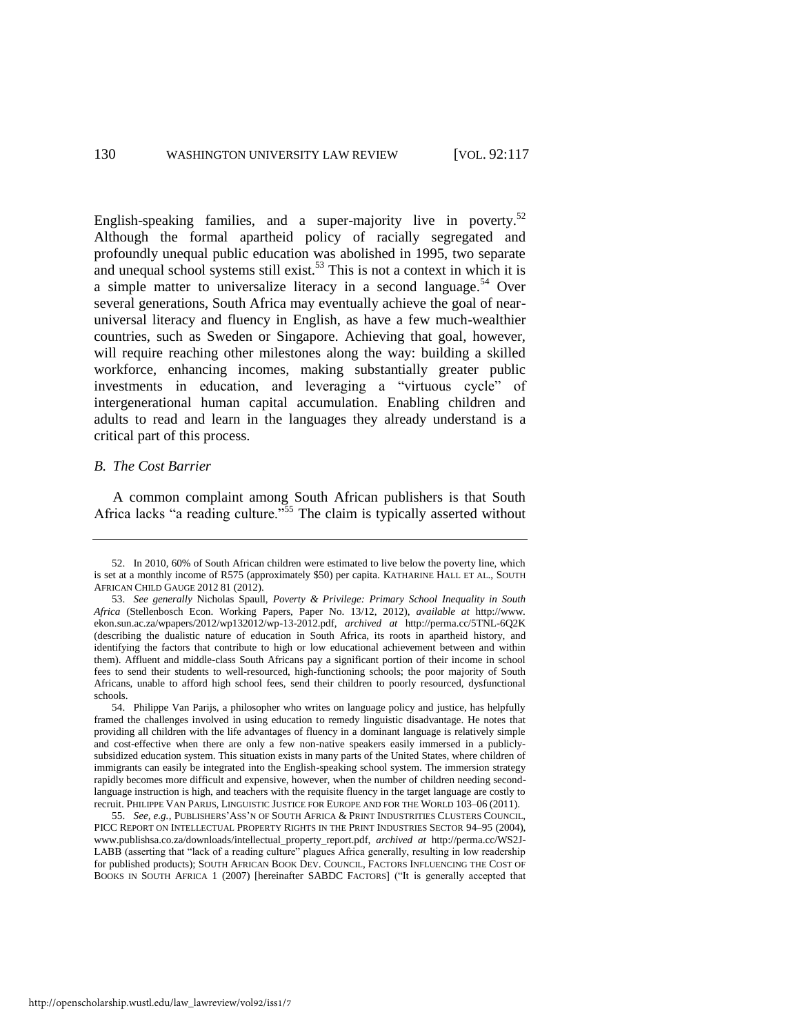English-speaking families, and a super-majority live in poverty.[52] Although the formal apartheid policy of racially segregated and profoundly unequal public education was abolished in 1995, two separate and unequal school systems still exist.[53] This is not a context in which it is a simple matter to universalize literacy in a second language.[54] Over several generations, South Africa may eventually achieve the goal of near-universal literacy and fluency in English, as have a few much-wealthier countries, such as Sweden or Singapore. Achieving that goal, however, will require reaching other milestones along the way: building a skilled workforce, enhancing incomes, making substantially greater public investments in education, and leveraging a "virtuous cycle" of intergenerational human capital accumulation. Enabling children and adults to read and learn in the languages they already understand is a critical part of this process.

### *B. The Cost Barrier*

A common complaint among South African publishers is that South Africa lacks "a reading culture."[55] The claim is typically asserted without

---

52. In 2010, 60% of South African children were estimated to live below the poverty line, which is set at a monthly income of R575 (approximately $50) per capita. KATHARINE HALL ET AL., SOUTH AFRICAN CHILD GAUGE 2012 81 (2012).

53. *See generally* Nicholas Spaull, *Poverty & Privilege: Primary School Inequality in South Africa* (Stellenbosch Econ. Working Papers, Paper No. 13/12, 2012), *available at* http://www.ekon.sun.ac.za/wpapers/2012/wp132012/wp-13-2012.pdf, *archived at* http://perma.cc/5TNL-6Q2K (describing the dualistic nature of education in South Africa, its roots in apartheid history, and identifying the factors that contribute to high or low educational achievement between and within them). Affluent and middle-class South Africans pay a significant portion of their income in school fees to send their students to well-resourced, high-functioning schools; the poor majority of South Africans, unable to afford high school fees, send their children to poorly resourced, dysfunctional schools.

54. Philippe Van Parijs, a philosopher who writes on language policy and justice, has helpfully framed the challenges involved in using education to remedy linguistic disadvantage. He notes that providing all children with the life advantages of fluency in a dominant language is relatively simple and cost-effective when there are only a few non-native speakers easily immersed in a publicly-subsidized education system. This situation exists in many parts of the United States, where children of immigrants can easily be integrated into the English-speaking school system. The immersion strategy rapidly becomes more difficult and expensive, however, when the number of children needing second-language instruction is high, and teachers with the requisite fluency in the target language are costly to recruit. PHILIPPE VAN PARIJS, LINGUISTIC JUSTICE FOR EUROPE AND FOR THE WORLD 103–06 (2011).

55. *See, e.g.*, PUBLISHERS'ASS'N OF SOUTH AFRICA & PRINT INDUSTRIES CLUSTERS COUNCIL, PICC REPORT ON INTELLECTUAL PROPERTY RIGHTS IN THE PRINT INDUSTRIES SECTOR 94–95 (2004), www.publishsa.co.za/downloads/intellectual_property_report.pdf, *archived at* http://perma.cc/WS2J-LABB (asserting that "lack of a reading culture" plagues Africa generally, resulting in low readership for published products); SOUTH AFRICAN BOOK DEV. COUNCIL, FACTORS INFLUENCING THE COST OF BOOKS IN SOUTH AFRICA 1 (2007) [hereinafter SABDC FACTORS] ("It is generally accepted that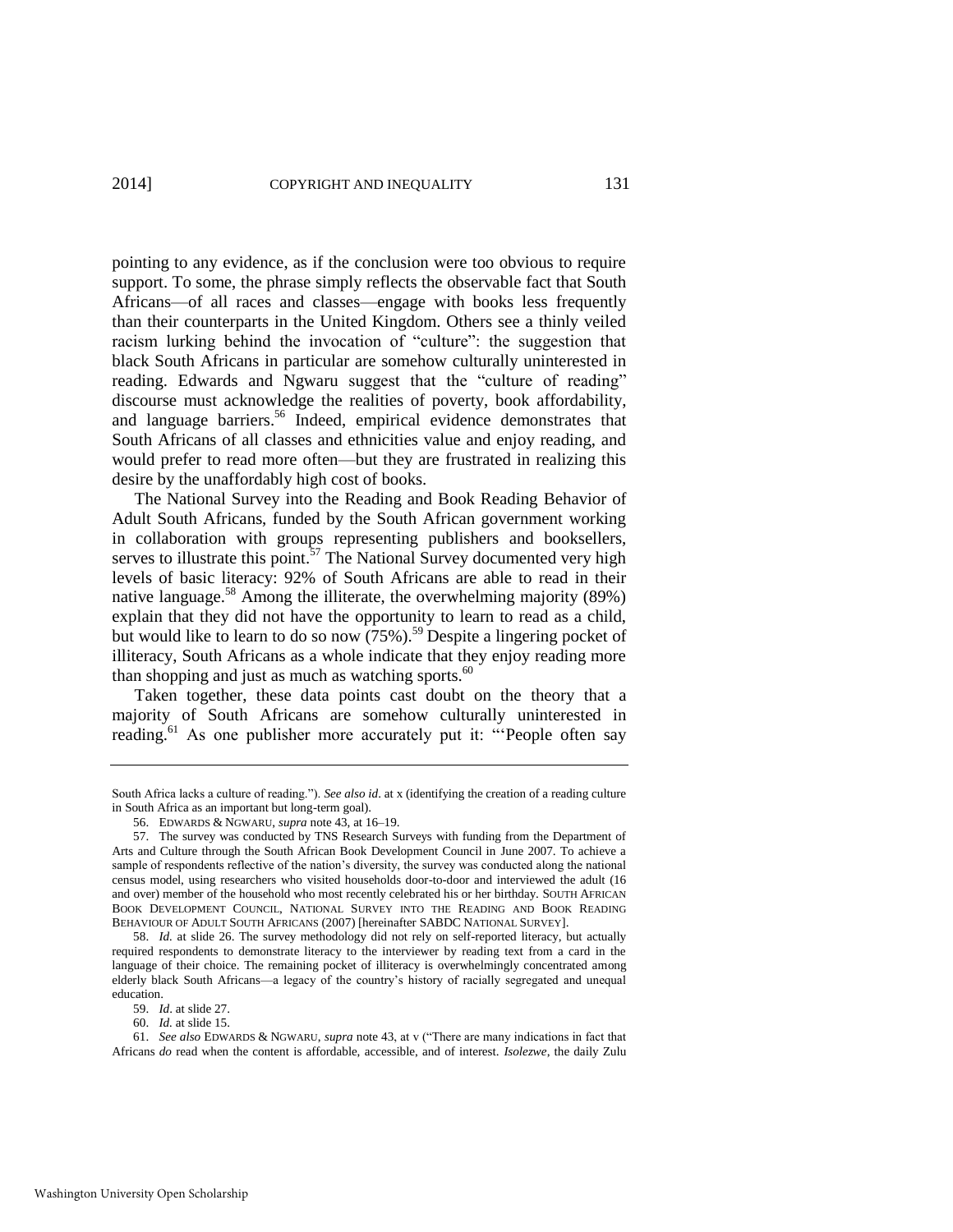pointing to any evidence, as if the conclusion were too obvious to require support. To some, the phrase simply reflects the observable fact that South Africans—of all races and classes—engage with books less frequently than their counterparts in the United Kingdom. Others see a thinly veiled racism lurking behind the invocation of "culture": the suggestion that black South Africans in particular are somehow culturally uninterested in reading. Edwards and Ngwaru suggest that the "culture of reading" discourse must acknowledge the realities of poverty, book affordability, and language barriers.[56] Indeed, empirical evidence demonstrates that South Africans of all classes and ethnicities value and enjoy reading, and would prefer to read more often—but they are frustrated in realizing this desire by the unaffordably high cost of books.

The National Survey into the Reading and Book Reading Behavior of Adult South Africans, funded by the South African government working in collaboration with groups representing publishers and booksellers, serves to illustrate this point.[57] The National Survey documented very high levels of basic literacy: 92% of South Africans are able to read in their native language.[58] Among the illiterate, the overwhelming majority (89%) explain that they did not have the opportunity to learn to read as a child, but would like to learn to do so now (75%).[59] Despite a lingering pocket of illiteracy, South Africans as a whole indicate that they enjoy reading more than shopping and just as much as watching sports.[60]

Taken together, these data points cast doubt on the theory that a majority of South Africans are somehow culturally uninterested in reading.[61] As one publisher more accurately put it: "'People often say

---

South Africa lacks a culture of reading."). *See also id*. at x (identifying the creation of a reading culture in South Africa as an important but long-term goal).

56. EDWARDS & NGWARU, *supra* note 43, at 16–19.

57. The survey was conducted by TNS Research Surveys with funding from the Department of Arts and Culture through the South African Book Development Council in June 2007. To achieve a sample of respondents reflective of the nation's diversity, the survey was conducted along the national census model, using researchers who visited households door-to-door and interviewed the adult (16 and over) member of the household who most recently celebrated his or her birthday. SOUTH AFRICAN BOOK DEVELOPMENT COUNCIL, NATIONAL SURVEY INTO THE READING AND BOOK READING BEHAVIOUR OF ADULT SOUTH AFRICANS (2007) [hereinafter SABDC NATIONAL SURVEY].

58. *Id.* at slide 26. The survey methodology did not rely on self-reported literacy, but actually required respondents to demonstrate literacy to the interviewer by reading text from a card in the language of their choice. The remaining pocket of illiteracy is overwhelmingly concentrated among elderly black South Africans—a legacy of the country's history of racially segregated and unequal education.

59. *Id*. at slide 27.

60. *Id.* at slide 15.

61. *See also* EDWARDS & NGWARU, *supra* note 43, at v ("There are many indications in fact that Africans *do* read when the content is affordable, accessible, and of interest. *Isolezwe*, the daily Zulu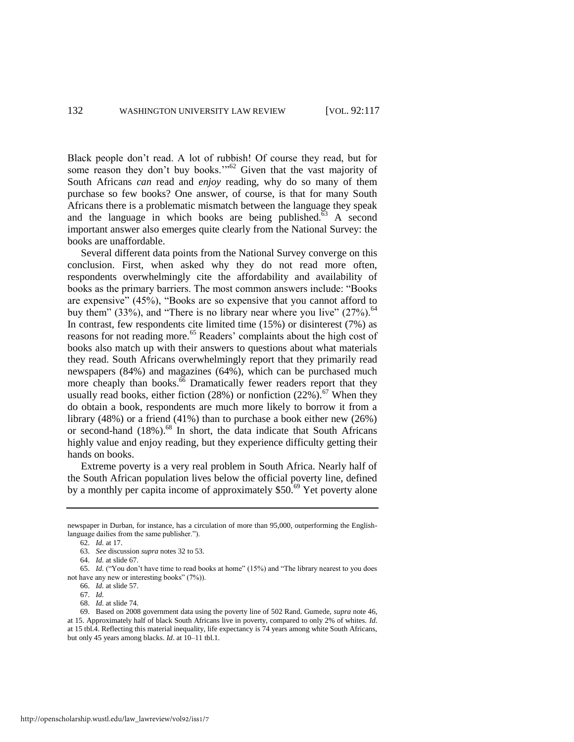Black people don't read. A lot of rubbish! Of course they read, but for some reason they don't buy books.'"[62] Given that the vast majority of South Africans *can* read and *enjoy* reading, why do so many of them purchase so few books? One answer, of course, is that for many South Africans there is a problematic mismatch between the language they speak and the language in which books are being published.[63] A second important answer also emerges quite clearly from the National Survey: the books are unaffordable.

Several different data points from the National Survey converge on this conclusion. First, when asked why they do not read more often, respondents overwhelmingly cite the affordability and availability of books as the primary barriers. The most common answers include: "Books are expensive" (45%), "Books are so expensive that you cannot afford to buy them" (33%), and "There is no library near where you live" (27%).[64] In contrast, few respondents cite limited time (15%) or disinterest (7%) as reasons for not reading more.[65] Readers' complaints about the high cost of books also match up with their answers to questions about what materials they read. South Africans overwhelmingly report that they primarily read newspapers (84%) and magazines (64%), which can be purchased much more cheaply than books.[66] Dramatically fewer readers report that they usually read books, either fiction (28%) or nonfiction (22%).[67] When they do obtain a book, respondents are much more likely to borrow it from a library (48%) or a friend (41%) than to purchase a book either new (26%) or second-hand (18%).[68] In short, the data indicate that South Africans highly value and enjoy reading, but they experience difficulty getting their hands on books.

Extreme poverty is a very real problem in South Africa. Nearly half of the South African population lives below the official poverty line, defined by a monthly per capita income of approximately \$50.[69] Yet poverty alone

---

newspaper in Durban, for instance, has a circulation of more than 95,000, outperforming the English-language dailies from the same publisher.").

62. *Id.* at 17.

63. *See* discussion *supra* notes 32 to 53.

64. *Id.* at slide 67.

65. *Id.* ("You don't have time to read books at home" (15%) and "The library nearest to you does not have any new or interesting books" (7%)).

66. *Id.* at slide 57.

67. *Id.*

68. *Id.* at slide 74.

69. Based on 2008 government data using the poverty line of 502 Rand. Gumede, *supra* note 46, at 15. Approximately half of black South Africans live in poverty, compared to only 2% of whites. *Id.* at 15 tbl.4. Reflecting this material inequality, life expectancy is 74 years among white South Africans, but only 45 years among blacks. *Id*. at 10–11 tbl.1.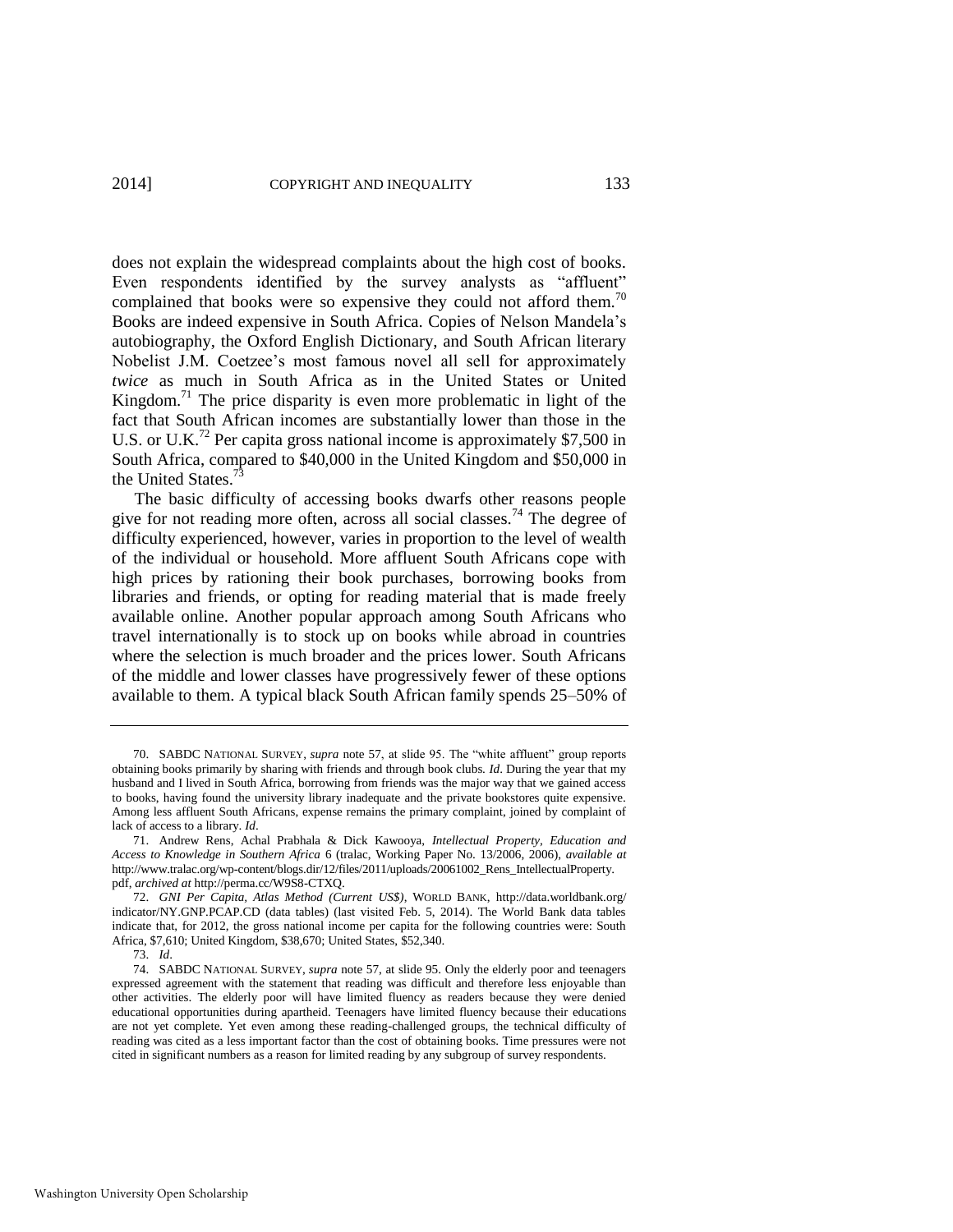does not explain the widespread complaints about the high cost of books. Even respondents identified by the survey analysts as "affluent" complained that books were so expensive they could not afford them.[70] Books are indeed expensive in South Africa. Copies of Nelson Mandela's autobiography, the Oxford English Dictionary, and South African literary Nobelist J.M. Coetzee's most famous novel all sell for approximately *twice* as much in South Africa as in the United States or United Kingdom.[71] The price disparity is even more problematic in light of the fact that South African incomes are substantially lower than those in the U.S. or U.K.[72] Per capita gross national income is approximately $7,500 in South Africa, compared to $40,000 in the United Kingdom and $50,000 in the United States.[73]

The basic difficulty of accessing books dwarfs other reasons people give for not reading more often, across all social classes.[74] The degree of difficulty experienced, however, varies in proportion to the level of wealth of the individual or household. More affluent South Africans cope with high prices by rationing their book purchases, borrowing books from libraries and friends, or opting for reading material that is made freely available online. Another popular approach among South Africans who travel internationally is to stock up on books while abroad in countries where the selection is much broader and the prices lower. South Africans of the middle and lower classes have progressively fewer of these options available to them. A typical black South African family spends 25–50% of

---

70. SABDC NATIONAL SURVEY, *supra* note 57, at slide 95. The "white affluent" group reports obtaining books primarily by sharing with friends and through book clubs. *Id*. During the year that my husband and I lived in South Africa, borrowing from friends was the major way that we gained access to books, having found the university library inadequate and the private bookstores quite expensive. Among less affluent South Africans, expense remains the primary complaint, joined by complaint of lack of access to a library. *Id*.

71. Andrew Rens, Achal Prabhala & Dick Kawooya, *Intellectual Property, Education and Access to Knowledge in Southern Africa* 6 (tralac, Working Paper No. 13/2006, 2006), *available at* http://www.tralac.org/wp-content/blogs.dir/12/files/2011/uploads/20061002_Rens_IntellectualProperty.pdf, *archived at* http://perma.cc/W9S8-CTXQ.

72. *GNI Per Capita, Atlas Method (Current US$)*, WORLD BANK, http://data.worldbank.org/indicator/NY.GNP.PCAP.CD (data tables) (last visited Feb. 5, 2014). The World Bank data tables indicate that, for 2012, the gross national income per capita for the following countries were: South Africa, $7,610; United Kingdom, $38,670; United States, $52,340.

73. *Id*.

74. SABDC NATIONAL SURVEY, *supra* note 57, at slide 95. Only the elderly poor and teenagers expressed agreement with the statement that reading was difficult and therefore less enjoyable than other activities. The elderly poor will have limited fluency as readers because they were denied educational opportunities during apartheid. Teenagers have limited fluency because their educations are not yet complete. Yet even among these reading-challenged groups, the technical difficulty of reading was cited as a less important factor than the cost of obtaining books. Time pressures were not cited in significant numbers as a reason for limited reading by any subgroup of survey respondents.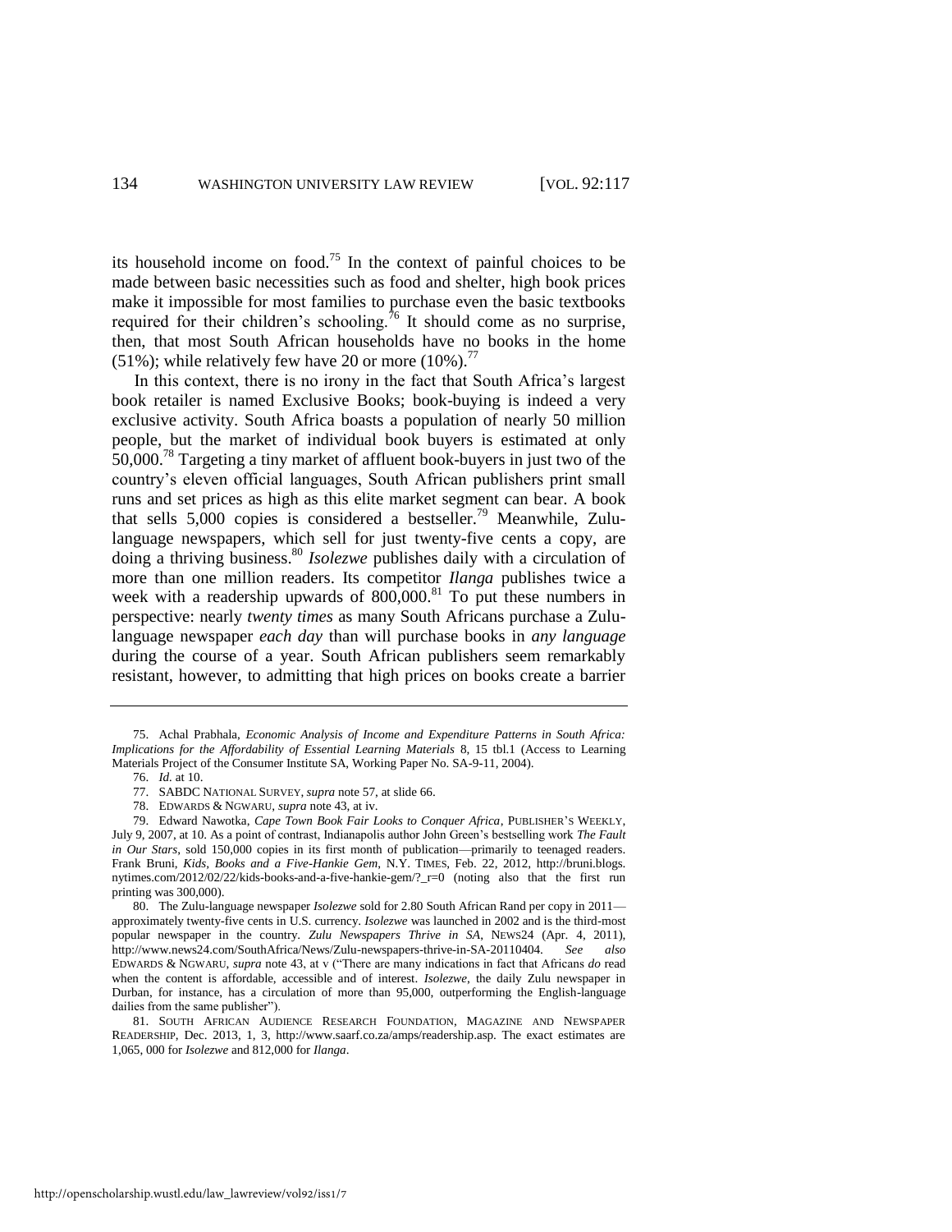its household income on food.[75] In the context of painful choices to be made between basic necessities such as food and shelter, high book prices make it impossible for most families to purchase even the basic textbooks required for their children's schooling.[76] It should come as no surprise, then, that most South African households have no books in the home (51%); while relatively few have 20 or more (10%).[77]

In this context, there is no irony in the fact that South Africa's largest book retailer is named Exclusive Books; book-buying is indeed a very exclusive activity. South Africa boasts a population of nearly 50 million people, but the market of individual book buyers is estimated at only 50,000.[78] Targeting a tiny market of affluent book-buyers in just two of the country's eleven official languages, South African publishers print small runs and set prices as high as this elite market segment can bear. A book that sells 5,000 copies is considered a bestseller.[79] Meanwhile, Zulu-language newspapers, which sell for just twenty-five cents a copy, are doing a thriving business.[80] *Isolezwe* publishes daily with a circulation of more than one million readers. Its competitor *Ilanga* publishes twice a week with a readership upwards of 800,000.[81] To put these numbers in perspective: nearly *twenty times* as many South Africans purchase a Zulu-language newspaper *each day* than will purchase books in *any language* during the course of a year. South African publishers seem remarkably resistant, however, to admitting that high prices on books create a barrier

---

75. Achal Prabhala, *Economic Analysis of Income and Expenditure Patterns in South Africa: Implications for the Affordability of Essential Learning Materials* 8, 15 tbl.1 (Access to Learning Materials Project of the Consumer Institute SA, Working Paper No. SA-9-11, 2004).

76. *Id.* at 10.

77. SABDC NATIONAL SURVEY, *supra* note 57, at slide 66.

78. EDWARDS & NGWARU, *supra* note 43, at iv.

79. Edward Nawotka, *Cape Town Book Fair Looks to Conquer Africa*, PUBLISHER'S WEEKLY, July 9, 2007, at 10. As a point of contrast, Indianapolis author John Green's bestselling work *The Fault in Our Stars*, sold 150,000 copies in its first month of publication—primarily to teenaged readers. Frank Bruni, *Kids, Books and a Five-Hankie Gem*, N.Y. TIMES, Feb. 22, 2012, http://bruni.blogs.nytimes.com/2012/02/22/kids-books-and-a-five-hankie-gem/?_r=0 (noting also that the first run printing was 300,000).

80. The Zulu-language newspaper *Isolezwe* sold for 2.80 South African Rand per copy in 2011—approximately twenty-five cents in U.S. currency. *Isolezwe* was launched in 2002 and is the third-most popular newspaper in the country. *Zulu Newspapers Thrive in SA*, NEWS24 (Apr. 4, 2011), http://www.news24.com/SouthAfrica/News/Zulu-newspapers-thrive-in-SA-20110404. *See also* EDWARDS & NGWARU, *supra* note 43, at v ("There are many indications in fact that Africans *do* read when the content is affordable, accessible and of interest. *Isolezwe*, the daily Zulu newspaper in Durban, for instance, has a circulation of more than 95,000, outperforming the English-language dailies from the same publisher").

81. SOUTH AFRICAN AUDIENCE RESEARCH FOUNDATION, MAGAZINE AND NEWSPAPER READERSHIP, Dec. 2013, 1, 3, http://www.saarf.co.za/amps/readership.asp. The exact estimates are 1,065, 000 for *Isolezwe* and 812,000 for *Ilanga*.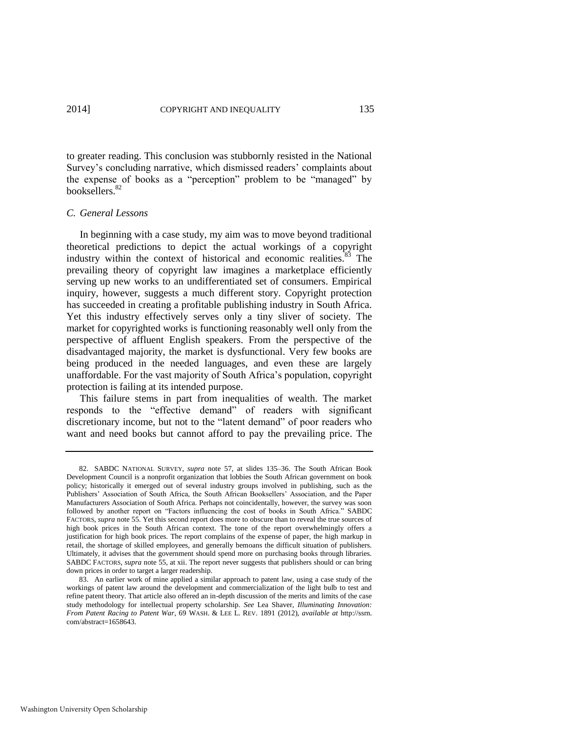to greater reading. This conclusion was stubbornly resisted in the National Survey's concluding narrative, which dismissed readers' complaints about the expense of books as a "perception" problem to be "managed" by booksellers.[82]

### *C. General Lessons*

In beginning with a case study, my aim was to move beyond traditional theoretical predictions to depict the actual workings of a copyright industry within the context of historical and economic realities.[83] The prevailing theory of copyright law imagines a marketplace efficiently serving up new works to an undifferentiated set of consumers. Empirical inquiry, however, suggests a much different story. Copyright protection has succeeded in creating a profitable publishing industry in South Africa. Yet this industry effectively serves only a tiny sliver of society. The market for copyrighted works is functioning reasonably well only from the perspective of affluent English speakers. From the perspective of the disadvantaged majority, the market is dysfunctional. Very few books are being produced in the needed languages, and even these are largely unaffordable. For the vast majority of South Africa's population, copyright protection is failing at its intended purpose.

This failure stems in part from inequalities of wealth. The market responds to the "effective demand" of readers with significant discretionary income, but not to the "latent demand" of poor readers who want and need books but cannot afford to pay the prevailing price. The

---

82. SABDC NATIONAL SURVEY, *supra* note 57, at slides 135–36. The South African Book Development Council is a nonprofit organization that lobbies the South African government on book policy; historically it emerged out of several industry groups involved in publishing, such as the Publishers' Association of South Africa, the South African Booksellers' Association, and the Paper Manufacturers Association of South Africa. Perhaps not coincidentally, however, the survey was soon followed by another report on "Factors influencing the cost of books in South Africa." SABDC FACTORS, *supra* note 55. Yet this second report does more to obscure than to reveal the true sources of high book prices in the South African context. The tone of the report overwhelmingly offers a justification for high book prices. The report complains of the expense of paper, the high markup in retail, the shortage of skilled employees, and generally bemoans the difficult situation of publishers. Ultimately, it advises that the government should spend more on purchasing books through libraries. SABDC FACTORS, *supra* note 55, at xii. The report never suggests that publishers should or can bring down prices in order to target a larger readership.

83. An earlier work of mine applied a similar approach to patent law, using a case study of the workings of patent law around the development and commercialization of the light bulb to test and refine patent theory. That article also offered an in-depth discussion of the merits and limits of the case study methodology for intellectual property scholarship. *See* Lea Shaver, *Illuminating Innovation: From Patent Racing to Patent War*, 69 WASH. & LEE L. REV. 1891 (2012), *available at* http://ssrn.com/abstract=1658643.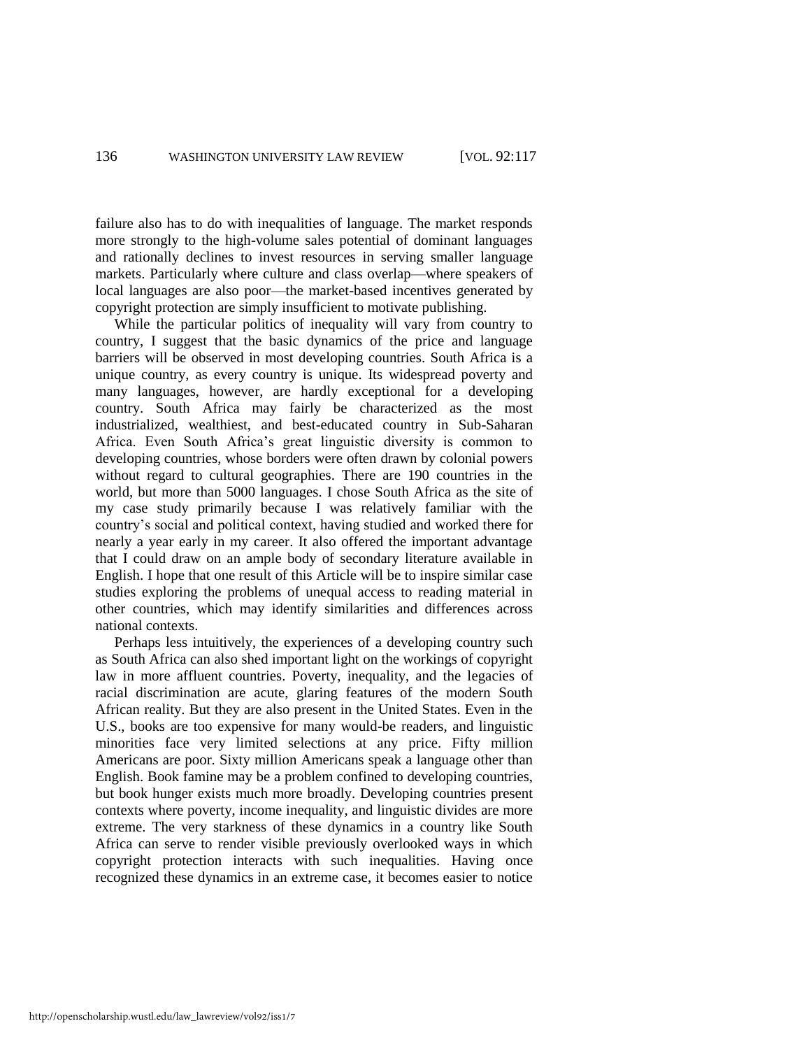failure also has to do with inequalities of language. The market responds more strongly to the high-volume sales potential of dominant languages and rationally declines to invest resources in serving smaller language markets. Particularly where culture and class overlap—where speakers of local languages are also poor—the market-based incentives generated by copyright protection are simply insufficient to motivate publishing.

While the particular politics of inequality will vary from country to country, I suggest that the basic dynamics of the price and language barriers will be observed in most developing countries. South Africa is a unique country, as every country is unique. Its widespread poverty and many languages, however, are hardly exceptional for a developing country. South Africa may fairly be characterized as the most industrialized, wealthiest, and best-educated country in Sub-Saharan Africa. Even South Africa's great linguistic diversity is common to developing countries, whose borders were often drawn by colonial powers without regard to cultural geographies. There are 190 countries in the world, but more than 5000 languages. I chose South Africa as the site of my case study primarily because I was relatively familiar with the country's social and political context, having studied and worked there for nearly a year early in my career. It also offered the important advantage that I could draw on an ample body of secondary literature available in English. I hope that one result of this Article will be to inspire similar case studies exploring the problems of unequal access to reading material in other countries, which may identify similarities and differences across national contexts.

Perhaps less intuitively, the experiences of a developing country such as South Africa can also shed important light on the workings of copyright law in more affluent countries. Poverty, inequality, and the legacies of racial discrimination are acute, glaring features of the modern South African reality. But they are also present in the United States. Even in the U.S., books are too expensive for many would-be readers, and linguistic minorities face very limited selections at any price. Fifty million Americans are poor. Sixty million Americans speak a language other than English. Book famine may be a problem confined to developing countries, but book hunger exists much more broadly. Developing countries present contexts where poverty, income inequality, and linguistic divides are more extreme. The very starkness of these dynamics in a country like South Africa can serve to render visible previously overlooked ways in which copyright protection interacts with such inequalities. Having once recognized these dynamics in an extreme case, it becomes easier to notice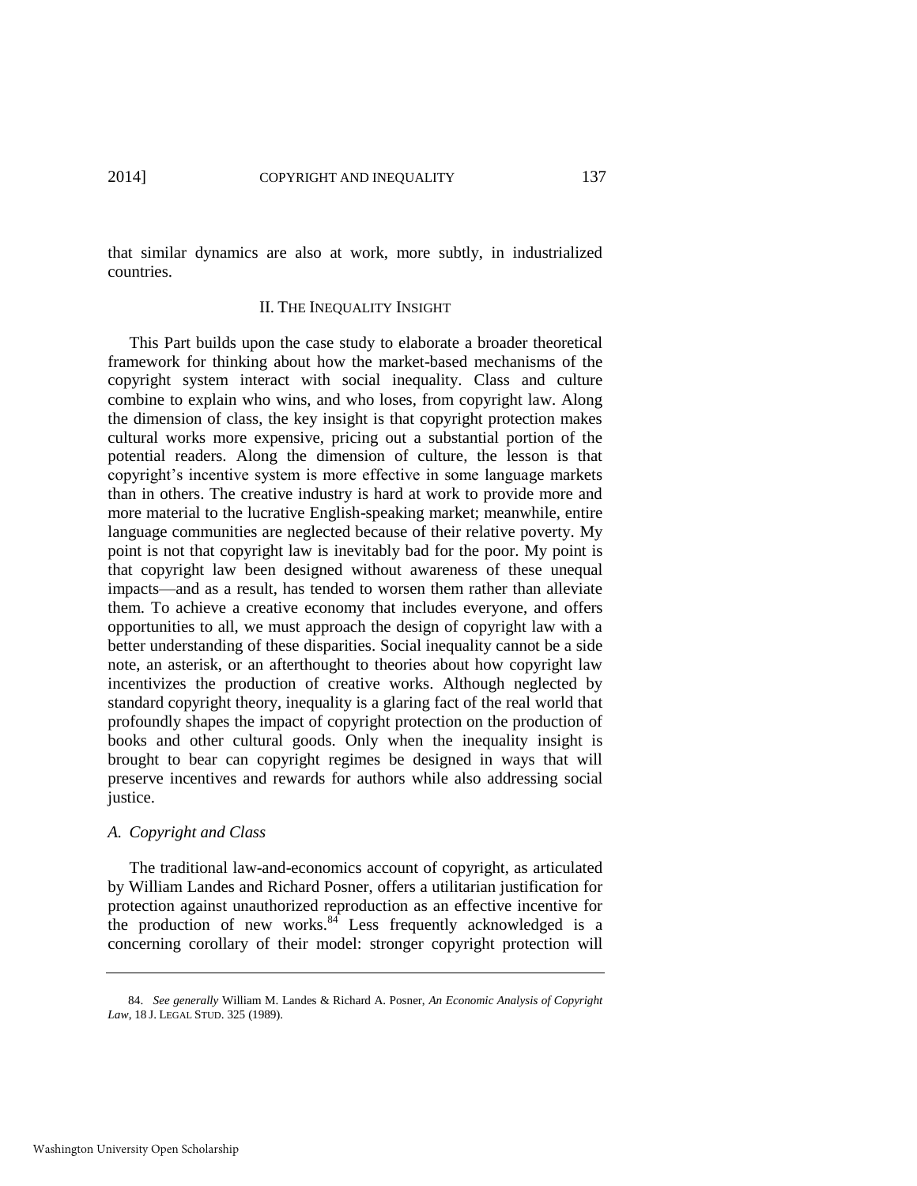that similar dynamics are also at work, more subtly, in industrialized countries.

## II. THE INEQUALITY INSIGHT

This Part builds upon the case study to elaborate a broader theoretical framework for thinking about how the market-based mechanisms of the copyright system interact with social inequality. Class and culture combine to explain who wins, and who loses, from copyright law. Along the dimension of class, the key insight is that copyright protection makes cultural works more expensive, pricing out a substantial portion of the potential readers. Along the dimension of culture, the lesson is that copyright's incentive system is more effective in some language markets than in others. The creative industry is hard at work to provide more and more material to the lucrative English-speaking market; meanwhile, entire language communities are neglected because of their relative poverty. My point is not that copyright law is inevitably bad for the poor. My point is that copyright law been designed without awareness of these unequal impacts—and as a result, has tended to worsen them rather than alleviate them. To achieve a creative economy that includes everyone, and offers opportunities to all, we must approach the design of copyright law with a better understanding of these disparities. Social inequality cannot be a side note, an asterisk, or an afterthought to theories about how copyright law incentivizes the production of creative works. Although neglected by standard copyright theory, inequality is a glaring fact of the real world that profoundly shapes the impact of copyright protection on the production of books and other cultural goods. Only when the inequality insight is brought to bear can copyright regimes be designed in ways that will preserve incentives and rewards for authors while also addressing social justice.

### *A. Copyright and Class*

The traditional law-and-economics account of copyright, as articulated by William Landes and Richard Posner, offers a utilitarian justification for protection against unauthorized reproduction as an effective incentive for the production of new works.[84] Less frequently acknowledged is a concerning corollary of their model: stronger copyright protection will

---

84. *See generally* William M. Landes & Richard A. Posner, *An Economic Analysis of Copyright Law*, 18 J. LEGAL STUD. 325 (1989).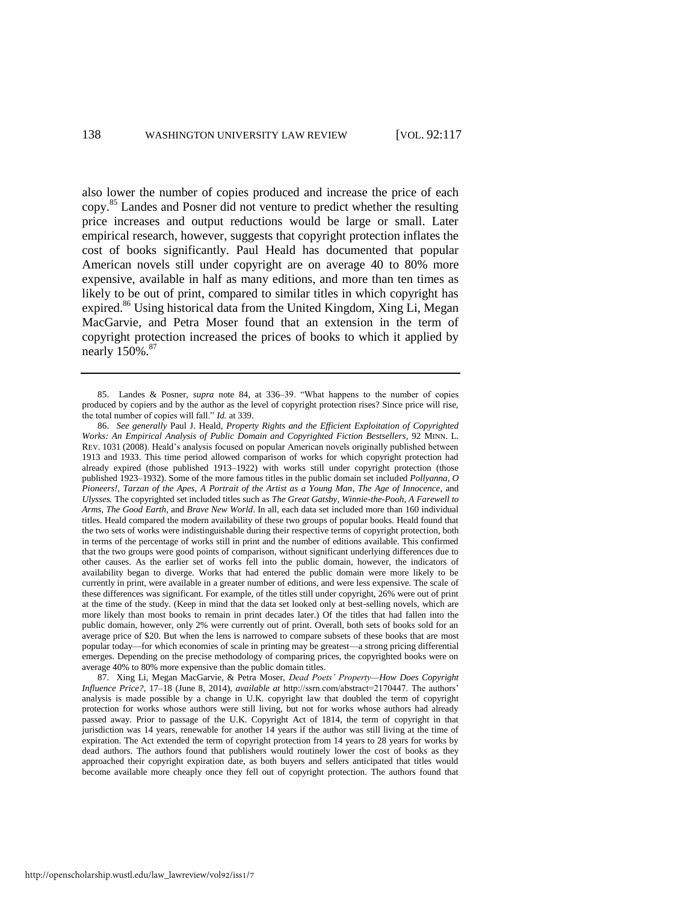also lower the number of copies produced and increase the price of each copy.[85] Landes and Posner did not venture to predict whether the resulting price increases and output reductions would be large or small. Later empirical research, however, suggests that copyright protection inflates the cost of books significantly. Paul Heald has documented that popular American novels still under copyright are on average 40 to 80% more expensive, available in half as many editions, and more than ten times as likely to be out of print, compared to similar titles in which copyright has expired.[86] Using historical data from the United Kingdom, Xing Li, Megan MacGarvie, and Petra Moser found that an extension in the term of copyright protection increased the prices of books to which it applied by nearly 150%.[87]

---

85. Landes & Posner, *supra* note 84, at 336–39. "What happens to the number of copies produced by copiers and by the author as the level of copyright protection rises? Since price will rise, the total number of copies will fall." *Id.* at 339.

86. *See generally* Paul J. Heald, *Property Rights and the Efficient Exploitation of Copyrighted Works: An Empirical Analysis of Public Domain and Copyrighted Fiction Bestsellers*, 92 MINN. L. REV. 1031 (2008). Heald's analysis focused on popular American novels originally published between 1913 and 1933. This time period allowed comparison of works for which copyright protection had already expired (those published 1913–1922) with works still under copyright protection (those published 1923–1932). Some of the more famous titles in the public domain set included *Pollyanna*, *O Pioneers!*, *Tarzan of the Apes*, *A Portrait of the Artist as a Young Man*, *The Age of Innocence*, and *Ulysses.* The copyrighted set included titles such as *The Great Gatsby*, *Winnie-the-Pooh*, *A Farewell to Arms*, *The Good Earth*, and *Brave New World*. In all, each data set included more than 160 individual titles. Heald compared the modern availability of these two groups of popular books. Heald found that the two sets of works were indistinguishable during their respective terms of copyright protection, both in terms of the percentage of works still in print and the number of editions available. This confirmed that the two groups were good points of comparison, without significant underlying differences due to other causes. As the earlier set of works fell into the public domain, however, the indicators of availability began to diverge. Works that had entered the public domain were more likely to be currently in print, were available in a greater number of editions, and were less expensive. The scale of these differences was significant. For example, of the titles still under copyright, 26% were out of print at the time of the study. (Keep in mind that the data set looked only at best-selling novels, which are more likely than most books to remain in print decades later.) Of the titles that had fallen into the public domain, however, only 2% were currently out of print. Overall, both sets of books sold for an average price of $20. But when the lens is narrowed to compare subsets of these books that are most popular today—for which economies of scale in printing may be greatest—a strong pricing differential emerges. Depending on the precise methodology of comparing prices, the copyrighted books were on average 40% to 80% more expensive than the public domain titles.

87. Xing Li, Megan MacGarvie, & Petra Moser, *Dead Poets' Property—How Does Copyright Influence Price?*, 17–18 (June 8, 2014), *available at* http://ssrn.com/abstract=2170447. The authors' analysis is made possible by a change in U.K. copyright law that doubled the term of copyright protection for works whose authors were still living, but not for works whose authors had already passed away. Prior to passage of the U.K. Copyright Act of 1814, the term of copyright in that jurisdiction was 14 years, renewable for another 14 years if the author was still living at the time of expiration. The Act extended the term of copyright protection from 14 years to 28 years for works by dead authors. The authors found that publishers would routinely lower the cost of books as they approached their copyright expiration date, as both buyers and sellers anticipated that titles would become available more cheaply once they fell out of copyright protection. The authors found that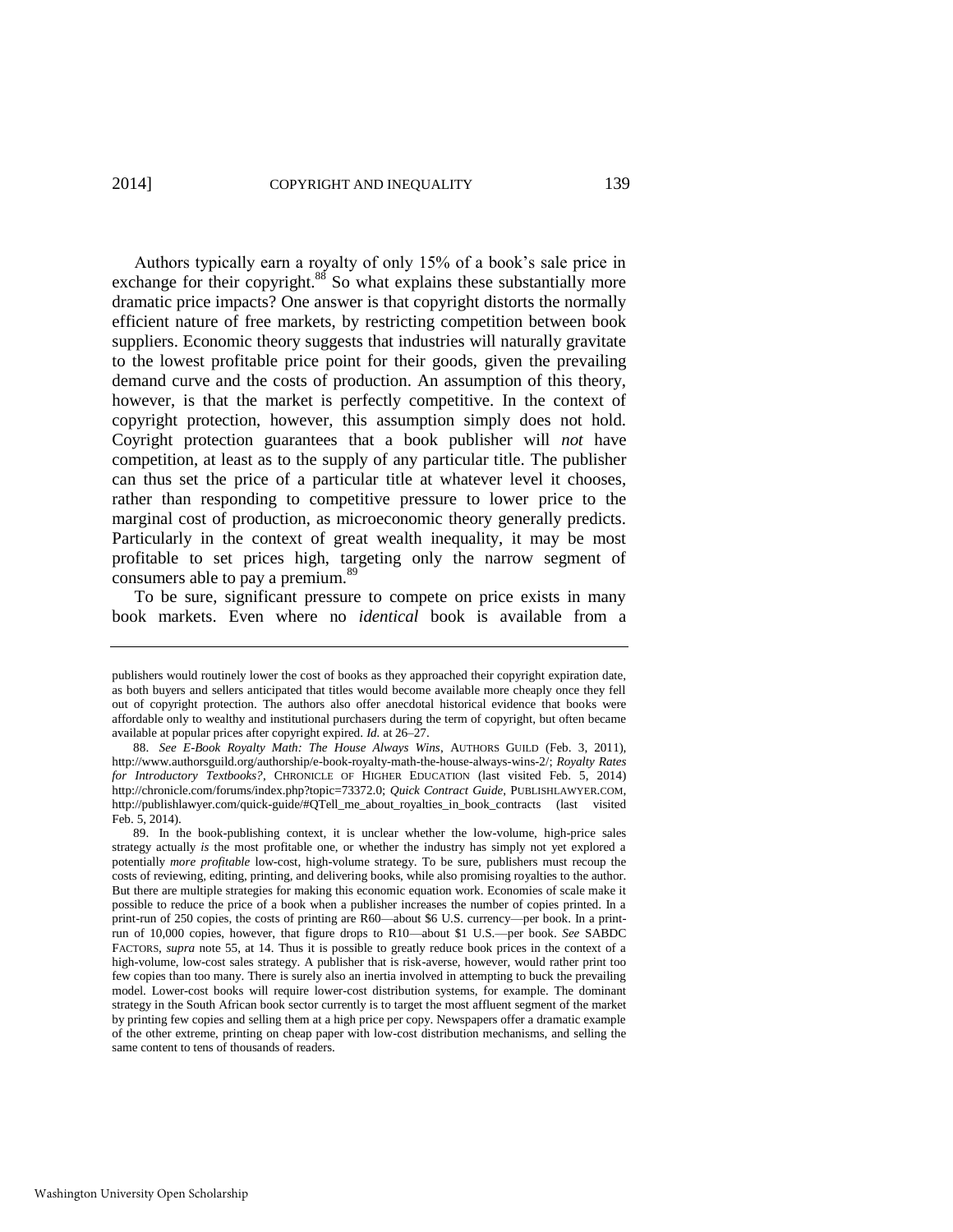Authors typically earn a royalty of only 15% of a book's sale price in exchange for their copyright.[88] So what explains these substantially more dramatic price impacts? One answer is that copyright distorts the normally efficient nature of free markets, by restricting competition between book suppliers. Economic theory suggests that industries will naturally gravitate to the lowest profitable price point for their goods, given the prevailing demand curve and the costs of production. An assumption of this theory, however, is that the market is perfectly competitive. In the context of copyright protection, however, this assumption simply does not hold. Coyright protection guarantees that a book publisher will *not* have competition, at least as to the supply of any particular title. The publisher can thus set the price of a particular title at whatever level it chooses, rather than responding to competitive pressure to lower price to the marginal cost of production, as microeconomic theory generally predicts. Particularly in the context of great wealth inequality, it may be most profitable to set prices high, targeting only the narrow segment of consumers able to pay a premium.[89]

To be sure, significant pressure to compete on price exists in many book markets. Even where no *identical* book is available from a

---

publishers would routinely lower the cost of books as they approached their copyright expiration date, as both buyers and sellers anticipated that titles would become available more cheaply once they fell out of copyright protection. The authors also offer anecdotal historical evidence that books were affordable only to wealthy and institutional purchasers during the term of copyright, but often became available at popular prices after copyright expired. *Id.* at 26–27.

88. *See E-Book Royalty Math: The House Always Wins*, AUTHORS GUILD (Feb. 3, 2011), http://www.authorsguild.org/authorship/e-book-royalty-math-the-house-always-wins-2/; *Royalty Rates for Introductory Textbooks?*, CHRONICLE OF HIGHER EDUCATION (last visited Feb. 5, 2014) http://chronicle.com/forums/index.php?topic=73372.0; *Quick Contract Guide*, PUBLISHLAWYER.COM, http://publishlawyer.com/quick-guide/#QTell_me_about_royalties_in_book_contracts (last visited Feb. 5, 2014).

89. In the book-publishing context, it is unclear whether the low-volume, high-price sales strategy actually *is* the most profitable one, or whether the industry has simply not yet explored a potentially *more profitable* low-cost, high-volume strategy. To be sure, publishers must recoup the costs of reviewing, editing, printing, and delivering books, while also promising royalties to the author. But there are multiple strategies for making this economic equation work. Economies of scale make it possible to reduce the price of a book when a publisher increases the number of copies printed. In a print-run of 250 copies, the costs of printing are R60—about $6 U.S. currency—per book. In a print-run of 10,000 copies, however, that figure drops to R10—about $1 U.S.—per book. *See* SABDC FACTORS, *supra* note 55, at 14. Thus it is possible to greatly reduce book prices in the context of a high-volume, low-cost sales strategy. A publisher that is risk-averse, however, would rather print too few copies than too many. There is surely also an inertia involved in attempting to buck the prevailing model. Lower-cost books will require lower-cost distribution systems, for example. The dominant strategy in the South African book sector currently is to target the most affluent segment of the market by printing few copies and selling them at a high price per copy. Newspapers offer a dramatic example of the other extreme, printing on cheap paper with low-cost distribution mechanisms, and selling the same content to tens of thousands of readers.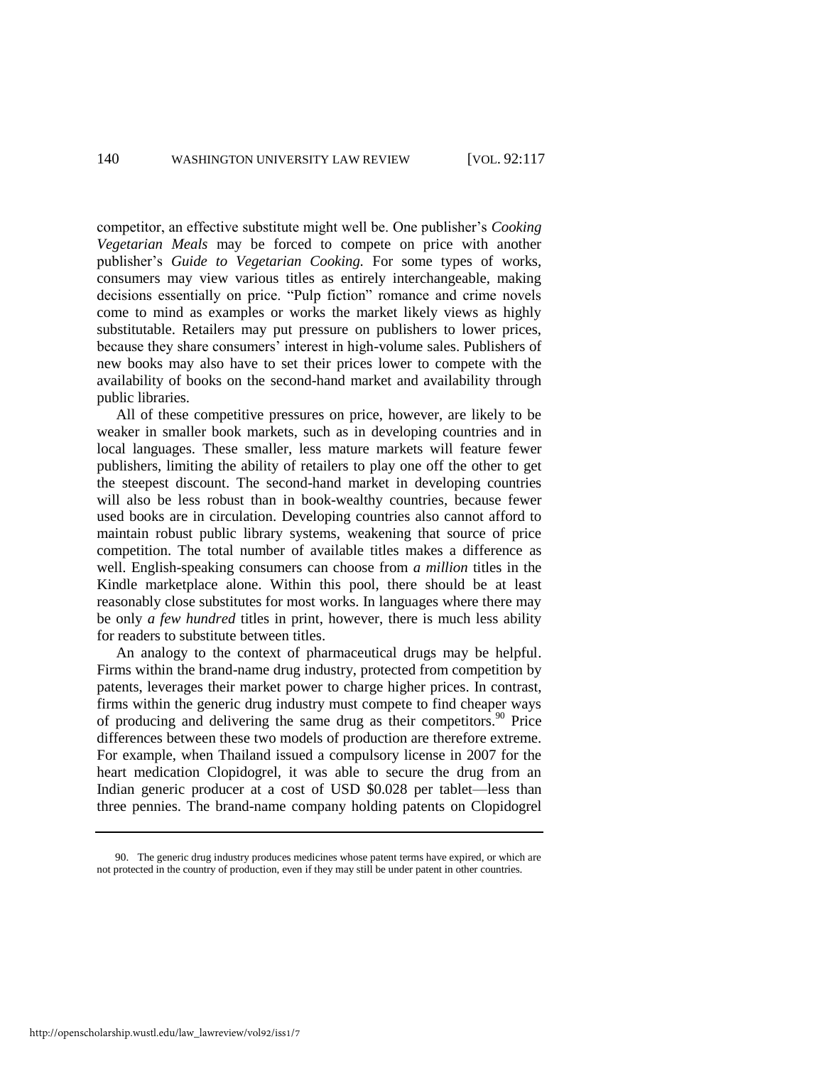competitor, an effective substitute might well be. One publisher's *Cooking Vegetarian Meals* may be forced to compete on price with another publisher's *Guide to Vegetarian Cooking.* For some types of works, consumers may view various titles as entirely interchangeable, making decisions essentially on price. "Pulp fiction" romance and crime novels come to mind as examples or works the market likely views as highly substitutable. Retailers may put pressure on publishers to lower prices, because they share consumers' interest in high-volume sales. Publishers of new books may also have to set their prices lower to compete with the availability of books on the second-hand market and availability through public libraries.

All of these competitive pressures on price, however, are likely to be weaker in smaller book markets, such as in developing countries and in local languages. These smaller, less mature markets will feature fewer publishers, limiting the ability of retailers to play one off the other to get the steepest discount. The second-hand market in developing countries will also be less robust than in book-wealthy countries, because fewer used books are in circulation. Developing countries also cannot afford to maintain robust public library systems, weakening that source of price competition. The total number of available titles makes a difference as well. English-speaking consumers can choose from *a million* titles in the Kindle marketplace alone. Within this pool, there should be at least reasonably close substitutes for most works. In languages where there may be only *a few hundred* titles in print, however, there is much less ability for readers to substitute between titles.

An analogy to the context of pharmaceutical drugs may be helpful. Firms within the brand-name drug industry, protected from competition by patents, leverages their market power to charge higher prices. In contrast, firms within the generic drug industry must compete to find cheaper ways of producing and delivering the same drug as their competitors.[90] Price differences between these two models of production are therefore extreme. For example, when Thailand issued a compulsory license in 2007 for the heart medication Clopidogrel, it was able to secure the drug from an Indian generic producer at a cost of USD $0.028 per tablet—less than three pennies. The brand-name company holding patents on Clopidogrel

90. The generic drug industry produces medicines whose patent terms have expired, or which are not protected in the country of production, even if they may still be under patent in other countries.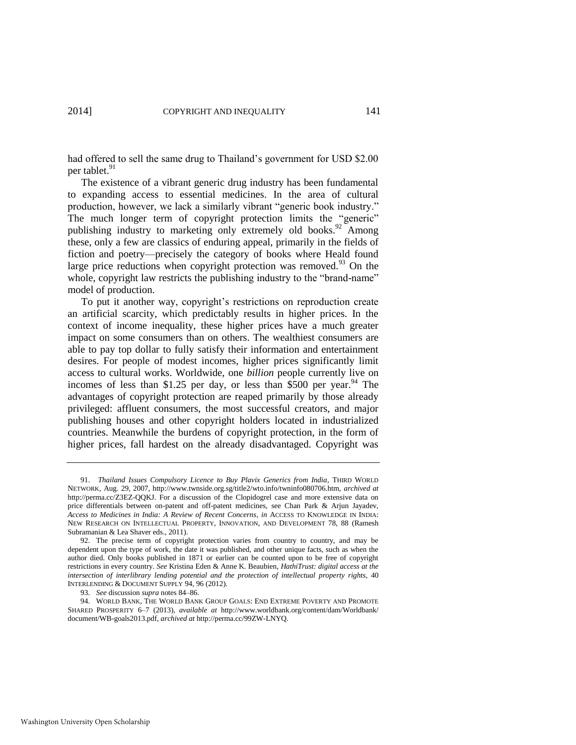had offered to sell the same drug to Thailand's government for USD $2.00 per tablet.[91]

The existence of a vibrant generic drug industry has been fundamental to expanding access to essential medicines. In the area of cultural production, however, we lack a similarly vibrant "generic book industry." The much longer term of copyright protection limits the "generic" publishing industry to marketing only extremely old books.[92] Among these, only a few are classics of enduring appeal, primarily in the fields of fiction and poetry—precisely the category of books where Heald found large price reductions when copyright protection was removed.[93] On the whole, copyright law restricts the publishing industry to the "brand-name" model of production.

To put it another way, copyright's restrictions on reproduction create an artificial scarcity, which predictably results in higher prices. In the context of income inequality, these higher prices have a much greater impact on some consumers than on others. The wealthiest consumers are able to pay top dollar to fully satisfy their information and entertainment desires. For people of modest incomes, higher prices significantly limit access to cultural works. Worldwide, one *billion* people currently live on incomes of less than $1.25 per day, or less than $500 per year.[94] The advantages of copyright protection are reaped primarily by those already privileged: affluent consumers, the most successful creators, and major publishing houses and other copyright holders located in industrialized countries. Meanwhile the burdens of copyright protection, in the form of higher prices, fall hardest on the already disadvantaged. Copyright was

---

91. *Thailand Issues Compulsory Licence to Buy Plavix Generics from India*, THIRD WORLD NETWORK, Aug. 29, 2007, http://www.twnside.org.sg/title2/wto.info/twninfo080706.htm, *archived at* http://perma.cc/Z3EZ-QQKJ. For a discussion of the Clopidogrel case and more extensive data on price differentials between on-patent and off-patent medicines, see Chan Park & Arjun Jayadev, *Access to Medicines in India: A Review of Recent Concerns*, *in* ACCESS TO KNOWLEDGE IN INDIA: NEW RESEARCH ON INTELLECTUAL PROPERTY, INNOVATION, AND DEVELOPMENT 78, 88 (Ramesh Subramanian & Lea Shaver eds., 2011).

92. The precise term of copyright protection varies from country to country, and may be dependent upon the type of work, the date it was published, and other unique facts, such as when the author died. Only books published in 1871 or earlier can be counted upon to be free of copyright restrictions in every country. *See* Kristina Eden & Anne K. Beaubien, *HathiTrust: digital access at the intersection of interlibrary lending potential and the protection of intellectual property rights*, 40 INTERLENDING & DOCUMENT SUPPLY 94, 96 (2012).

93. *See* discussion *supra* notes 84–86.

94. WORLD BANK, THE WORLD BANK GROUP GOALS: END EXTREME POVERTY AND PROMOTE SHARED PROSPERITY 6–7 (2013), *available at* http://www.worldbank.org/content/dam/Worldbank/document/WB-goals2013.pdf, *archived at* http://perma.cc/99ZW-LNYQ.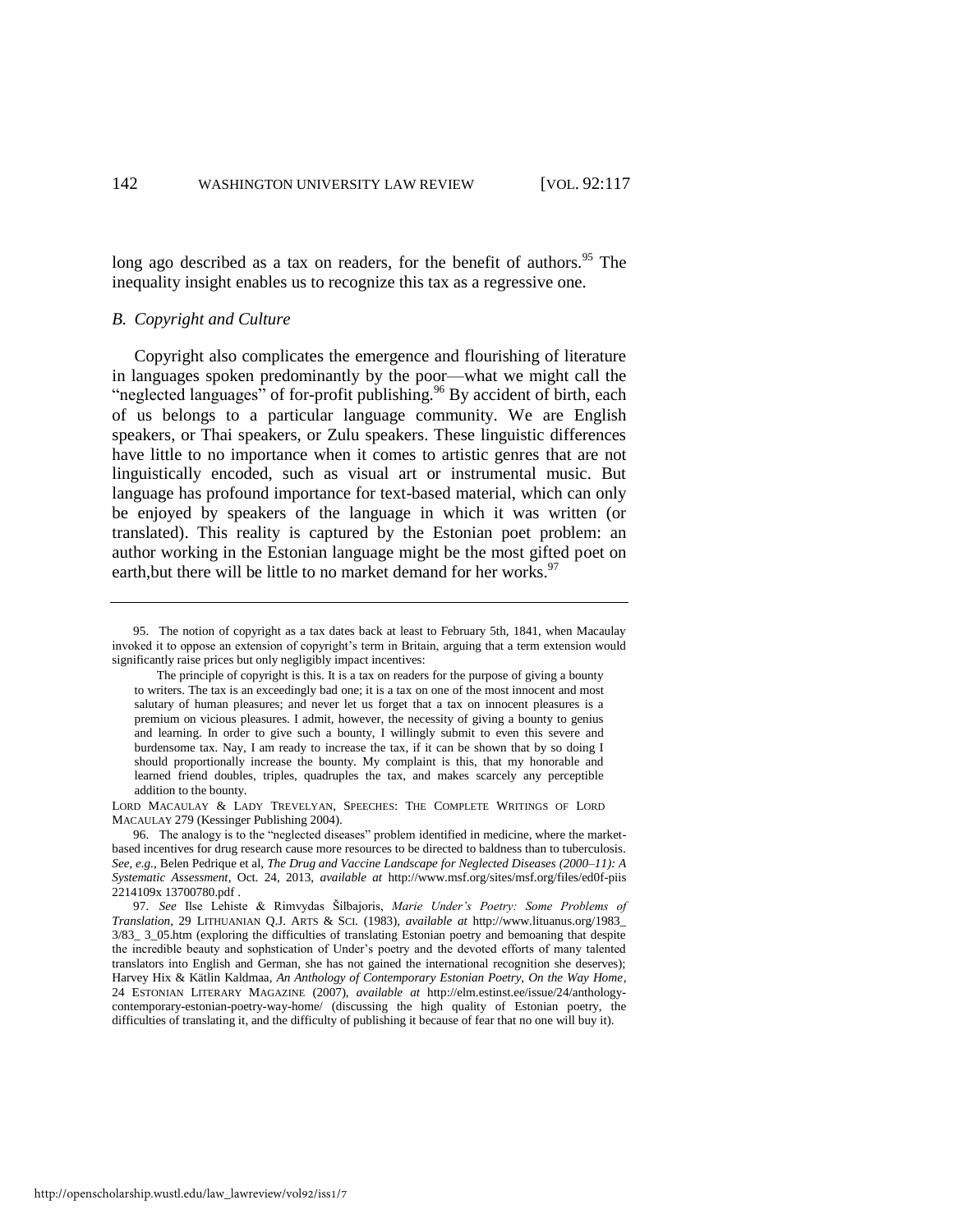long ago described as a tax on readers, for the benefit of authors.[95] The inequality insight enables us to recognize this tax as a regressive one.

### *B. Copyright and Culture*

Copyright also complicates the emergence and flourishing of literature in languages spoken predominantly by the poor—what we might call the "neglected languages" of for-profit publishing.[96] By accident of birth, each of us belongs to a particular language community. We are English speakers, or Thai speakers, or Zulu speakers. These linguistic differences have little to no importance when it comes to artistic genres that are not linguistically encoded, such as visual art or instrumental music. But language has profound importance for text-based material, which can only be enjoyed by speakers of the language in which it was written (or translated). This reality is captured by the Estonian poet problem: an author working in the Estonian language might be the most gifted poet on earth,but there will be little to no market demand for her works.[97]

---

95. The notion of copyright as a tax dates back at least to February 5th, 1841, when Macaulay invoked it to oppose an extension of copyright's term in Britain, arguing that a term extension would significantly raise prices but only negligibly impact incentives:

> The principle of copyright is this. It is a tax on readers for the purpose of giving a bounty to writers. The tax is an exceedingly bad one; it is a tax on one of the most innocent and most salutary of human pleasures; and never let us forget that a tax on innocent pleasures is a premium on vicious pleasures. I admit, however, the necessity of giving a bounty to genius and learning. In order to give such a bounty, I willingly submit to even this severe and burdensome tax. Nay, I am ready to increase the tax, if it can be shown that by so doing I should proportionally increase the bounty. My complaint is this, that my honorable and learned friend doubles, triples, quadruples the tax, and makes scarcely any perceptible addition to the bounty.

LORD MACAULAY & LADY TREVELYAN, SPEECHES: THE COMPLETE WRITINGS OF LORD MACAULAY 279 (Kessinger Publishing 2004).

96. The analogy is to the "neglected diseases" problem identified in medicine, where the market-based incentives for drug research cause more resources to be directed to baldness than to tuberculosis. *See, e.g.*, Belen Pedrique et al, *The Drug and Vaccine Landscape for Neglected Diseases (2000–11): A Systematic Assessment*, Oct. 24, 2013, *available at* http://www.msf.org/sites/msf.org/files/ed0f-piis 2214109x 13700780.pdf .

97. *See* Ilse Lehiste & Rimvydas Šilbajoris, *Marie Under's Poetry: Some Problems of Translation*, 29 LITHUANIAN Q.J. ARTS & SCI. (1983), *available at* http://www.lituanus.org/1983_ 3/83_ 3_05.htm (exploring the difficulties of translating Estonian poetry and bemoaning that despite the incredible beauty and sophstication of Under's poetry and the devoted efforts of many talented translators into English and German, she has not gained the international recognition she deserves); Harvey Hix & Kätlin Kaldmaa, *An Anthology of Contemporary Estonian Poetry, On the Way Home*, 24 ESTONIAN LITERARY MAGAZINE (2007), *available at* http://elm.estinst.ee/issue/24/anthology-contemporary-estonian-poetry-way-home/ (discussing the high quality of Estonian poetry, the difficulties of translating it, and the difficulty of publishing it because of fear that no one will buy it).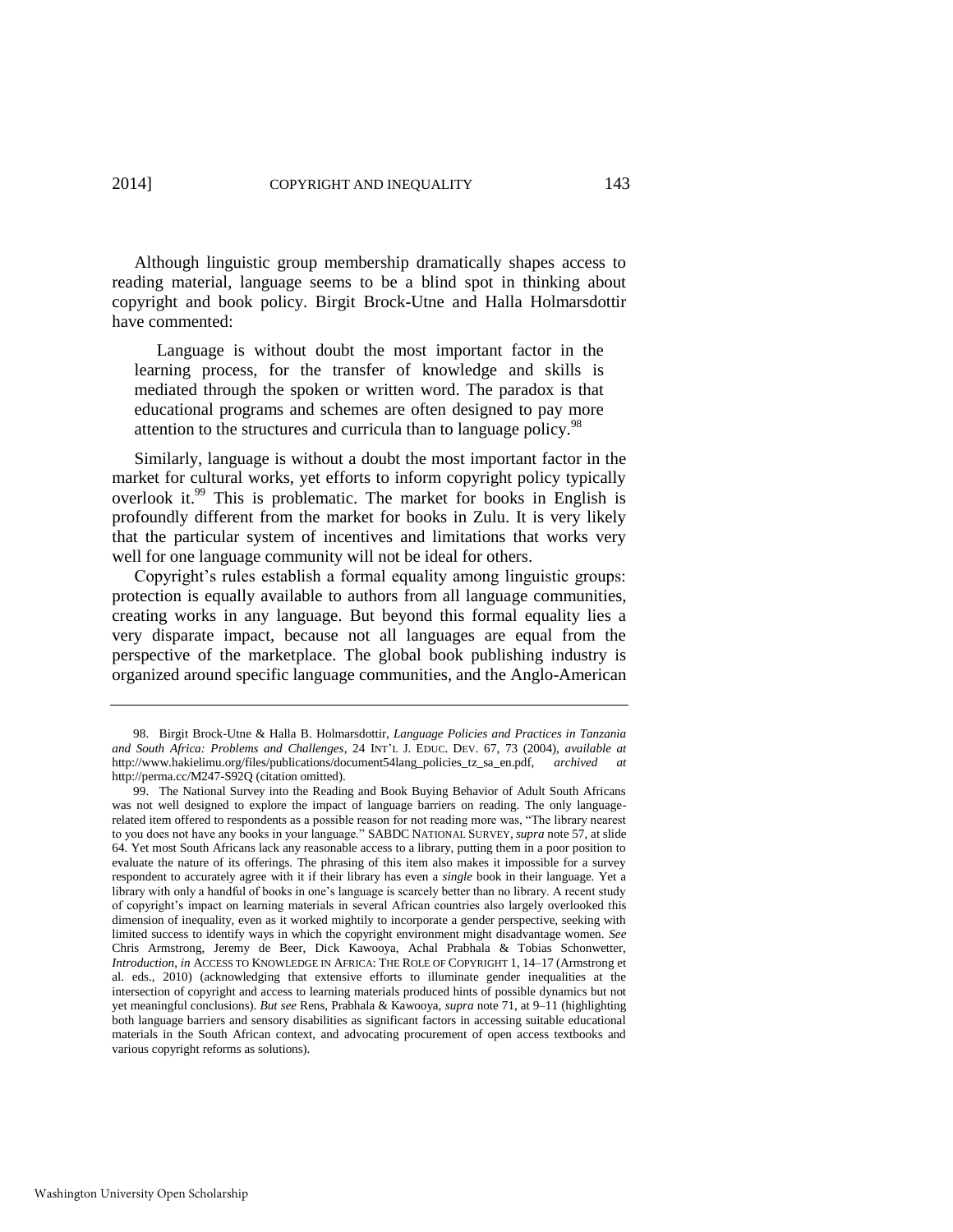Although linguistic group membership dramatically shapes access to reading material, language seems to be a blind spot in thinking about copyright and book policy. Birgit Brock-Utne and Halla Holmarsdottir have commented:

> Language is without doubt the most important factor in the learning process, for the transfer of knowledge and skills is mediated through the spoken or written word. The paradox is that educational programs and schemes are often designed to pay more attention to the structures and curricula than to language policy.[98]

Similarly, language is without a doubt the most important factor in the market for cultural works, yet efforts to inform copyright policy typically overlook it.[99] This is problematic. The market for books in English is profoundly different from the market for books in Zulu. It is very likely that the particular system of incentives and limitations that works very well for one language community will not be ideal for others.

Copyright's rules establish a formal equality among linguistic groups: protection is equally available to authors from all language communities, creating works in any language. But beyond this formal equality lies a very disparate impact, because not all languages are equal from the perspective of the marketplace. The global book publishing industry is organized around specific language communities, and the Anglo-American

---

98. Birgit Brock-Utne & Halla B. Holmarsdottir, *Language Policies and Practices in Tanzania and South Africa: Problems and Challenges*, 24 INT'L J. EDUC. DEV. 67, 73 (2004), *available at* http://www.hakielimu.org/files/publications/document54lang_policies_tz_sa_en.pdf, *archived at* http://perma.cc/M247-S92Q (citation omitted).

99. The National Survey into the Reading and Book Buying Behavior of Adult South Africans was not well designed to explore the impact of language barriers on reading. The only language-related item offered to respondents as a possible reason for not reading more was, "The library nearest to you does not have any books in your language." SABDC NATIONAL SURVEY, *supra* note 57, at slide 64. Yet most South Africans lack any reasonable access to a library, putting them in a poor position to evaluate the nature of its offerings. The phrasing of this item also makes it impossible for a survey respondent to accurately agree with it if their library has even a *single* book in their language. Yet a library with only a handful of books in one's language is scarcely better than no library. A recent study of copyright's impact on learning materials in several African countries also largely overlooked this dimension of inequality, even as it worked mightily to incorporate a gender perspective, seeking with limited success to identify ways in which the copyright environment might disadvantage women. *See* Chris Armstrong, Jeremy de Beer, Dick Kawooya, Achal Prabhala & Tobias Schonwetter, *Introduction*, *in* ACCESS TO KNOWLEDGE IN AFRICA: THE ROLE OF COPYRIGHT 1, 14–17 (Armstrong et al. eds., 2010) (acknowledging that extensive efforts to illuminate gender inequalities at the intersection of copyright and access to learning materials produced hints of possible dynamics but not yet meaningful conclusions). *But see* Rens, Prabhala & Kawooya, *supra* note 71, at 9–11 (highlighting both language barriers and sensory disabilities as significant factors in accessing suitable educational materials in the South African context, and advocating procurement of open access textbooks and various copyright reforms as solutions).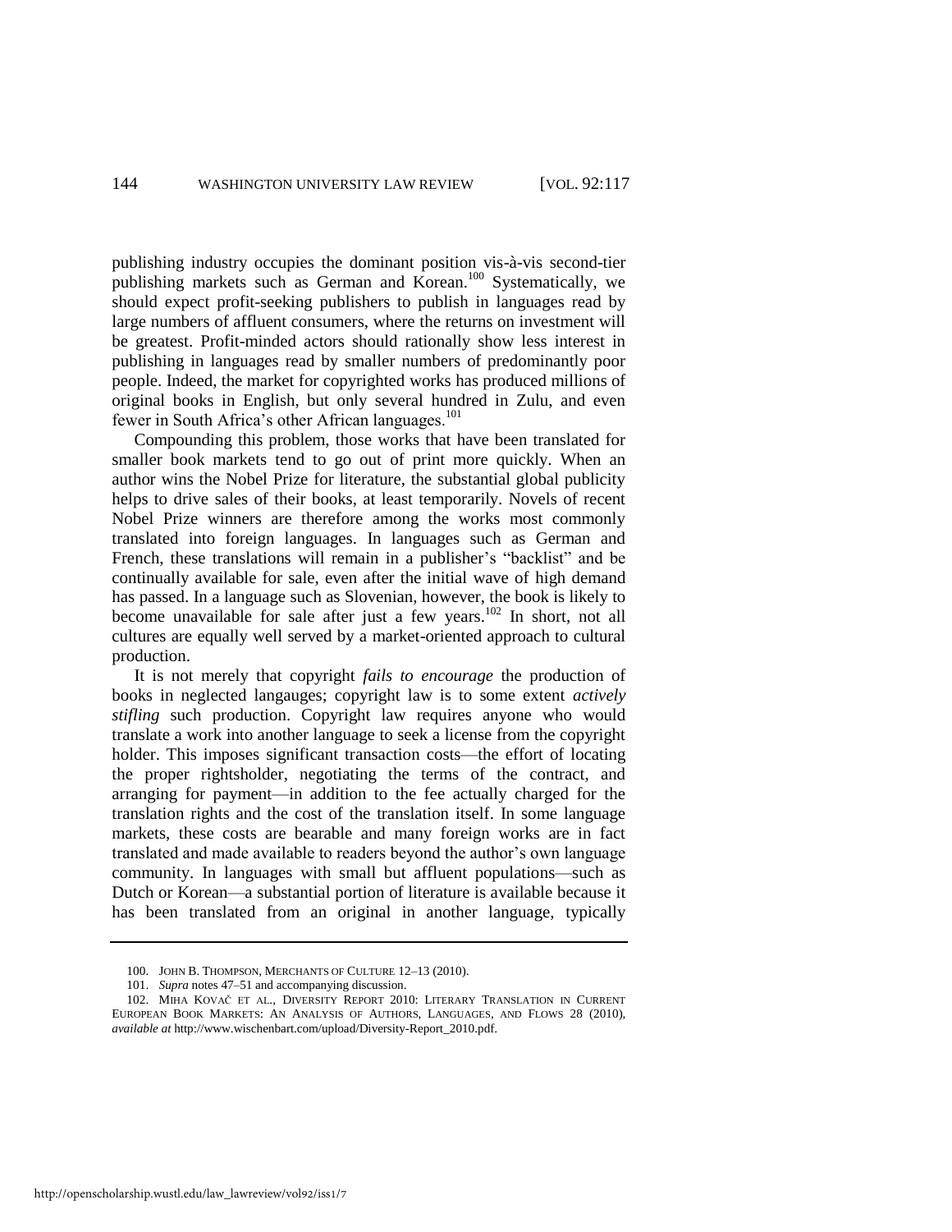publishing industry occupies the dominant position vis-à-vis second-tier publishing markets such as German and Korean.[100] Systematically, we should expect profit-seeking publishers to publish in languages read by large numbers of affluent consumers, where the returns on investment will be greatest. Profit-minded actors should rationally show less interest in publishing in languages read by smaller numbers of predominantly poor people. Indeed, the market for copyrighted works has produced millions of original books in English, but only several hundred in Zulu, and even fewer in South Africa's other African languages.[101]

Compounding this problem, those works that have been translated for smaller book markets tend to go out of print more quickly. When an author wins the Nobel Prize for literature, the substantial global publicity helps to drive sales of their books, at least temporarily. Novels of recent Nobel Prize winners are therefore among the works most commonly translated into foreign languages. In languages such as German and French, these translations will remain in a publisher's "backlist" and be continually available for sale, even after the initial wave of high demand has passed. In a language such as Slovenian, however, the book is likely to become unavailable for sale after just a few years.[102] In short, not all cultures are equally well served by a market-oriented approach to cultural production.

It is not merely that copyright *fails to encourage* the production of books in neglected langauges; copyright law is to some extent *actively stifling* such production. Copyright law requires anyone who would translate a work into another language to seek a license from the copyright holder. This imposes significant transaction costs—the effort of locating the proper rightsholder, negotiating the terms of the contract, and arranging for payment—in addition to the fee actually charged for the translation rights and the cost of the translation itself. In some language markets, these costs are bearable and many foreign works are in fact translated and made available to readers beyond the author's own language community. In languages with small but affluent populations—such as Dutch or Korean—a substantial portion of literature is available because it has been translated from an original in another language, typically

---

100. JOHN B. THOMPSON, MERCHANTS OF CULTURE 12–13 (2010).

101. *Supra* notes 47–51 and accompanying discussion.

102. MIHA KOVAČ ET AL., DIVERSITY REPORT 2010: LITERARY TRANSLATION IN CURRENT EUROPEAN BOOK MARKETS: AN ANALYSIS OF AUTHORS, LANGUAGES, AND FLOWS 28 (2010), *available at* http://www.wischenbart.com/upload/Diversity-Report_2010.pdf.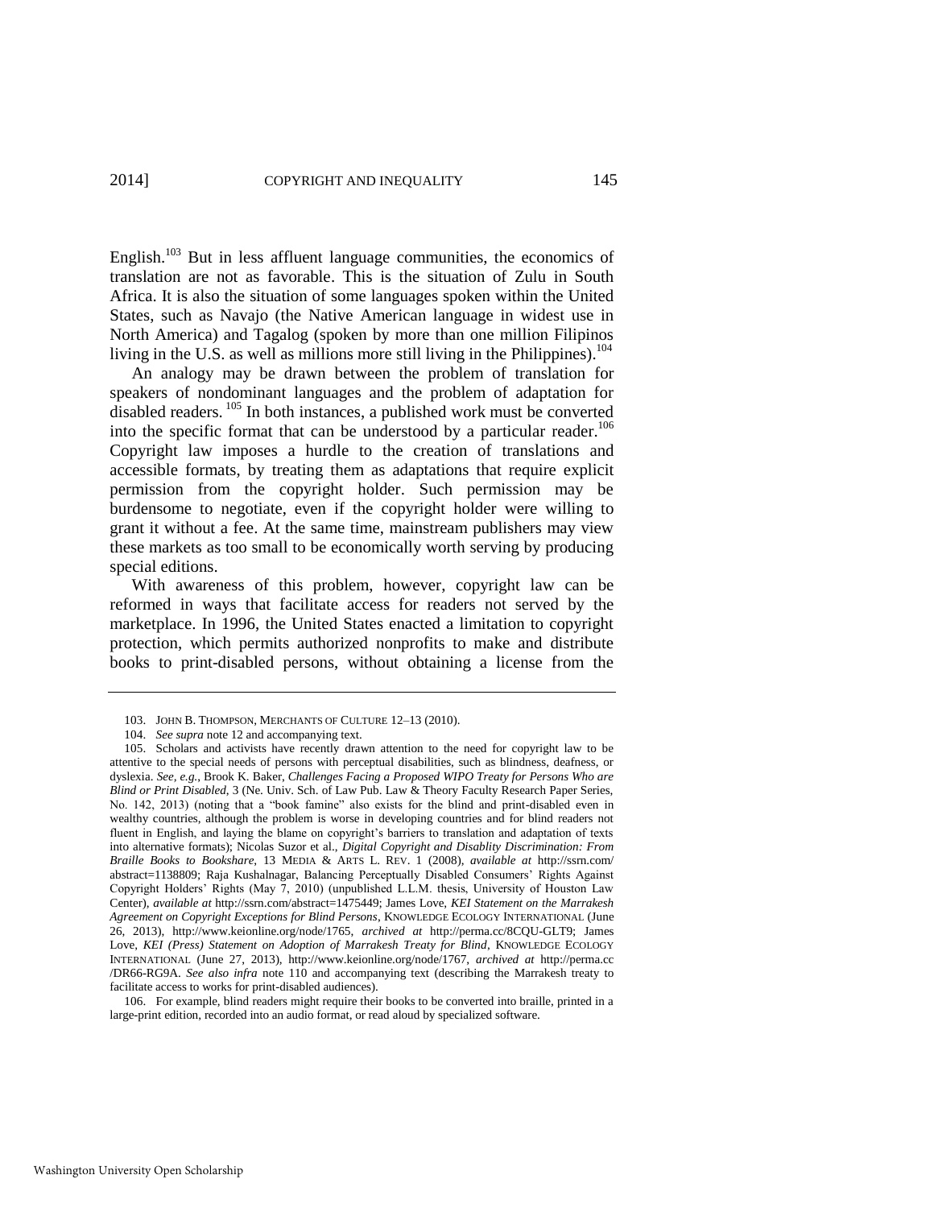English.[103] But in less affluent language communities, the economics of translation are not as favorable. This is the situation of Zulu in South Africa. It is also the situation of some languages spoken within the United States, such as Navajo (the Native American language in widest use in North America) and Tagalog (spoken by more than one million Filipinos living in the U.S. as well as millions more still living in the Philippines).[104]

An analogy may be drawn between the problem of translation for speakers of nondominant languages and the problem of adaptation for disabled readers.[105] In both instances, a published work must be converted into the specific format that can be understood by a particular reader.[106] Copyright law imposes a hurdle to the creation of translations and accessible formats, by treating them as adaptations that require explicit permission from the copyright holder. Such permission may be burdensome to negotiate, even if the copyright holder were willing to grant it without a fee. At the same time, mainstream publishers may view these markets as too small to be economically worth serving by producing special editions.

With awareness of this problem, however, copyright law can be reformed in ways that facilitate access for readers not served by the marketplace. In 1996, the United States enacted a limitation to copyright protection, which permits authorized nonprofits to make and distribute books to print-disabled persons, without obtaining a license from the

---

103. JOHN B. THOMPSON, MERCHANTS OF CULTURE 12–13 (2010).

104. *See supra* note 12 and accompanying text.

105. Scholars and activists have recently drawn attention to the need for copyright law to be attentive to the special needs of persons with perceptual disabilities, such as blindness, deafness, or dyslexia. *See, e.g.*, Brook K. Baker, *Challenges Facing a Proposed WIPO Treaty for Persons Who are Blind or Print Disabled*, 3 (Ne. Univ. Sch. of Law Pub. Law & Theory Faculty Research Paper Series, No. 142, 2013) (noting that a "book famine" also exists for the blind and print-disabled even in wealthy countries, although the problem is worse in developing countries and for blind readers not fluent in English, and laying the blame on copyright's barriers to translation and adaptation of texts into alternative formats); Nicolas Suzor et al., *Digital Copyright and Disablity Discrimination: From Braille Books to Bookshare*, 13 MEDIA & ARTS L. REV. 1 (2008), *available at* http://ssrn.com/abstract=1138809; Raja Kushalnagar, Balancing Perceptually Disabled Consumers' Rights Against Copyright Holders' Rights (May 7, 2010) (unpublished LL.M. thesis, University of Houston Law Center), *available at* http://ssrn.com/abstract=1475449; James Love, *KEI Statement on the Marrakesh Agreement on Copyright Exceptions for Blind Persons*, KNOWLEDGE ECOLOGY INTERNATIONAL (June 26, 2013), http://www.keionline.org/node/1765, *archived at* http://perma.cc/8CQU-GLT9; James Love, *KEI (Press) Statement on Adoption of Marrakesh Treaty for Blind*, KNOWLEDGE ECOLOGY INTERNATIONAL (June 27, 2013), http://www.keionline.org/node/1767, *archived at* http://perma.cc/DR66-RG9A. *See also infra* note 110 and accompanying text (describing the Marrakesh treaty to facilitate access to works for print-disabled audiences).

106. For example, blind readers might require their books to be converted into braille, printed in a large-print edition, recorded into an audio format, or read aloud by specialized software.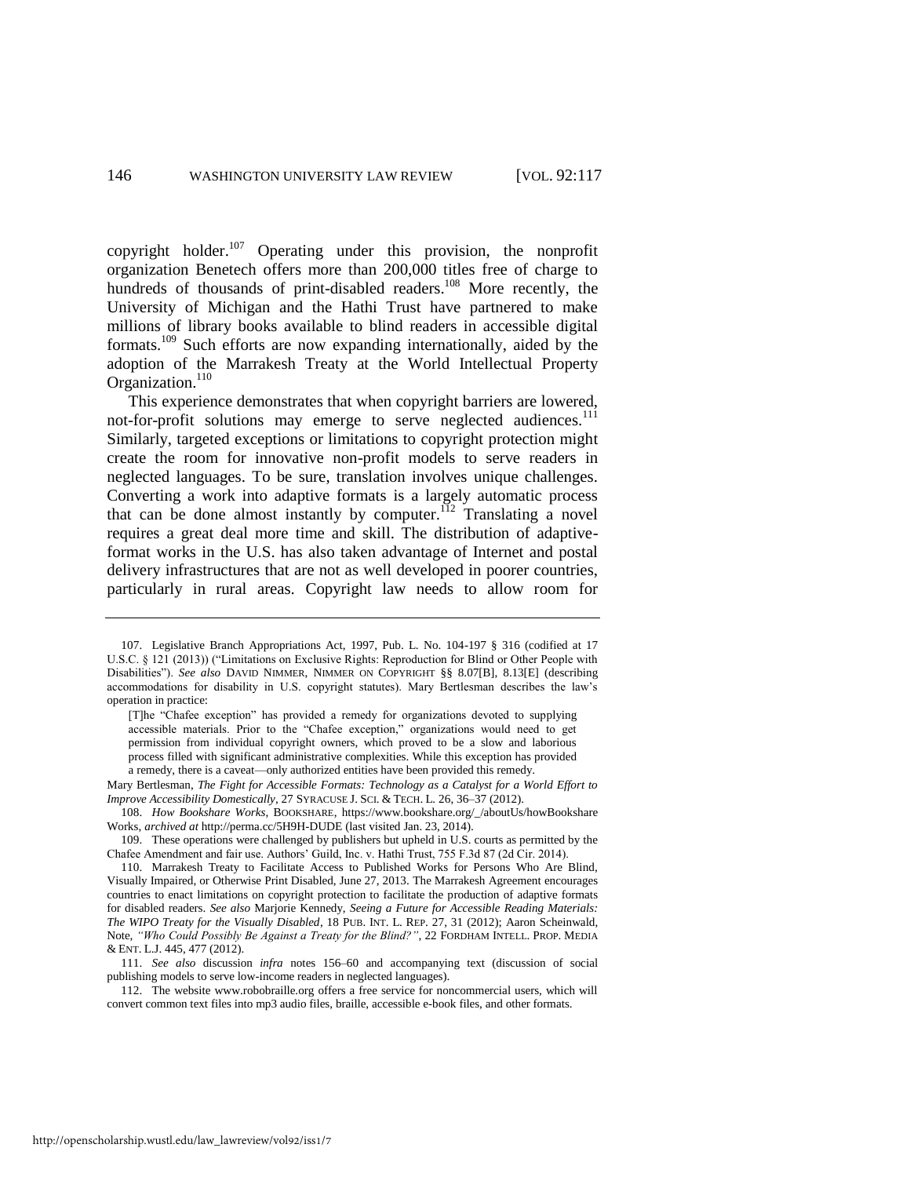copyright holder.[107] Operating under this provision, the nonprofit organization Benetech offers more than 200,000 titles free of charge to hundreds of thousands of print-disabled readers.[108] More recently, the University of Michigan and the Hathi Trust have partnered to make millions of library books available to blind readers in accessible digital formats.[109] Such efforts are now expanding internationally, aided by the adoption of the Marrakesh Treaty at the World Intellectual Property Organization.[110]

This experience demonstrates that when copyright barriers are lowered, not-for-profit solutions may emerge to serve neglected audiences.[111] Similarly, targeted exceptions or limitations to copyright protection might create the room for innovative non-profit models to serve readers in neglected languages. To be sure, translation involves unique challenges. Converting a work into adaptive formats is a largely automatic process that can be done almost instantly by computer.[112] Translating a novel requires a great deal more time and skill. The distribution of adaptive-format works in the U.S. has also taken advantage of Internet and postal delivery infrastructures that are not as well developed in poorer countries, particularly in rural areas. Copyright law needs to allow room for

---

107. Legislative Branch Appropriations Act, 1997, Pub. L. No. 104-197 § 316 (codified at 17 U.S.C. § 121 (2013)) ("Limitations on Exclusive Rights: Reproduction for Blind or Other People with Disabilities"). *See also* DAVID NIMMER, NIMMER ON COPYRIGHT §§ 8.07[B], 8.13[E] (describing accommodations for disability in U.S. copyright statutes). Mary Bertlesman describes the law's operation in practice:

> [T]he "Chafee exception" has provided a remedy for organizations devoted to supplying accessible materials. Prior to the "Chafee exception," organizations would need to get permission from individual copyright owners, which proved to be a slow and laborious process filled with significant administrative complexities. While this exception has provided a remedy, there is a caveat—only authorized entities have been provided this remedy.

Mary Bertlesman, *The Fight for Accessible Formats: Technology as a Catalyst for a World Effort to Improve Accessibility Domestically*, 27 SYRACUSE J. SCI. & TECH. L. 26, 36–37 (2012).

108. *How Bookshare Works*, BOOKSHARE, https://www.bookshare.org/_/aboutUs/howBookshareWorks, *archived at* http://perma.cc/5H9H-DUDE (last visited Jan. 23, 2014).

109. These operations were challenged by publishers but upheld in U.S. courts as permitted by the Chafee Amendment and fair use. Authors' Guild, Inc. v. Hathi Trust, 755 F.3d 87 (2d Cir. 2014).

110. Marrakesh Treaty to Facilitate Access to Published Works for Persons Who Are Blind, Visually Impaired, or Otherwise Print Disabled, June 27, 2013. The Marrakesh Agreement encourages countries to enact limitations on copyright protection to facilitate the production of adaptive formats for disabled readers. *See also* Marjorie Kennedy, *Seeing a Future for Accessible Reading Materials: The WIPO Treaty for the Visually Disabled*, 18 PUB. INT. L. REP. 27, 31 (2012); Aaron Scheinwald, Note, *"Who Could Possibly Be Against a Treaty for the Blind?"*, 22 FORDHAM INTELL. PROP. MEDIA & ENT. L.J. 445, 477 (2012).

111. *See also* discussion *infra* notes 156–60 and accompanying text (discussion of social publishing models to serve low-income readers in neglected languages).

112. The website www.robobraille.org offers a free service for noncommercial users, which will convert common text files into mp3 audio files, braille, accessible e-book files, and other formats.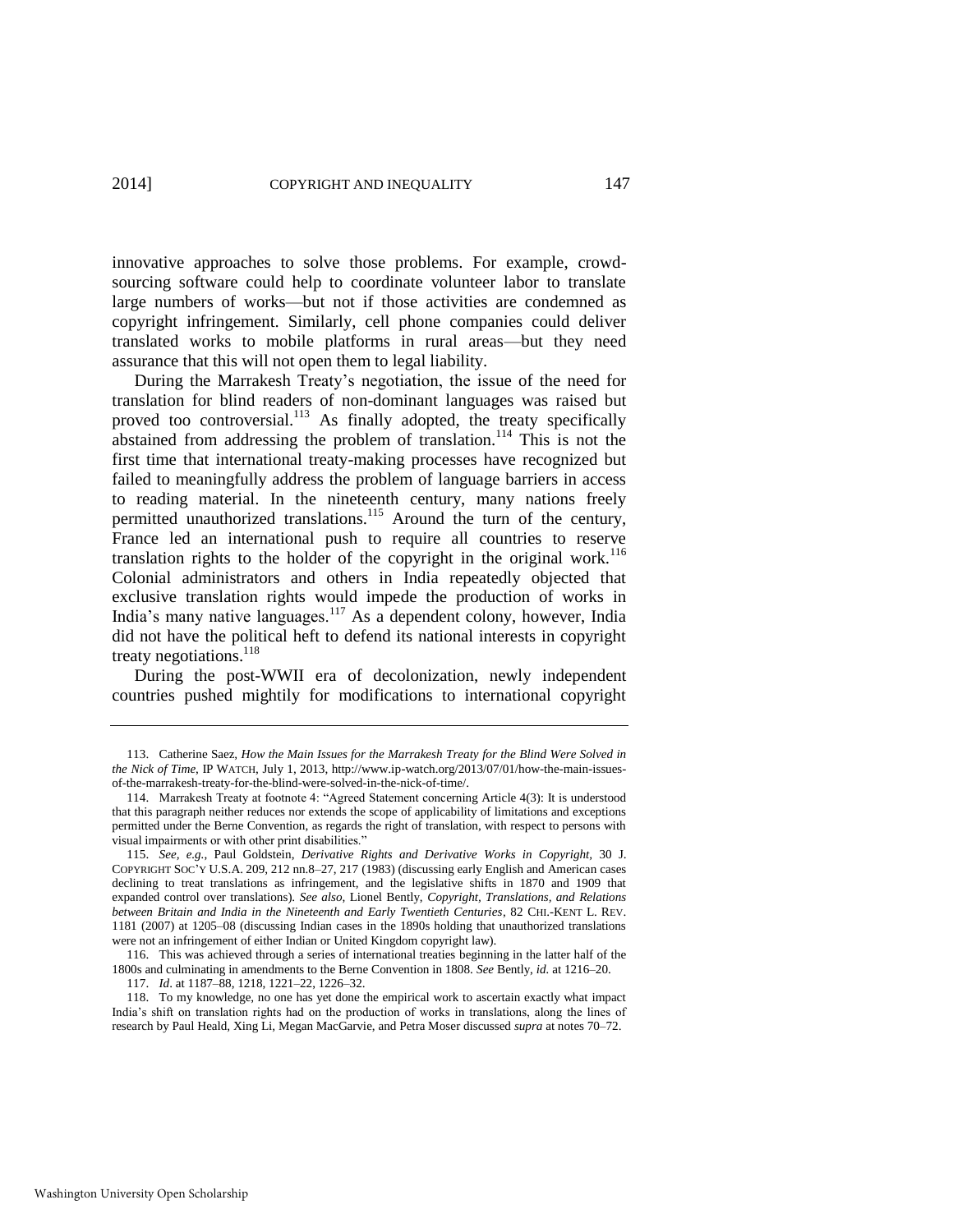innovative approaches to solve those problems. For example, crowd-sourcing software could help to coordinate volunteer labor to translate large numbers of works—but not if those activities are condemned as copyright infringement. Similarly, cell phone companies could deliver translated works to mobile platforms in rural areas—but they need assurance that this will not open them to legal liability.

During the Marrakesh Treaty's negotiation, the issue of the need for translation for blind readers of non-dominant languages was raised but proved too controversial.[113] As finally adopted, the treaty specifically abstained from addressing the problem of translation.[114] This is not the first time that international treaty-making processes have recognized but failed to meaningfully address the problem of language barriers in access to reading material. In the nineteenth century, many nations freely permitted unauthorized translations.[115] Around the turn of the century, France led an international push to require all countries to reserve translation rights to the holder of the copyright in the original work.[116] Colonial administrators and others in India repeatedly objected that exclusive translation rights would impede the production of works in India's many native languages.[117] As a dependent colony, however, India did not have the political heft to defend its national interests in copyright treaty negotiations.[118]

During the post-WWII era of decolonization, newly independent countries pushed mightily for modifications to international copyright

---

113. Catherine Saez, *How the Main Issues for the Marrakesh Treaty for the Blind Were Solved in the Nick of Time*, IP WATCH, July 1, 2013, http://www.ip-watch.org/2013/07/01/how-the-main-issues-of-the-marrakesh-treaty-for-the-blind-were-solved-in-the-nick-of-time/.

114. Marrakesh Treaty at footnote 4: "Agreed Statement concerning Article 4(3): It is understood that this paragraph neither reduces nor extends the scope of applicability of limitations and exceptions permitted under the Berne Convention, as regards the right of translation, with respect to persons with visual impairments or with other print disabilities."

115. *See, e.g.*, Paul Goldstein, *Derivative Rights and Derivative Works in Copyright*, 30 J. COPYRIGHT SOC'Y U.S.A. 209, 212 nn.8–27, 217 (1983) (discussing early English and American cases declining to treat translations as infringement, and the legislative shifts in 1870 and 1909 that expanded control over translations). *See also*, Lionel Bently, *Copyright, Translations, and Relations between Britain and India in the Nineteenth and Early Twentieth Centuries*, 82 CHI.-KENT L. REV. 1181 (2007) at 1205–08 (discussing Indian cases in the 1890s holding that unauthorized translations were not an infringement of either Indian or United Kingdom copyright law).

116. This was achieved through a series of international treaties beginning in the latter half of the 1800s and culminating in amendments to the Berne Convention in 1808. *See* Bently, *id.* at 1216–20.

117. *Id*. at 1187–88, 1218, 1221–22, 1226–32.

118. To my knowledge, no one has yet done the empirical work to ascertain exactly what impact India's shift on translation rights had on the production of works in translations, along the lines of research by Paul Heald, Xing Li, Megan MacGarvie, and Petra Moser discussed *supra* at notes 70–72.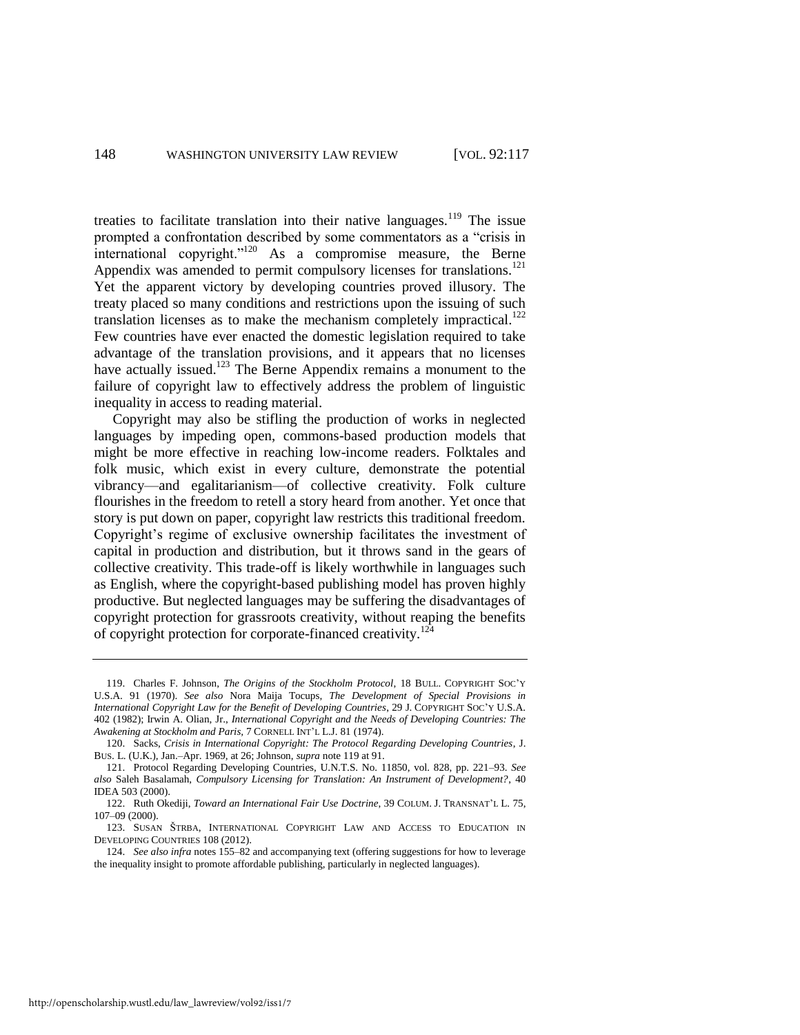treaties to facilitate translation into their native languages.[119] The issue prompted a confrontation described by some commentators as a "crisis in international copyright."[120] As a compromise measure, the Berne Appendix was amended to permit compulsory licenses for translations.[121] Yet the apparent victory by developing countries proved illusory. The treaty placed so many conditions and restrictions upon the issuing of such translation licenses as to make the mechanism completely impractical.[122] Few countries have ever enacted the domestic legislation required to take advantage of the translation provisions, and it appears that no licenses have actually issued.[123] The Berne Appendix remains a monument to the failure of copyright law to effectively address the problem of linguistic inequality in access to reading material.

Copyright may also be stifling the production of works in neglected languages by impeding open, commons-based production models that might be more effective in reaching low-income readers. Folktales and folk music, which exist in every culture, demonstrate the potential vibrancy—and egalitarianism—of collective creativity. Folk culture flourishes in the freedom to retell a story heard from another. Yet once that story is put down on paper, copyright law restricts this traditional freedom. Copyright's regime of exclusive ownership facilitates the investment of capital in production and distribution, but it throws sand in the gears of collective creativity. This trade-off is likely worthwhile in languages such as English, where the copyright-based publishing model has proven highly productive. But neglected languages may be suffering the disadvantages of copyright protection for grassroots creativity, without reaping the benefits of copyright protection for corporate-financed creativity.[124]

---

119. Charles F. Johnson, *The Origins of the Stockholm Protocol*, 18 BULL. COPYRIGHT SOC'Y U.S.A. 91 (1970). *See also* Nora Maija Tocups, *The Development of Special Provisions in International Copyright Law for the Benefit of Developing Countries*, 29 J. COPYRIGHT SOC'Y U.S.A. 402 (1982); Irwin A. Olian, Jr., *International Copyright and the Needs of Developing Countries: The Awakening at Stockholm and Paris*, 7 CORNELL INT'L L.J. 81 (1974).

120. Sacks, *Crisis in International Copyright: The Protocol Regarding Developing Countries*, J. BUS. L. (U.K.), Jan.–Apr. 1969, at 26; Johnson, *supra* note 119 at 91.

121. Protocol Regarding Developing Countries, U.N.T.S. No. 11850, vol. 828, pp. 221–93. *See also* Saleh Basalamah, *Compulsory Licensing for Translation: An Instrument of Development?*, 40 IDEA 503 (2000).

122. Ruth Okediji, *Toward an International Fair Use Doctrine*, 39 COLUM. J. TRANSNAT'L L. 75, 107–09 (2000).

123. SUSAN ŠTRBA, INTERNATIONAL COPYRIGHT LAW AND ACCESS TO EDUCATION IN DEVELOPING COUNTRIES 108 (2012).

124. *See also infra* notes 155–82 and accompanying text (offering suggestions for how to leverage the inequality insight to promote affordable publishing, particularly in neglected languages).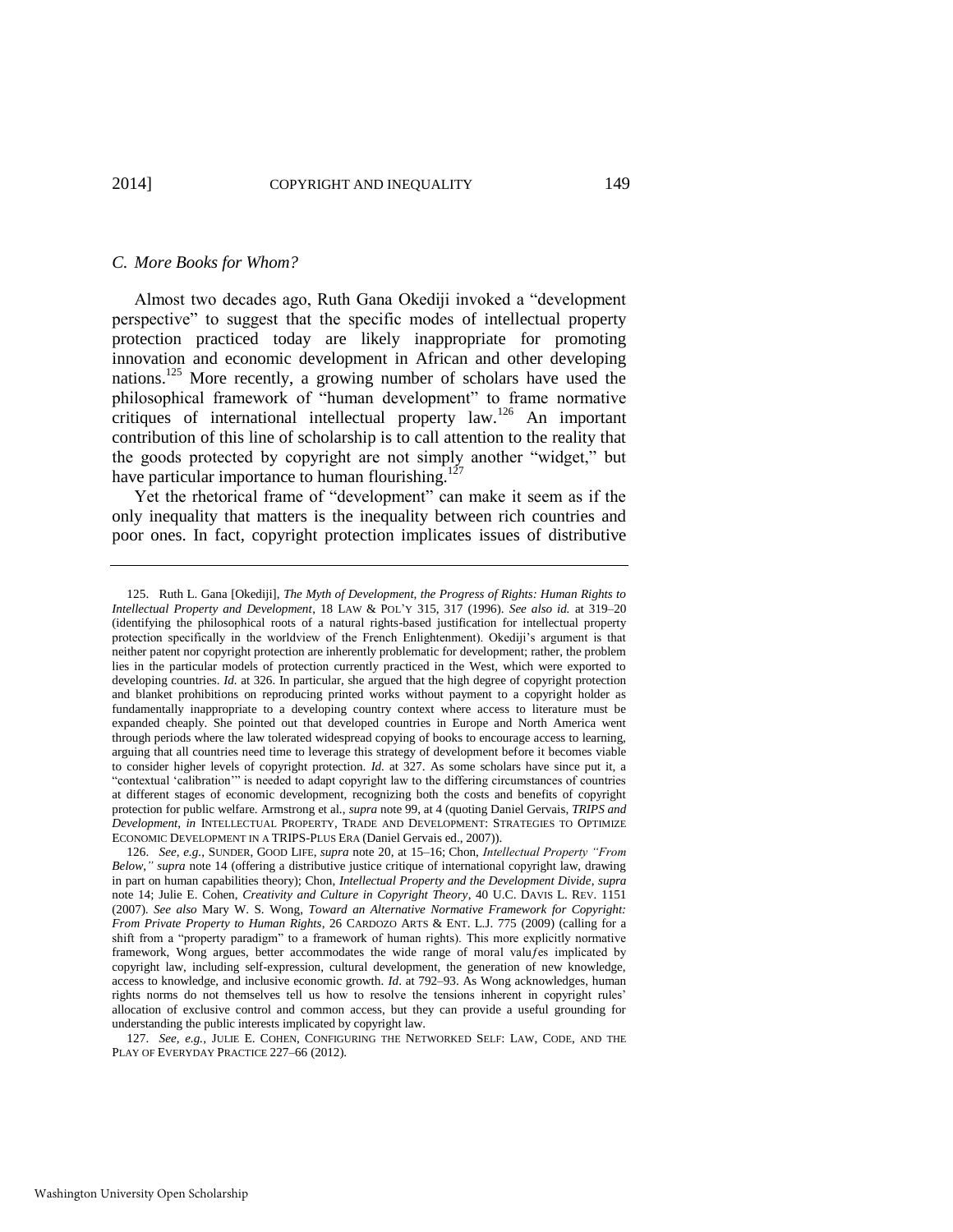### C. More Books for Whom?

Almost two decades ago, Ruth Gana Okediji invoked a "development perspective" to suggest that the specific modes of intellectual property protection practiced today are likely inappropriate for promoting innovation and economic development in African and other developing nations.[125] More recently, a growing number of scholars have used the philosophical framework of "human development" to frame normative critiques of international intellectual property law.[126] An important contribution of this line of scholarship is to call attention to the reality that the goods protected by copyright are not simply another "widget," but have particular importance to human flourishing.[127]

Yet the rhetorical frame of "development" can make it seem as if the only inequality that matters is the inequality between rich countries and poor ones. In fact, copyright protection implicates issues of distributive

---

125. Ruth L. Gana [Okediji], *The Myth of Development, the Progress of Rights: Human Rights to Intellectual Property and Development*, 18 LAW & POL'Y 315, 317 (1996). *See also id.* at 319–20 (identifying the philosophical roots of a natural rights-based justification for intellectual property protection specifically in the worldview of the French Enlightenment). Okediji's argument is that neither patent nor copyright protection are inherently problematic for development; rather, the problem lies in the particular models of protection currently practiced in the West, which were exported to developing countries. *Id.* at 326. In particular, she argued that the high degree of copyright protection and blanket prohibitions on reproducing printed works without payment to a copyright holder as fundamentally inappropriate to a developing country context where access to literature must be expanded cheaply. She pointed out that developed countries in Europe and North America went through periods where the law tolerated widespread copying of books to encourage access to learning, arguing that all countries need time to leverage this strategy of development before it becomes viable to consider higher levels of copyright protection. *Id.* at 327. As some scholars have since put it, a "contextual 'calibration'" is needed to adapt copyright law to the differing circumstances of countries at different stages of economic development, recognizing both the costs and benefits of copyright protection for public welfare. Armstrong et al., *supra* note 99, at 4 (quoting Daniel Gervais, *TRIPS and Development*, *in* INTELLECTUAL PROPERTY, TRADE AND DEVELOPMENT: STRATEGIES TO OPTIMIZE ECONOMIC DEVELOPMENT IN A TRIPS-PLUS ERA (Daniel Gervais ed., 2007)).

126. *See, e.g.*, SUNDER, GOOD LIFE, *supra* note 20, at 15–16; Chon, *Intellectual Property "From Below," supra* note 14 (offering a distributive justice critique of international copyright law, drawing in part on human capabilities theory); Chon, *Intellectual Property and the Development Divide*, *supra* note 14; Julie E. Cohen, *Creativity and Culture in Copyright Theory*, 40 U.C. DAVIS L. REV. 1151 (2007). *See also* Mary W. S. Wong, *Toward an Alternative Normative Framework for Copyright: From Private Property to Human Rights*, 26 CARDOZO ARTS & ENT. L.J. 775 (2009) (calling for a shift from a "property paradigm" to a framework of human rights). This more explicitly normative framework, Wong argues, better accommodates the wide range of moral valu*f*es implicated by copyright law, including self-expression, cultural development, the generation of new knowledge, access to knowledge, and inclusive economic growth. *Id*. at 792–93. As Wong acknowledges, human rights norms do not themselves tell us how to resolve the tensions inherent in copyright rules' allocation of exclusive control and common access, but they can provide a useful grounding for understanding the public interests implicated by copyright law.

127. *See, e.g.*, JULIE E. COHEN, CONFIGURING THE NETWORKED SELF: LAW, CODE, AND THE PLAY OF EVERYDAY PRACTICE 227–66 (2012).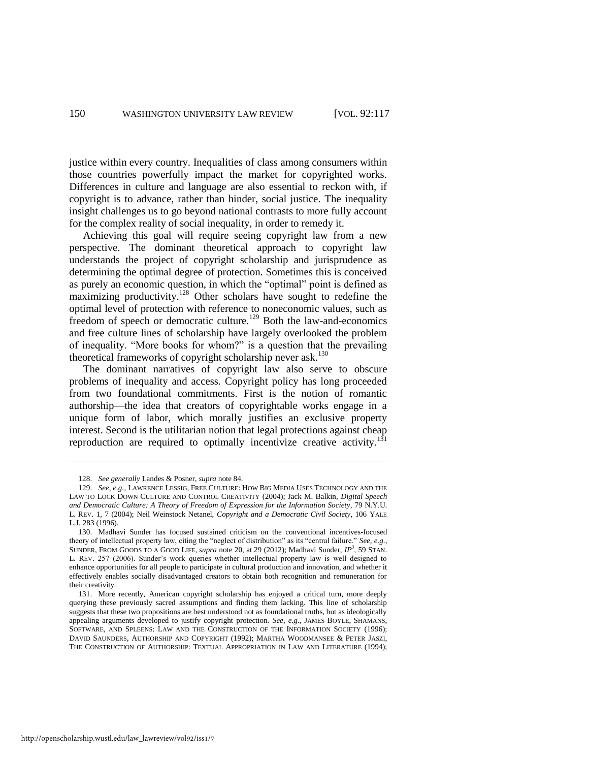justice within every country. Inequalities of class among consumers within those countries powerfully impact the market for copyrighted works. Differences in culture and language are also essential to reckon with, if copyright is to advance, rather than hinder, social justice. The inequality insight challenges us to go beyond national contrasts to more fully account for the complex reality of social inequality, in order to remedy it.

Achieving this goal will require seeing copyright law from a new perspective. The dominant theoretical approach to copyright law understands the project of copyright scholarship and jurisprudence as determining the optimal degree of protection. Sometimes this is conceived as purely an economic question, in which the "optimal" point is defined as maximizing productivity.[128] Other scholars have sought to redefine the optimal level of protection with reference to noneconomic values, such as freedom of speech or democratic culture.[129] Both the law-and-economics and free culture lines of scholarship have largely overlooked the problem of inequality. "More books for whom?" is a question that the prevailing theoretical frameworks of copyright scholarship never ask.[130]

The dominant narratives of copyright law also serve to obscure problems of inequality and access. Copyright policy has long proceeded from two foundational commitments. First is the notion of romantic authorship—the idea that creators of copyrightable works engage in a unique form of labor, which morally justifies an exclusive property interest. Second is the utilitarian notion that legal protections against cheap reproduction are required to optimally incentivize creative activity.[131]

---

128. *See generally* Landes & Posner, *supra* note 84.

129. *See, e.g.*, LAWRENCE LESSIG, FREE CULTURE: HOW BIG MEDIA USES TECHNOLOGY AND THE LAW TO LOCK DOWN CULTURE AND CONTROL CREATIVITY (2004); Jack M. Balkin, *Digital Speech and Democratic Culture: A Theory of Freedom of Expression for the Information Society*, 79 N.Y.U. L. REV. 1, 7 (2004); Neil Weinstock Netanel, *Copyright and a Democratic Civil Society*, 106 YALE L.J. 283 (1996).

130. Madhavi Sunder has focused sustained criticism on the conventional incentives-focused theory of intellectual property law, citing the "neglect of distribution" as its "central failure." *See, e.g.*, SUNDER, FROM GOODS TO A GOOD LIFE, *supra* note 20, at 29 (2012); Madhavi Sunder, *IP*$^3$, 59 STAN. L. REV. 257 (2006). Sunder's work queries whether intellectual property law is well designed to enhance opportunities for all people to participate in cultural production and innovation, and whether it effectively enables socially disadvantaged creators to obtain both recognition and remuneration for their creativity.

131. More recently, American copyright scholarship has enjoyed a critical turn, more deeply querying these previously sacred assumptions and finding them lacking. This line of scholarship suggests that these two propositions are best understood not as foundational truths, but as ideologically appealing arguments developed to justify copyright protection. *See, e.g.*, JAMES BOYLE, SHAMANS, SOFTWARE, AND SPLEENS: LAW AND THE CONSTRUCTION OF THE INFORMATION SOCIETY (1996); DAVID SAUNDERS, AUTHORSHIP AND COPYRIGHT (1992); MARTHA WOODMANSEE & PETER JASZI, THE CONSTRUCTION OF AUTHORSHIP: TEXTUAL APPROPRIATION IN LAW AND LITERATURE (1994);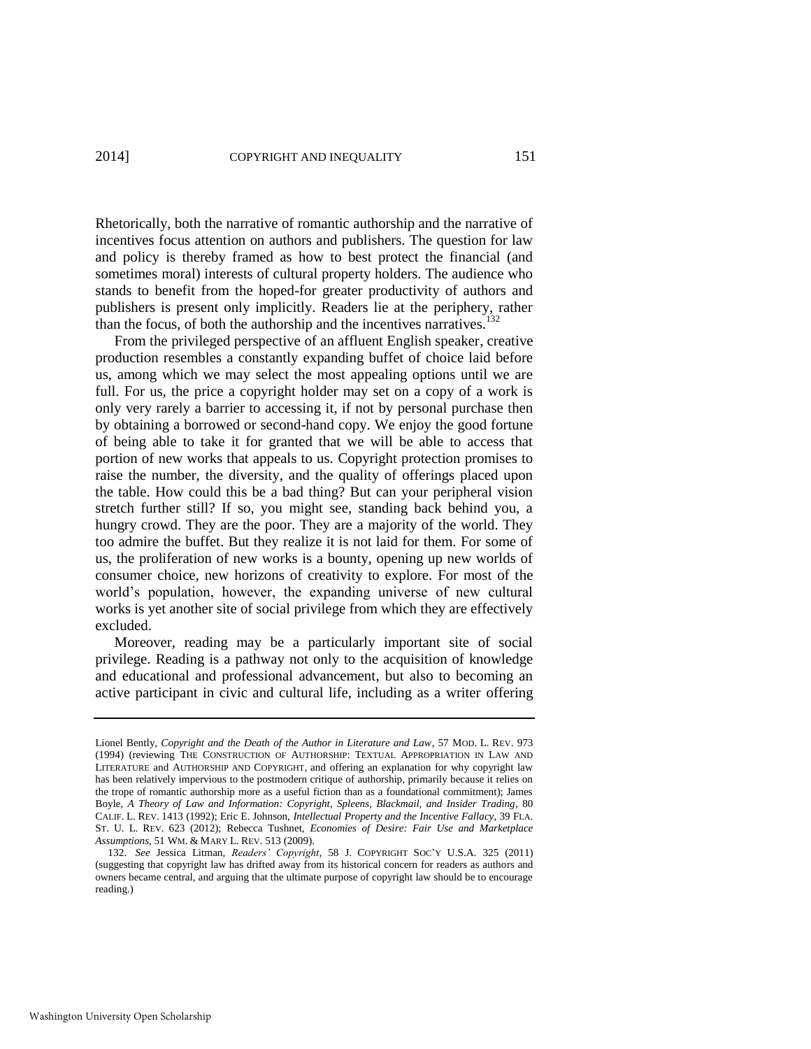Rhetorically, both the narrative of romantic authorship and the narrative of incentives focus attention on authors and publishers. The question for law and policy is thereby framed as how to best protect the financial (and sometimes moral) interests of cultural property holders. The audience who stands to benefit from the hoped-for greater productivity of authors and publishers is present only implicitly. Readers lie at the periphery, rather than the focus, of both the authorship and the incentives narratives.[132]

From the privileged perspective of an affluent English speaker, creative production resembles a constantly expanding buffet of choice laid before us, among which we may select the most appealing options until we are full. For us, the price a copyright holder may set on a copy of a work is only very rarely a barrier to accessing it, if not by personal purchase then by obtaining a borrowed or second-hand copy. We enjoy the good fortune of being able to take it for granted that we will be able to access that portion of new works that appeals to us. Copyright protection promises to raise the number, the diversity, and the quality of offerings placed upon the table. How could this be a bad thing? But can your peripheral vision stretch further still? If so, you might see, standing back behind you, a hungry crowd. They are the poor. They are a majority of the world. They too admire the buffet. But they realize it is not laid for them. For some of us, the proliferation of new works is a bounty, opening up new worlds of consumer choice, new horizons of creativity to explore. For most of the world's population, however, the expanding universe of new cultural works is yet another site of social privilege from which they are effectively excluded.

Moreover, reading may be a particularly important site of social privilege. Reading is a pathway not only to the acquisition of knowledge and educational and professional advancement, but also to becoming an active participant in civic and cultural life, including as a writer offering

---

Lionel Bently, *Copyright and the Death of the Author in Literature and Law*, 57 MOD. L. REV. 973 (1994) (reviewing THE CONSTRUCTION OF AUTHORSHIP: TEXTUAL APPROPRIATION IN LAW AND LITERATURE and AUTHORSHIP AND COPYRIGHT, and offering an explanation for why copyright law has been relatively impervious to the postmodern critique of authorship, primarily because it relies on the trope of romantic authorship more as a useful fiction than as a foundational commitment); James Boyle, *A Theory of Law and Information: Copyright, Spleens, Blackmail, and Insider Trading*, 80 CALIF. L. REV. 1413 (1992); Eric E. Johnson, *Intellectual Property and the Incentive Fallacy*, 39 FLA. ST. U. L. REV. 623 (2012); Rebecca Tushnet, *Economies of Desire: Fair Use and Marketplace Assumptions*, 51 WM. & MARY L. REV. 513 (2009).

132. *See* Jessica Litman, *Readers' Copyright*, 58 J. COPYRIGHT SOC'Y U.S.A. 325 (2011) (suggesting that copyright law has drifted away from its historical concern for readers as authors and owners became central, and arguing that the ultimate purpose of copyright law should be to encourage reading.)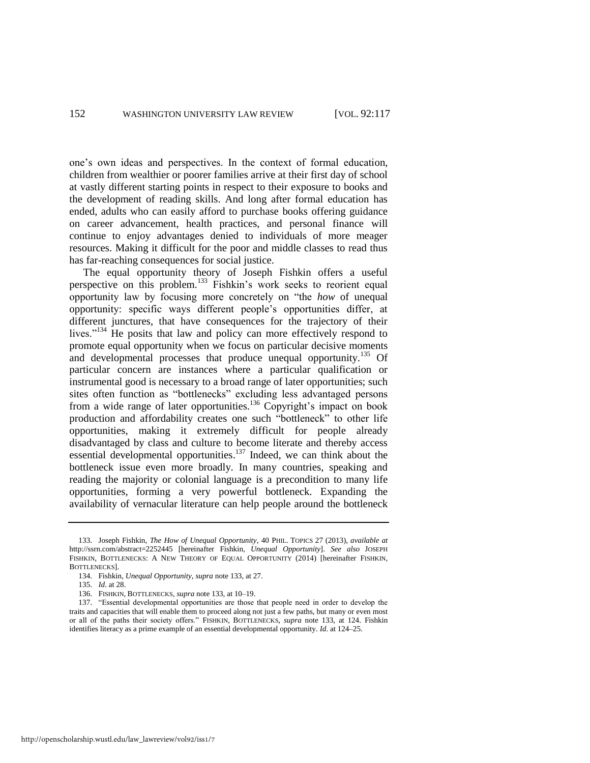one's own ideas and perspectives. In the context of formal education, children from wealthier or poorer families arrive at their first day of school at vastly different starting points in respect to their exposure to books and the development of reading skills. And long after formal education has ended, adults who can easily afford to purchase books offering guidance on career advancement, health practices, and personal finance will continue to enjoy advantages denied to individuals of more meager resources. Making it difficult for the poor and middle classes to read thus has far-reaching consequences for social justice.

The equal opportunity theory of Joseph Fishkin offers a useful perspective on this problem.[133] Fishkin's work seeks to reorient equal opportunity law by focusing more concretely on "the *how* of unequal opportunity: specific ways different people's opportunities differ, at different junctures, that have consequences for the trajectory of their lives."[134] He posits that law and policy can more effectively respond to promote equal opportunity when we focus on particular decisive moments and developmental processes that produce unequal opportunity.[135] Of particular concern are instances where a particular qualification or instrumental good is necessary to a broad range of later opportunities; such sites often function as "bottlenecks" excluding less advantaged persons from a wide range of later opportunities.[136] Copyright's impact on book production and affordability creates one such "bottleneck" to other life opportunities, making it extremely difficult for people already disadvantaged by class and culture to become literate and thereby access essential developmental opportunities.[137] Indeed, we can think about the bottleneck issue even more broadly. In many countries, speaking and reading the majority or colonial language is a precondition to many life opportunities, forming a very powerful bottleneck. Expanding the availability of vernacular literature can help people around the bottleneck

---

133. Joseph Fishkin, *The How of Unequal Opportunity*, 40 PHIL. TOPICS 27 (2013), *available at* http://ssrn.com/abstract=2252445 [hereinafter Fishkin, *Unequal Opportunity*]. *See also* JOSEPH FISHKIN, BOTTLENECKS: A NEW THEORY OF EQUAL OPPORTUNITY (2014) [hereinafter FISHKIN, BOTTLENECKS].

134. Fishkin, *Unequal Opportunity*, *supra* note 133, at 27.

135. *Id*. at 28.

136. FISHKIN, BOTTLENECKS, *supra* note 133, at 10–19.

137. "Essential developmental opportunities are those that people need in order to develop the traits and capacities that will enable them to proceed along not just a few paths, but many or even most or all of the paths their society offers." FISHKIN, BOTTLENECKS, *supra* note 133, at 124. Fishkin identifies literacy as a prime example of an essential developmental opportunity. *Id*. at 124–25.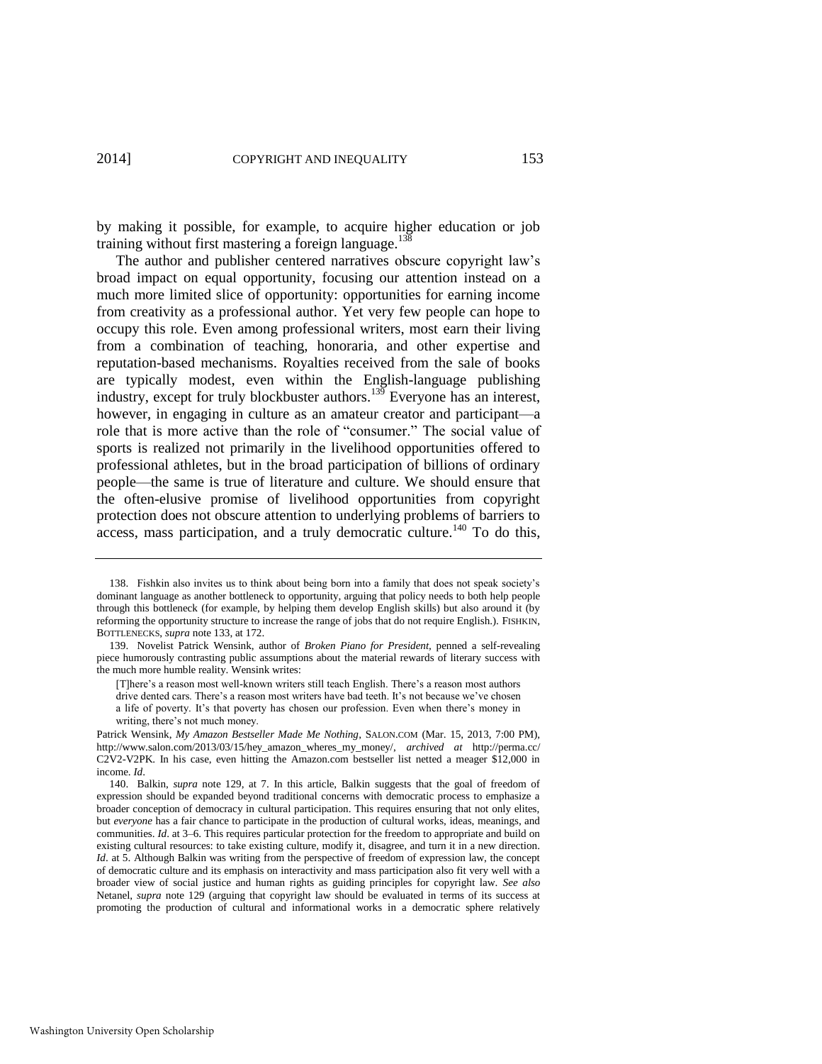by making it possible, for example, to acquire higher education or job training without first mastering a foreign language.[138]

The author and publisher centered narratives obscure copyright law's broad impact on equal opportunity, focusing our attention instead on a much more limited slice of opportunity: opportunities for earning income from creativity as a professional author. Yet very few people can hope to occupy this role. Even among professional writers, most earn their living from a combination of teaching, honoraria, and other expertise and reputation-based mechanisms. Royalties received from the sale of books are typically modest, even within the English-language publishing industry, except for truly blockbuster authors.[139] Everyone has an interest, however, in engaging in culture as an amateur creator and participant—a role that is more active than the role of "consumer." The social value of sports is realized not primarily in the livelihood opportunities offered to professional athletes, but in the broad participation of billions of ordinary people—the same is true of literature and culture. We should ensure that the often-elusive promise of livelihood opportunities from copyright protection does not obscure attention to underlying problems of barriers to access, mass participation, and a truly democratic culture.[140] To do this,

---

138. Fishkin also invites us to think about being born into a family that does not speak society's dominant language as another bottleneck to opportunity, arguing that policy needs to both help people through this bottleneck (for example, by helping them develop English skills) but also around it (by reforming the opportunity structure to increase the range of jobs that do not require English.). FISHKIN, BOTTLENECKS, *supra* note 133, at 172.

139. Novelist Patrick Wensink, author of *Broken Piano for President*, penned a self-revealing piece humorously contrasting public assumptions about the material rewards of literary success with the much more humble reality. Wensink writes:

> [T]here's a reason most well-known writers still teach English. There's a reason most authors drive dented cars. There's a reason most writers have bad teeth. It's not because we've chosen a life of poverty. It's that poverty has chosen our profession. Even when there's money in writing, there's not much money.

Patrick Wensink, *My Amazon Bestseller Made Me Nothing*, SALON.COM (Mar. 15, 2013, 7:00 PM), http://www.salon.com/2013/03/15/hey_amazon_wheres_my_money/, *archived at* http://perma.cc/C2V2-V2PK. In his case, even hitting the Amazon.com bestseller list netted a meager $12,000 in income. *Id.*

140. Balkin, *supra* note 129, at 7. In this article, Balkin suggests that the goal of freedom of expression should be expanded beyond traditional concerns with democratic process to emphasize a broader conception of democracy in cultural participation. This requires ensuring that not only elites, but *everyone* has a fair chance to participate in the production of cultural works, ideas, meanings, and communities. *Id*. at 3–6. This requires particular protection for the freedom to appropriate and build on existing cultural resources: to take existing culture, modify it, disagree, and turn it in a new direction. *Id*. at 5. Although Balkin was writing from the perspective of freedom of expression law, the concept of democratic culture and its emphasis on interactivity and mass participation also fit very well with a broader view of social justice and human rights as guiding principles for copyright law. *See also* Netanel, *supra* note 129 (arguing that copyright law should be evaluated in terms of its success at promoting the production of cultural and informational works in a democratic sphere relatively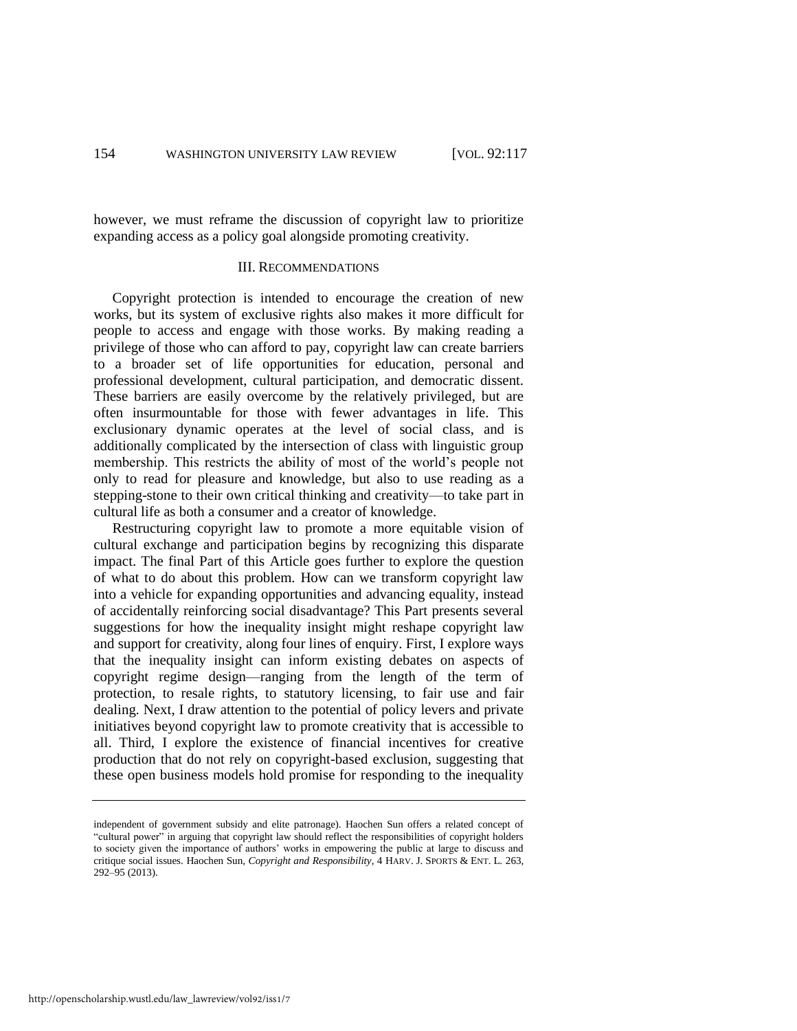however, we must reframe the discussion of copyright law to prioritize expanding access as a policy goal alongside promoting creativity.

## III. RECOMMENDATIONS

Copyright protection is intended to encourage the creation of new works, but its system of exclusive rights also makes it more difficult for people to access and engage with those works. By making reading a privilege of those who can afford to pay, copyright law can create barriers to a broader set of life opportunities for education, personal and professional development, cultural participation, and democratic dissent. These barriers are easily overcome by the relatively privileged, but are often insurmountable for those with fewer advantages in life. This exclusionary dynamic operates at the level of social class, and is additionally complicated by the intersection of class with linguistic group membership. This restricts the ability of most of the world's people not only to read for pleasure and knowledge, but also to use reading as a stepping-stone to their own critical thinking and creativity—to take part in cultural life as both a consumer and a creator of knowledge.

Restructuring copyright law to promote a more equitable vision of cultural exchange and participation begins by recognizing this disparate impact. The final Part of this Article goes further to explore the question of what to do about this problem. How can we transform copyright law into a vehicle for expanding opportunities and advancing equality, instead of accidentally reinforcing social disadvantage? This Part presents several suggestions for how the inequality insight might reshape copyright law and support for creativity, along four lines of enquiry. First, I explore ways that the inequality insight can inform existing debates on aspects of copyright regime design—ranging from the length of the term of protection, to resale rights, to statutory licensing, to fair use and fair dealing. Next, I draw attention to the potential of policy levers and private initiatives beyond copyright law to promote creativity that is accessible to all. Third, I explore the existence of financial incentives for creative production that do not rely on copyright-based exclusion, suggesting that these open business models hold promise for responding to the inequality

---

independent of government subsidy and elite patronage). Haochen Sun offers a related concept of "cultural power" in arguing that copyright law should reflect the responsibilities of copyright holders to society given the importance of authors' works in empowering the public at large to discuss and critique social issues. Haochen Sun, *Copyright and Responsibility*, 4 HARV. J. SPORTS & ENT. L. 263, 292–95 (2013).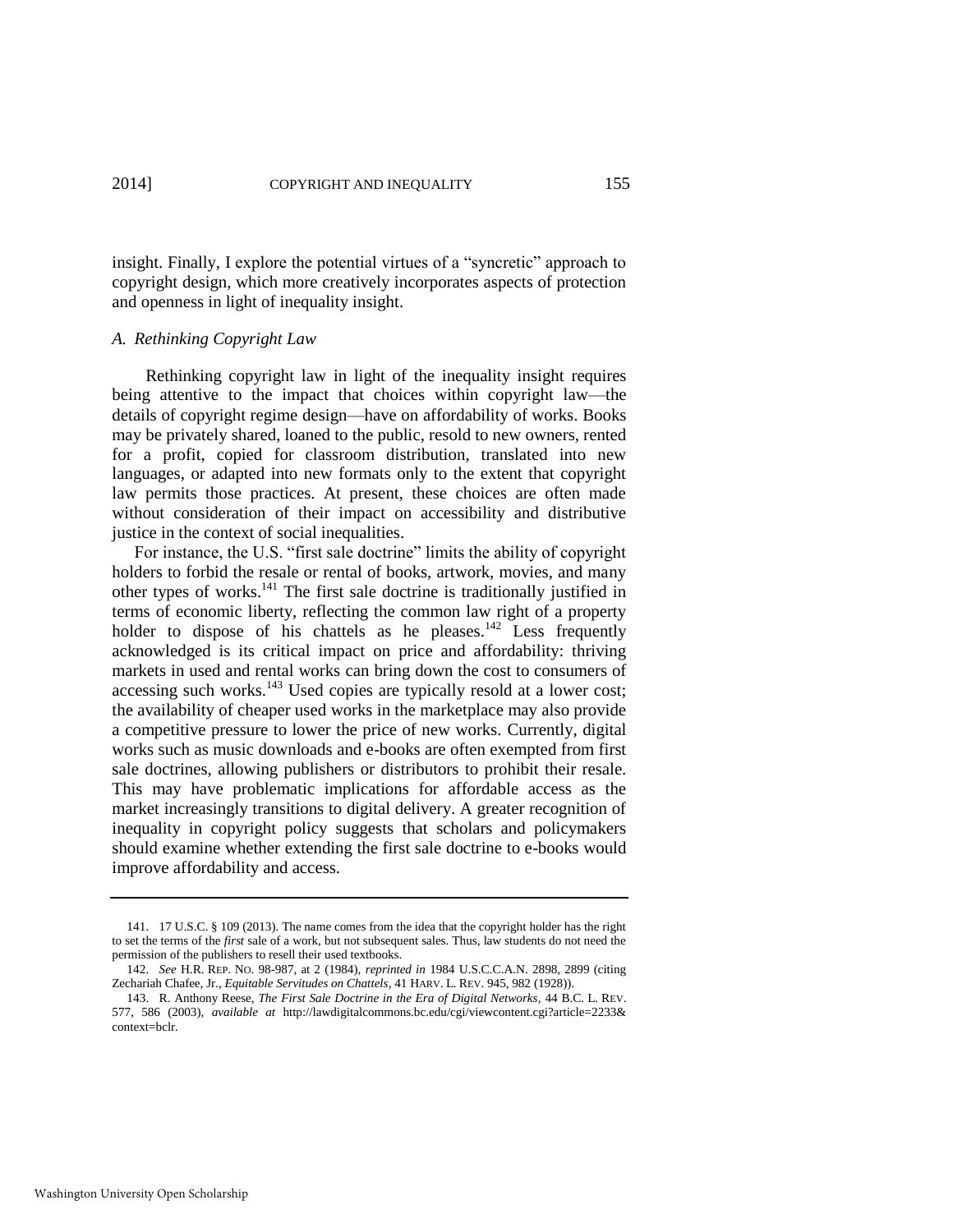insight. Finally, I explore the potential virtues of a "syncretic" approach to copyright design, which more creatively incorporates aspects of protection and openness in light of inequality insight.

### *A. Rethinking Copyright Law*

Rethinking copyright law in light of the inequality insight requires being attentive to the impact that choices within copyright law—the details of copyright regime design—have on affordability of works. Books may be privately shared, loaned to the public, resold to new owners, rented for a profit, copied for classroom distribution, translated into new languages, or adapted into new formats only to the extent that copyright law permits those practices. At present, these choices are often made without consideration of their impact on accessibility and distributive justice in the context of social inequalities.

For instance, the U.S. "first sale doctrine" limits the ability of copyright holders to forbid the resale or rental of books, artwork, movies, and many other types of works.[141] The first sale doctrine is traditionally justified in terms of economic liberty, reflecting the common law right of a property holder to dispose of his chattels as he pleases.[142] Less frequently acknowledged is its critical impact on price and affordability: thriving markets in used and rental works can bring down the cost to consumers of accessing such works.[143] Used copies are typically resold at a lower cost; the availability of cheaper used works in the marketplace may also provide a competitive pressure to lower the price of new works. Currently, digital works such as music downloads and e-books are often exempted from first sale doctrines, allowing publishers or distributors to prohibit their resale. This may have problematic implications for affordable access as the market increasingly transitions to digital delivery. A greater recognition of inequality in copyright policy suggests that scholars and policymakers should examine whether extending the first sale doctrine to e-books would improve affordability and access.

---

141. 17 U.S.C. § 109 (2013). The name comes from the idea that the copyright holder has the right to set the terms of the *first* sale of a work, but not subsequent sales. Thus, law students do not need the permission of the publishers to resell their used textbooks.

142. *See* H.R. REP. NO. 98-987, at 2 (1984), *reprinted in* 1984 U.S.C.C.A.N. 2898, 2899 (citing Zechariah Chafee, Jr., *Equitable Servitudes on Chattels*, 41 HARV. L. REV. 945, 982 (1928)).

143. R. Anthony Reese, *The First Sale Doctrine in the Era of Digital Networks*, 44 B.C. L. REV. 577, 586 (2003), *available at* http://lawdigitalcommons.bc.edu/cgi/viewcontent.cgi?article=2233&context=bclr.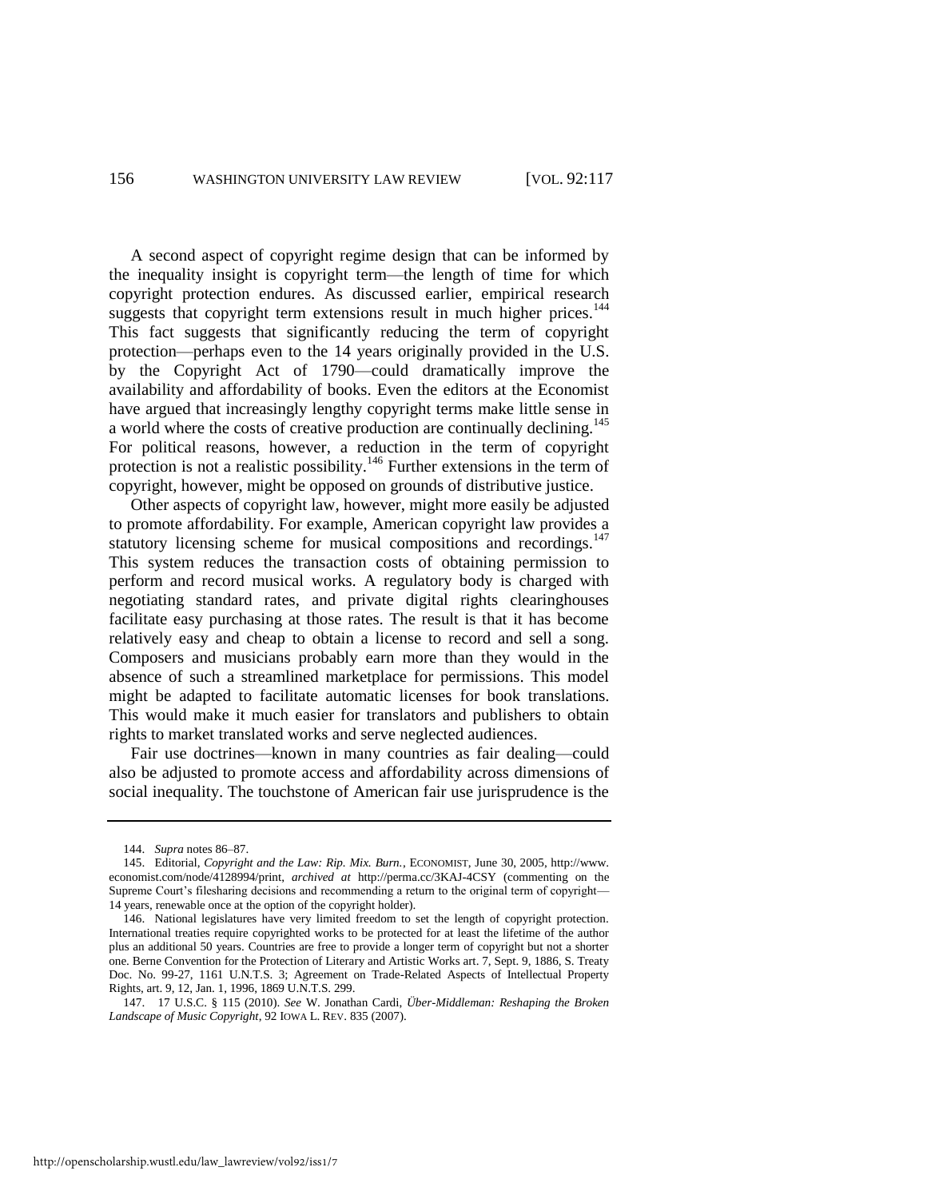A second aspect of copyright regime design that can be informed by the inequality insight is copyright term—the length of time for which copyright protection endures. As discussed earlier, empirical research suggests that copyright term extensions result in much higher prices.[144] This fact suggests that significantly reducing the term of copyright protection—perhaps even to the 14 years originally provided in the U.S. by the Copyright Act of 1790—could dramatically improve the availability and affordability of books. Even the editors at the Economist have argued that increasingly lengthy copyright terms make little sense in a world where the costs of creative production are continually declining.[145] For political reasons, however, a reduction in the term of copyright protection is not a realistic possibility.[146] Further extensions in the term of copyright, however, might be opposed on grounds of distributive justice.

Other aspects of copyright law, however, might more easily be adjusted to promote affordability. For example, American copyright law provides a statutory licensing scheme for musical compositions and recordings.[147] This system reduces the transaction costs of obtaining permission to perform and record musical works. A regulatory body is charged with negotiating standard rates, and private digital rights clearinghouses facilitate easy purchasing at those rates. The result is that it has become relatively easy and cheap to obtain a license to record and sell a song. Composers and musicians probably earn more than they would in the absence of such a streamlined marketplace for permissions. This model might be adapted to facilitate automatic licenses for book translations. This would make it much easier for translators and publishers to obtain rights to market translated works and serve neglected audiences.

Fair use doctrines—known in many countries as fair dealing—could also be adjusted to promote access and affordability across dimensions of social inequality. The touchstone of American fair use jurisprudence is the

---

144. *Supra* notes 86–87.

145. Editorial, *Copyright and the Law: Rip. Mix. Burn.*, ECONOMIST, June 30, 2005, http://www.economist.com/node/4128994/print, *archived at* http://perma.cc/3KAJ-4CSY (commenting on the Supreme Court's filesharing decisions and recommending a return to the original term of copyright—14 years, renewable once at the option of the copyright holder).

146. National legislatures have very limited freedom to set the length of copyright protection. International treaties require copyrighted works to be protected for at least the lifetime of the author plus an additional 50 years. Countries are free to provide a longer term of copyright but not a shorter one. Berne Convention for the Protection of Literary and Artistic Works art. 7, Sept. 9, 1886, S. Treaty Doc. No. 99-27, 1161 U.N.T.S. 3; Agreement on Trade-Related Aspects of Intellectual Property Rights, art. 9, 12, Jan. 1, 1996, 1869 U.N.T.S. 299.

147. 17 U.S.C. § 115 (2010). *See* W. Jonathan Cardi, *Über-Middleman: Reshaping the Broken Landscape of Music Copyright*, 92 IOWA L. REV. 835 (2007).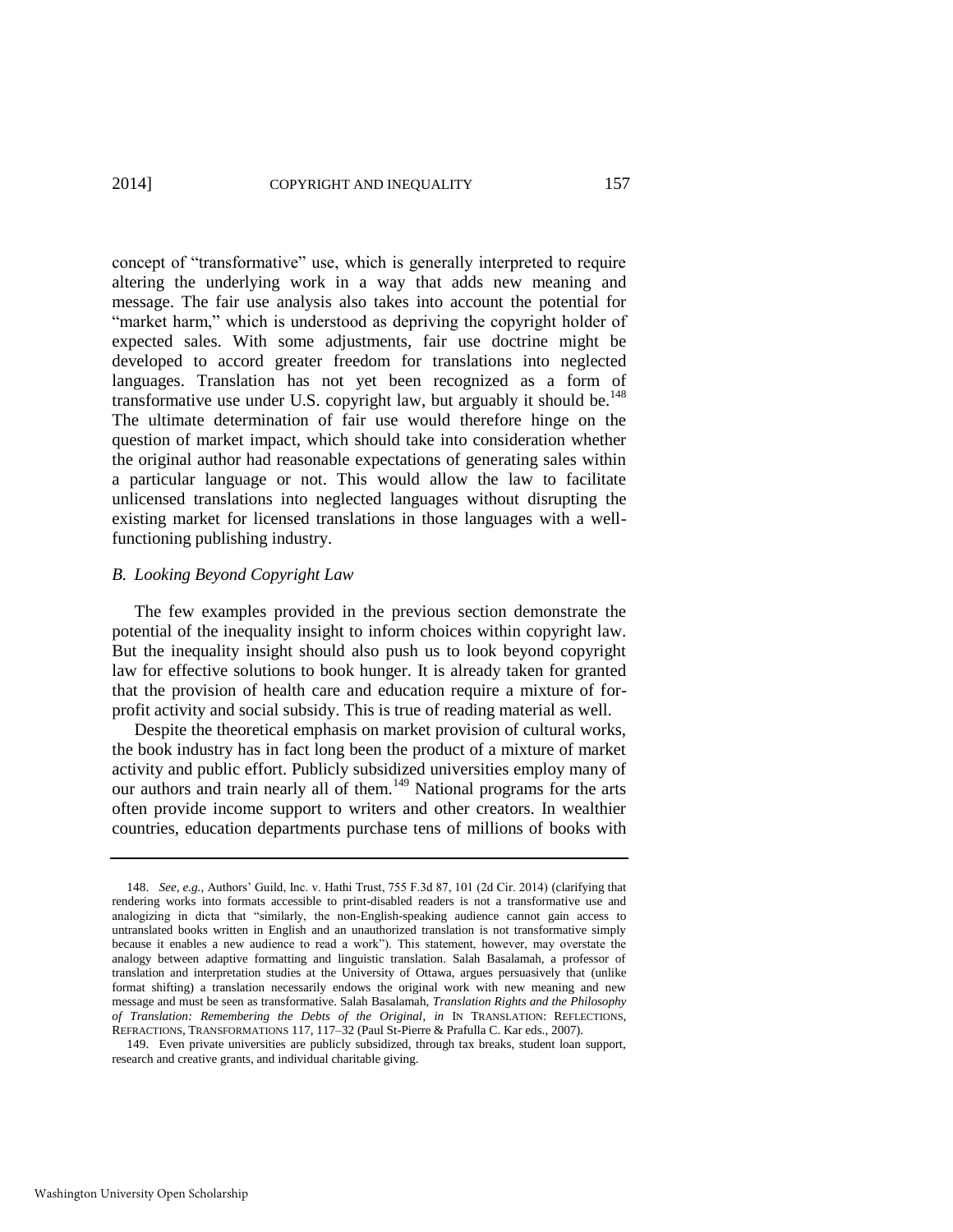concept of "transformative" use, which is generally interpreted to require altering the underlying work in a way that adds new meaning and message. The fair use analysis also takes into account the potential for "market harm," which is understood as depriving the copyright holder of expected sales. With some adjustments, fair use doctrine might be developed to accord greater freedom for translations into neglected languages. Translation has not yet been recognized as a form of transformative use under U.S. copyright law, but arguably it should be.[148] The ultimate determination of fair use would therefore hinge on the question of market impact, which should take into consideration whether the original author had reasonable expectations of generating sales within a particular language or not. This would allow the law to facilitate unlicensed translations into neglected languages without disrupting the existing market for licensed translations in those languages with a well-functioning publishing industry.

### *B. Looking Beyond Copyright Law*

The few examples provided in the previous section demonstrate the potential of the inequality insight to inform choices within copyright law. But the inequality insight should also push us to look beyond copyright law for effective solutions to book hunger. It is already taken for granted that the provision of health care and education require a mixture of for-profit activity and social subsidy. This is true of reading material as well.

Despite the theoretical emphasis on market provision of cultural works, the book industry has in fact long been the product of a mixture of market activity and public effort. Publicly subsidized universities employ many of our authors and train nearly all of them.[149] National programs for the arts often provide income support to writers and other creators. In wealthier countries, education departments purchase tens of millions of books with

---

148. *See, e.g.*, Authors' Guild, Inc. v. Hathi Trust, 755 F.3d 87, 101 (2d Cir. 2014) (clarifying that rendering works into formats accessible to print-disabled readers is not a transformative use and analogizing in dicta that "similarly, the non-English-speaking audience cannot gain access to untranslated books written in English and an unauthorized translation is not transformative simply because it enables a new audience to read a work"). This statement, however, may overstate the analogy between adaptive formatting and linguistic translation. Salah Basalamah, a professor of translation and interpretation studies at the University of Ottawa, argues persuasively that (unlike format shifting) a translation necessarily endows the original work with new meaning and new message and must be seen as transformative. Salah Basalamah, *Translation Rights and the Philosophy of Translation: Remembering the Debts of the Original*, *in* IN TRANSLATION: REFLECTIONS, REFRACTIONS, TRANSFORMATIONS 117, 117–32 (Paul St-Pierre & Prafulla C. Kar eds., 2007).

149. Even private universities are publicly subsidized, through tax breaks, student loan support, research and creative grants, and individual charitable giving.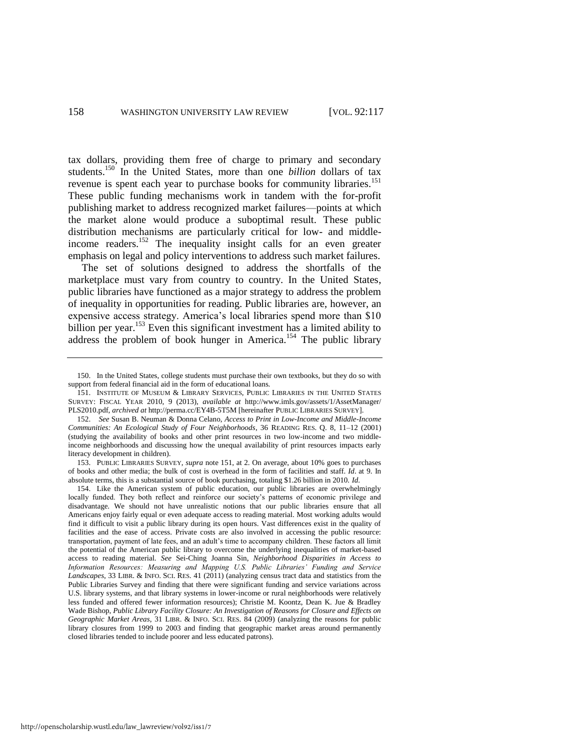tax dollars, providing them free of charge to primary and secondary students.[150] In the United States, more than one *billion* dollars of tax revenue is spent each year to purchase books for community libraries.[151] These public funding mechanisms work in tandem with the for-profit publishing market to address recognized market failures—points at which the market alone would produce a suboptimal result. These public distribution mechanisms are particularly critical for low- and middle-income readers.[152] The inequality insight calls for an even greater emphasis on legal and policy interventions to address such market failures.

The set of solutions designed to address the shortfalls of the marketplace must vary from country to country. In the United States, public libraries have functioned as a major strategy to address the problem of inequality in opportunities for reading. Public libraries are, however, an expensive access strategy. America's local libraries spend more than $10 billion per year.[153] Even this significant investment has a limited ability to address the problem of book hunger in America.[154] The public library

---

150. In the United States, college students must purchase their own textbooks, but they do so with support from federal financial aid in the form of educational loans.

151. INSTITUTE OF MUSEUM & LIBRARY SERVICES, PUBLIC LIBRARIES IN THE UNITED STATES SURVEY: FISCAL YEAR 2010, 9 (2013), *available at* http://www.imls.gov/assets/1/AssetManager/PLS2010.pdf, *archived at* http://perma.cc/EY4B-5T5M [hereinafter PUBLIC LIBRARIES SURVEY].

152. *See* Susan B. Neuman & Donna Celano, *Access to Print in Low-Income and Middle-Income Communities: An Ecological Study of Four Neighborhoods*, 36 READING RES. Q. 8, 11–12 (2001) (studying the availability of books and other print resources in two low-income and two middle-income neighborhoods and discussing how the unequal availability of print resources impacts early literacy development in children).

153. PUBLIC LIBRARIES SURVEY, *supra* note 151, at 2. On average, about 10% goes to purchases of books and other media; the bulk of cost is overhead in the form of facilities and staff. *Id*. at 9. In absolute terms, this is a substantial source of book purchasing, totaling $1.26 billion in 2010. *Id.*

154. Like the American system of public education, our public libraries are overwhelmingly locally funded. They both reflect and reinforce our society's patterns of economic privilege and disadvantage. We should not have unrealistic notions that our public libraries ensure that all Americans enjoy fairly equal or even adequate access to reading material. Most working adults would find it difficult to visit a public library during its open hours. Vast differences exist in the quality of facilities and the ease of access. Private costs are also involved in accessing the public resource: transportation, payment of late fees, and an adult's time to accompany children. These factors all limit the potential of the American public library to overcome the underlying inequalities of market-based access to reading material. *See* Sei-Ching Joanna Sin, *Neighborhood Disparities in Access to Information Resources: Measuring and Mapping U.S. Public Libraries' Funding and Service Landscapes*, 33 LIBR. & INFO. SCI. RES. 41 (2011) (analyzing census tract data and statistics from the Public Libraries Survey and finding that there were significant funding and service variations across U.S. library systems, and that library systems in lower-income or rural neighborhoods were relatively less funded and offered fewer information resources); Christie M. Koontz, Dean K. Jue & Bradley Wade Bishop, *Public Library Facility Closure: An Investigation of Reasons for Closure and Effects on Geographic Market Areas*, 31 LIBR. & INFO. SCI. RES. 84 (2009) (analyzing the reasons for public library closures from 1999 to 2003 and finding that geographic market areas around permanently closed libraries tended to include poorer and less educated patrons).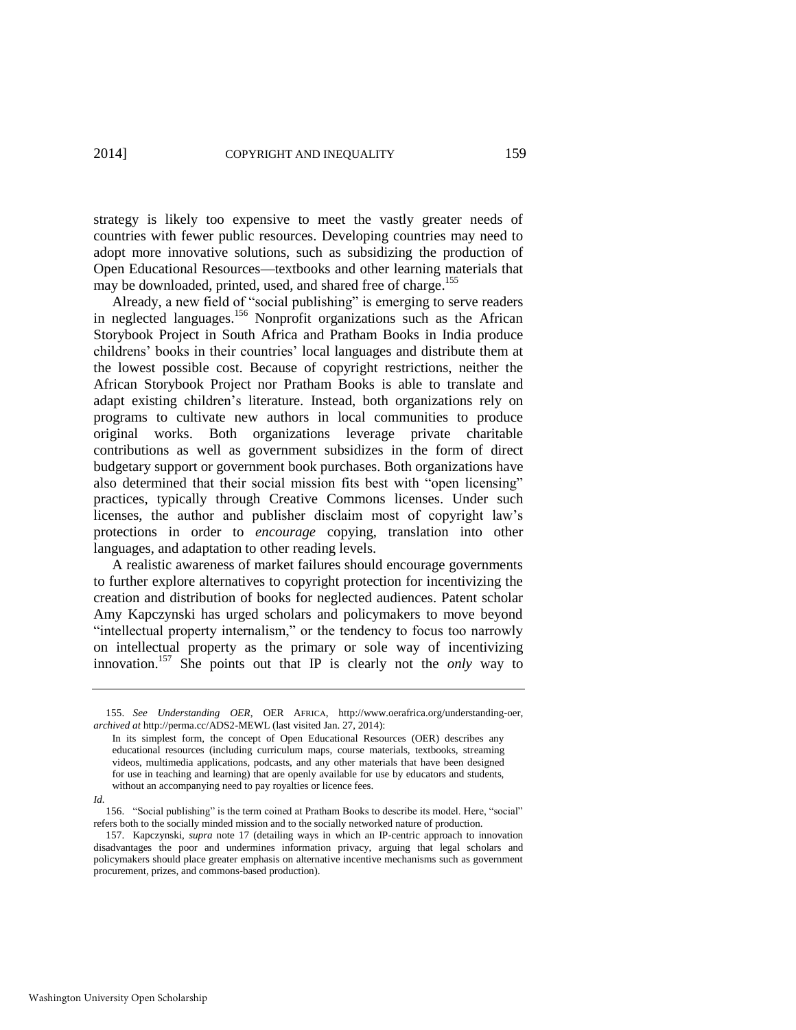strategy is likely too expensive to meet the vastly greater needs of countries with fewer public resources. Developing countries may need to adopt more innovative solutions, such as subsidizing the production of Open Educational Resources—textbooks and other learning materials that may be downloaded, printed, used, and shared free of charge.[155]

Already, a new field of "social publishing" is emerging to serve readers in neglected languages.[156] Nonprofit organizations such as the African Storybook Project in South Africa and Pratham Books in India produce childrens' books in their countries' local languages and distribute them at the lowest possible cost. Because of copyright restrictions, neither the African Storybook Project nor Pratham Books is able to translate and adapt existing children's literature. Instead, both organizations rely on programs to cultivate new authors in local communities to produce original works. Both organizations leverage private charitable contributions as well as government subsidizes in the form of direct budgetary support or government book purchases. Both organizations have also determined that their social mission fits best with "open licensing" practices, typically through Creative Commons licenses. Under such licenses, the author and publisher disclaim most of copyright law's protections in order to *encourage* copying, translation into other languages, and adaptation to other reading levels.

A realistic awareness of market failures should encourage governments to further explore alternatives to copyright protection for incentivizing the creation and distribution of books for neglected audiences. Patent scholar Amy Kapczynski has urged scholars and policymakers to move beyond "intellectual property internalism," or the tendency to focus too narrowly on intellectual property as the primary or sole way of incentivizing innovation.[157] She points out that IP is clearly not the *only* way to

---

155. *See Understanding OER*, OER AFRICA, http://www.oerafrica.org/understanding-oer, *archived at* http://perma.cc/ADS2-MEWL (last visited Jan. 27, 2014):

> In its simplest form, the concept of Open Educational Resources (OER) describes any educational resources (including curriculum maps, course materials, textbooks, streaming videos, multimedia applications, podcasts, and any other materials that have been designed for use in teaching and learning) that are openly available for use by educators and students, without an accompanying need to pay royalties or licence fees.

*Id.*

156. "Social publishing" is the term coined at Pratham Books to describe its model. Here, "social" refers both to the socially minded mission and to the socially networked nature of production.

157. Kapczynski, *supra* note 17 (detailing ways in which an IP-centric approach to innovation disadvantages the poor and undermines information privacy, arguing that legal scholars and policymakers should place greater emphasis on alternative incentive mechanisms such as government procurement, prizes, and commons-based production).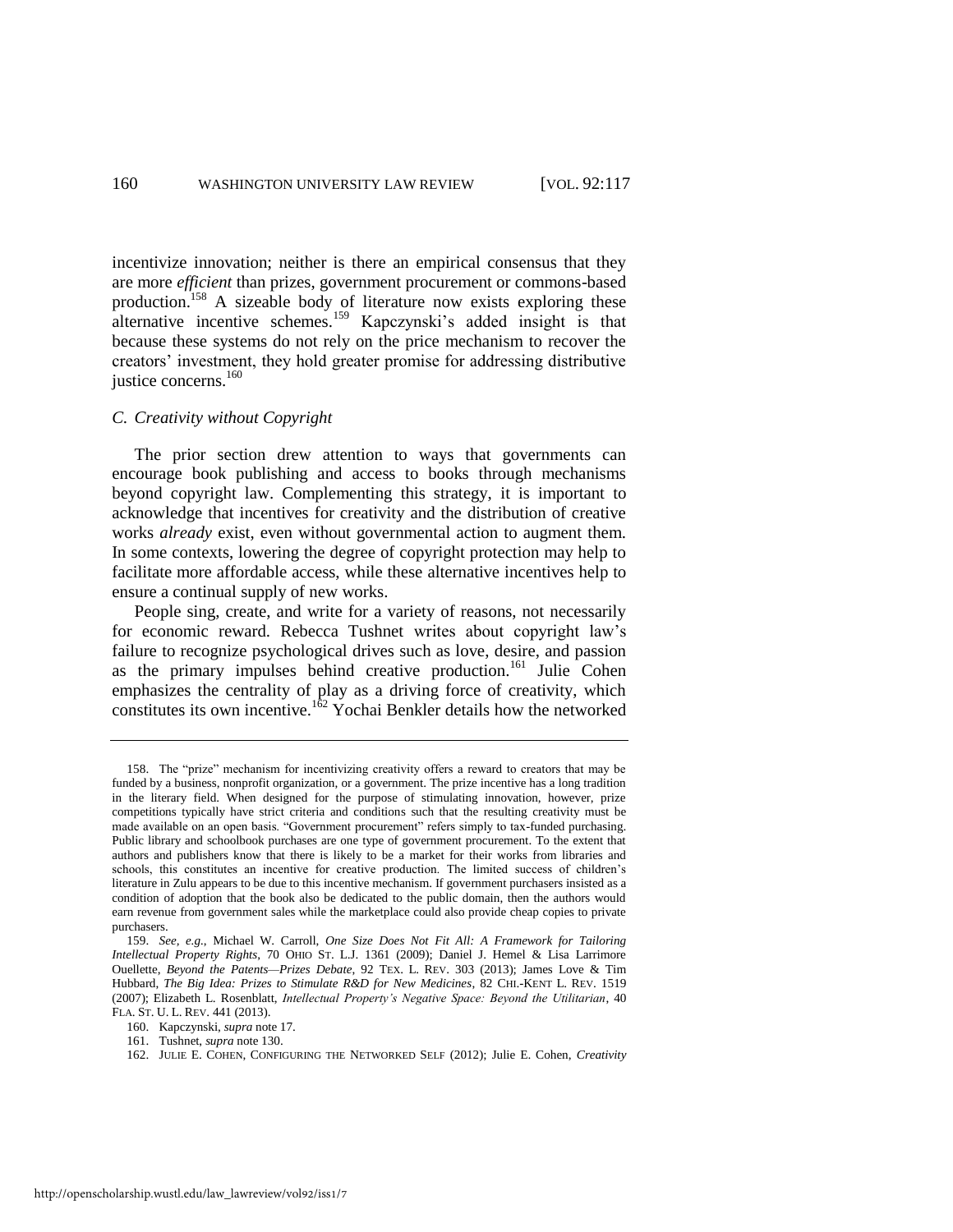incentivize innovation; neither is there an empirical consensus that they are more *efficient* than prizes, government procurement or commons-based production.[158] A sizeable body of literature now exists exploring these alternative incentive schemes.[159] Kapczynski's added insight is that because these systems do not rely on the price mechanism to recover the creators' investment, they hold greater promise for addressing distributive justice concerns.[160]

### *C. Creativity without Copyright*

The prior section drew attention to ways that governments can encourage book publishing and access to books through mechanisms beyond copyright law. Complementing this strategy, it is important to acknowledge that incentives for creativity and the distribution of creative works *already* exist, even without governmental action to augment them. In some contexts, lowering the degree of copyright protection may help to facilitate more affordable access, while these alternative incentives help to ensure a continual supply of new works.

People sing, create, and write for a variety of reasons, not necessarily for economic reward. Rebecca Tushnet writes about copyright law's failure to recognize psychological drives such as love, desire, and passion as the primary impulses behind creative production.[161] Julie Cohen emphasizes the centrality of play as a driving force of creativity, which constitutes its own incentive.[162] Yochai Benkler details how the networked

---

158. The "prize" mechanism for incentivizing creativity offers a reward to creators that may be funded by a business, nonprofit organization, or a government. The prize incentive has a long tradition in the literary field. When designed for the purpose of stimulating innovation, however, prize competitions typically have strict criteria and conditions such that the resulting creativity must be made available on an open basis. "Government procurement" refers simply to tax-funded purchasing. Public library and schoolbook purchases are one type of government procurement. To the extent that authors and publishers know that there is likely to be a market for their works from libraries and schools, this constitutes an incentive for creative production. The limited success of children's literature in Zulu appears to be due to this incentive mechanism. If government purchasers insisted as a condition of adoption that the book also be dedicated to the public domain, then the authors would earn revenue from government sales while the marketplace could also provide cheap copies to private purchasers.

159. *See, e.g.*, Michael W. Carroll, *One Size Does Not Fit All: A Framework for Tailoring Intellectual Property Rights*, 70 OHIO ST. L.J. 1361 (2009); Daniel J. Hemel & Lisa Larrimore Ouellette, *Beyond the Patents—Prizes Debate*, 92 TEX. L. REV. 303 (2013); James Love & Tim Hubbard, *The Big Idea: Prizes to Stimulate R&D for New Medicines*, 82 CHI.-KENT L. REV. 1519 (2007); Elizabeth L. Rosenblatt, *Intellectual Property's Negative Space: Beyond the Utilitarian*, 40 FLA. ST. U. L. REV. 441 (2013).

160. Kapczynski, *supra* note 17.

161. Tushnet, *supra* note 130.

162. JULIE E. COHEN, CONFIGURING THE NETWORKED SELF (2012); Julie E. Cohen, *Creativity*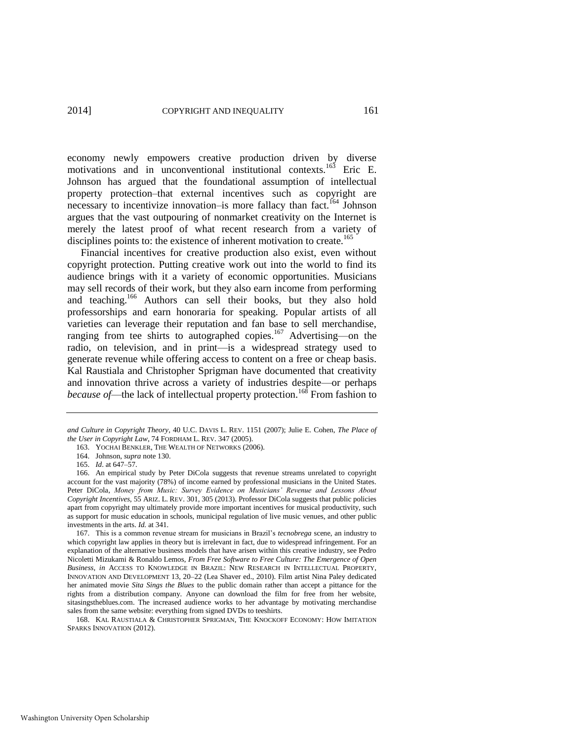economy newly empowers creative production driven by diverse motivations and in unconventional institutional contexts.[163] Eric E. Johnson has argued that the foundational assumption of intellectual property protection–that external incentives such as copyright are necessary to incentivize innovation–is more fallacy than fact.[164] Johnson argues that the vast outpouring of nonmarket creativity on the Internet is merely the latest proof of what recent research from a variety of disciplines points to: the existence of inherent motivation to create.[165]

Financial incentives for creative production also exist, even without copyright protection. Putting creative work out into the world to find its audience brings with it a variety of economic opportunities. Musicians may sell records of their work, but they also earn income from performing and teaching.[166] Authors can sell their books, but they also hold professorships and earn honoraria for speaking. Popular artists of all varieties can leverage their reputation and fan base to sell merchandise, ranging from tee shirts to autographed copies.[167] Advertising—on the radio, on television, and in print—is a widespread strategy used to generate revenue while offering access to content on a free or cheap basis. Kal Raustiala and Christopher Sprigman have documented that creativity and innovation thrive across a variety of industries despite—or perhaps *because of*—the lack of intellectual property protection.[168] From fashion to

---

*and Culture in Copyright Theory*, 40 U.C. DAVIS L. REV. 1151 (2007); Julie E. Cohen, *The Place of the User in Copyright Law*, 74 FORDHAM L. REV. 347 (2005).

163. YOCHAI BENKLER, THE WEALTH OF NETWORKS (2006).

164. Johnson, *supra* note 130.

165. *Id*. at 647–57.

166. An empirical study by Peter DiCola suggests that revenue streams unrelated to copyright account for the vast majority (78%) of income earned by professional musicians in the United States. Peter DiCola, *Money from Music: Survey Evidence on Musicians' Revenue and Lessons About Copyright Incentives*, 55 ARIZ. L. REV. 301, 305 (2013). Professor DiCola suggests that public policies apart from copyright may ultimately provide more important incentives for musical productivity, such as support for music education in schools, municipal regulation of live music venues, and other public investments in the arts. *Id.* at 341.

167. This is a common revenue stream for musicians in Brazil's *tecnobrega* scene, an industry to which copyright law applies in theory but is irrelevant in fact, due to widespread infringement. For an explanation of the alternative business models that have arisen within this creative industry, see Pedro Nicoletti Mizukami & Ronaldo Lemos, *From Free Software to Free Culture: The Emergence of Open Business*, *in* ACCESS TO KNOWLEDGE IN BRAZIL: NEW RESEARCH IN INTELLECTUAL PROPERTY, INNOVATION AND DEVELOPMENT 13, 20–22 (Lea Shaver ed., 2010). Film artist Nina Paley dedicated her animated movie *Sita Sings the Blues* to the public domain rather than accept a pittance for the rights from a distribution company. Anyone can download the film for free from her website, sitasingstheblues.com. The increased audience works to her advantage by motivating merchandise sales from the same website: everything from signed DVDs to teeshirts.

168. KAL RAUSTIALA & CHRISTOPHER SPRIGMAN, THE KNOCKOFF ECONOMY: HOW IMITATION SPARKS INNOVATION (2012).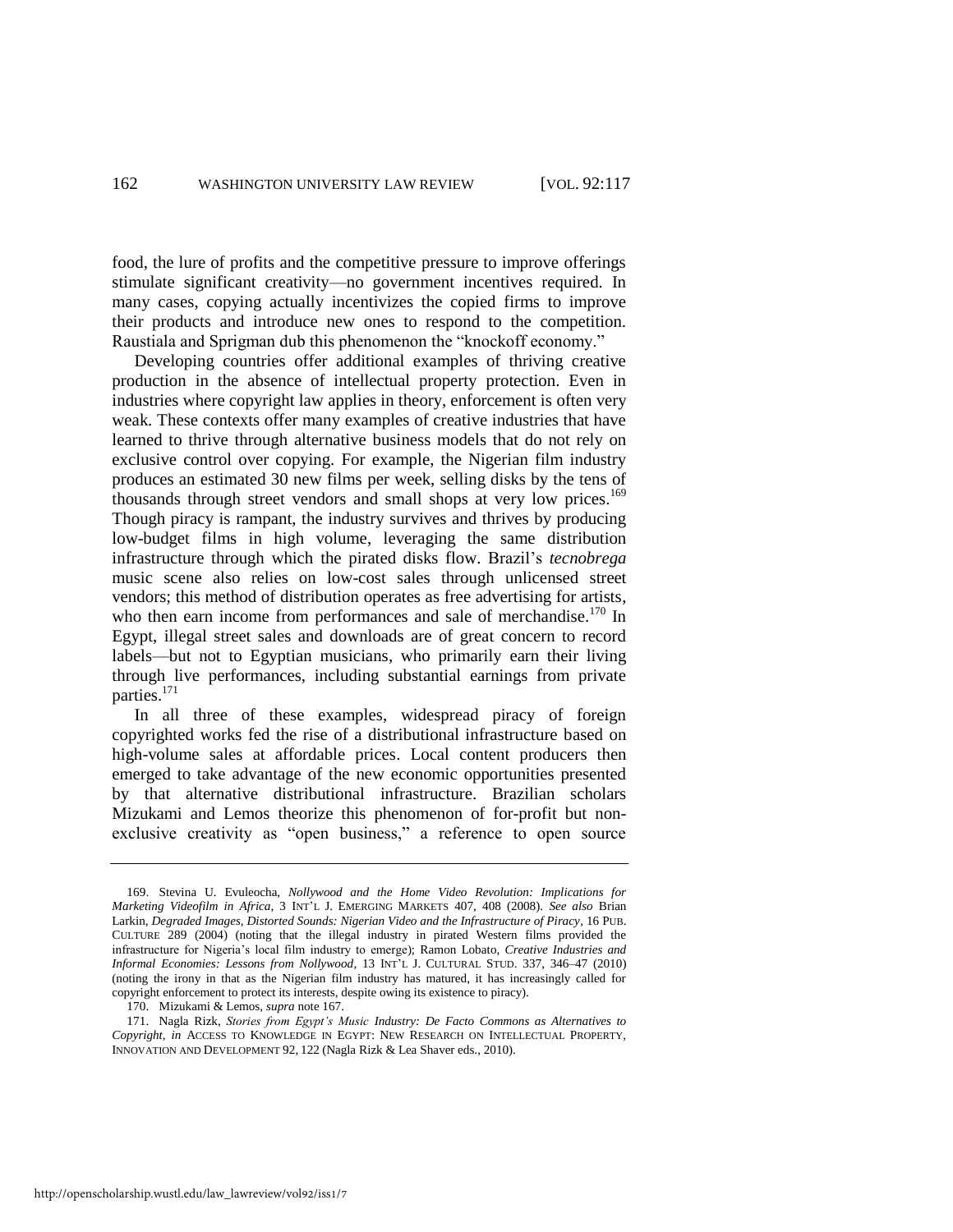food, the lure of profits and the competitive pressure to improve offerings stimulate significant creativity—no government incentives required. In many cases, copying actually incentivizes the copied firms to improve their products and introduce new ones to respond to the competition. Raustiala and Sprigman dub this phenomenon the "knockoff economy."

Developing countries offer additional examples of thriving creative production in the absence of intellectual property protection. Even in industries where copyright law applies in theory, enforcement is often very weak. These contexts offer many examples of creative industries that have learned to thrive through alternative business models that do not rely on exclusive control over copying. For example, the Nigerian film industry produces an estimated 30 new films per week, selling disks by the tens of thousands through street vendors and small shops at very low prices.[169] Though piracy is rampant, the industry survives and thrives by producing low-budget films in high volume, leveraging the same distribution infrastructure through which the pirated disks flow. Brazil's *tecnobrega* music scene also relies on low-cost sales through unlicensed street vendors; this method of distribution operates as free advertising for artists, who then earn income from performances and sale of merchandise.[170] In Egypt, illegal street sales and downloads are of great concern to record labels—but not to Egyptian musicians, who primarily earn their living through live performances, including substantial earnings from private parties.[171]

In all three of these examples, widespread piracy of foreign copyrighted works fed the rise of a distributional infrastructure based on high-volume sales at affordable prices. Local content producers then emerged to take advantage of the new economic opportunities presented by that alternative distributional infrastructure. Brazilian scholars Mizukami and Lemos theorize this phenomenon of for-profit but non-exclusive creativity as "open business," a reference to open source

---

169. Stevina U. Evuleocha, *Nollywood and the Home Video Revolution: Implications for Marketing Videofilm in Africa*, 3 INT'L J. EMERGING MARKETS 407, 408 (2008). *See also* Brian Larkin, *Degraded Images, Distorted Sounds: Nigerian Video and the Infrastructure of Piracy*, 16 PUB. CULTURE 289 (2004) (noting that the illegal industry in pirated Western films provided the infrastructure for Nigeria's local film industry to emerge); Ramon Lobato, *Creative Industries and Informal Economies: Lessons from Nollywood*, 13 INT'L J. CULTURAL STUD. 337, 346–47 (2010) (noting the irony in that as the Nigerian film industry has matured, it has increasingly called for copyright enforcement to protect its interests, despite owing its existence to piracy).

170. Mizukami & Lemos, *supra* note 167.

171. Nagla Rizk, *Stories from Egypt's Music Industry: De Facto Commons as Alternatives to Copyright*, *in* ACCESS TO KNOWLEDGE IN EGYPT: NEW RESEARCH ON INTELLECTUAL PROPERTY, INNOVATION AND DEVELOPMENT 92, 122 (Nagla Rizk & Lea Shaver eds., 2010).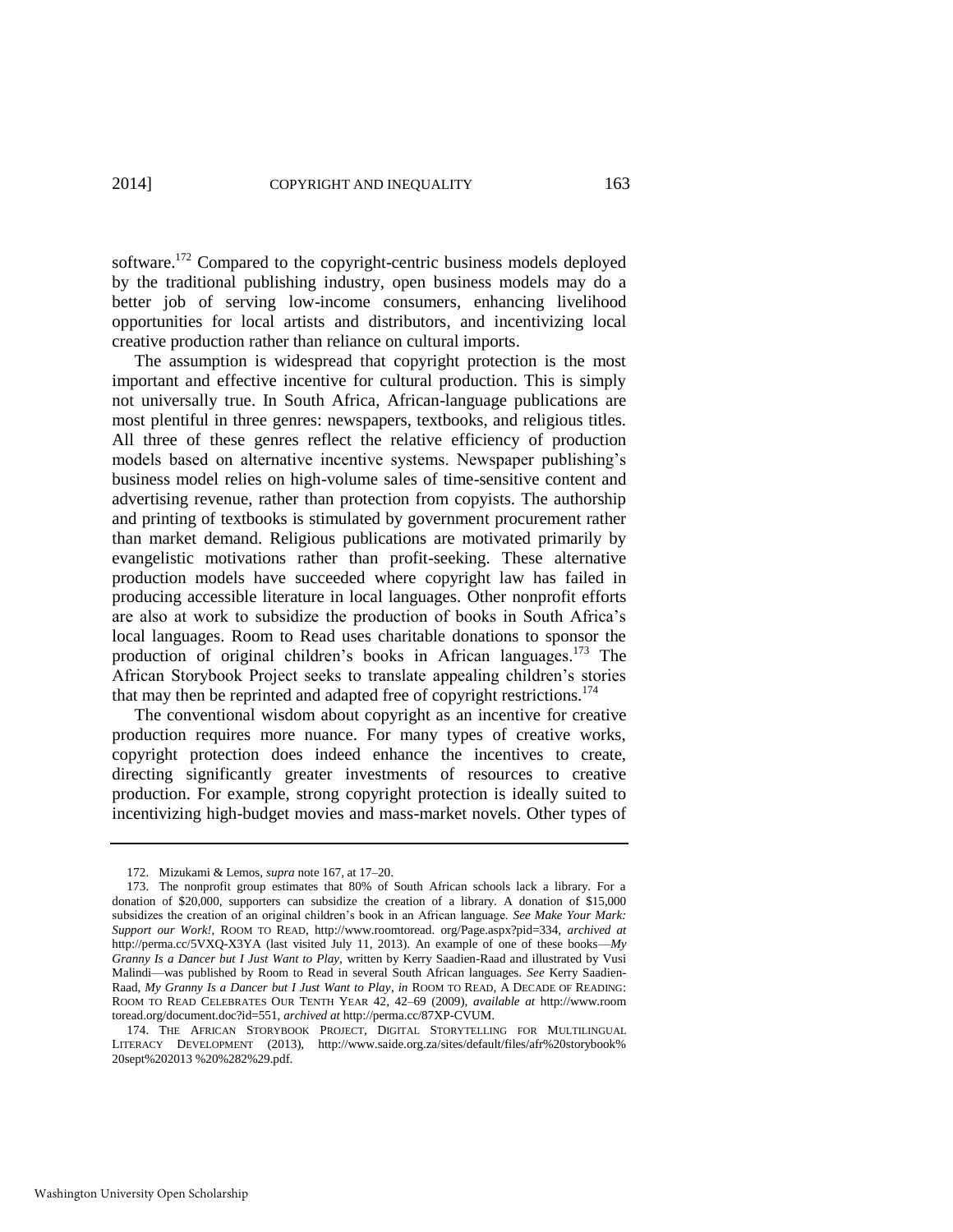software.[172] Compared to the copyright-centric business models deployed by the traditional publishing industry, open business models may do a better job of serving low-income consumers, enhancing livelihood opportunities for local artists and distributors, and incentivizing local creative production rather than reliance on cultural imports.

The assumption is widespread that copyright protection is the most important and effective incentive for cultural production. This is simply not universally true. In South Africa, African-language publications are most plentiful in three genres: newspapers, textbooks, and religious titles. All three of these genres reflect the relative efficiency of production models based on alternative incentive systems. Newspaper publishing's business model relies on high-volume sales of time-sensitive content and advertising revenue, rather than protection from copyists. The authorship and printing of textbooks is stimulated by government procurement rather than market demand. Religious publications are motivated primarily by evangelistic motivations rather than profit-seeking. These alternative production models have succeeded where copyright law has failed in producing accessible literature in local languages. Other nonprofit efforts are also at work to subsidize the production of books in South Africa's local languages. Room to Read uses charitable donations to sponsor the production of original children's books in African languages.[173] The African Storybook Project seeks to translate appealing children's stories that may then be reprinted and adapted free of copyright restrictions.[174]

The conventional wisdom about copyright as an incentive for creative production requires more nuance. For many types of creative works, copyright protection does indeed enhance the incentives to create, directing significantly greater investments of resources to creative production. For example, strong copyright protection is ideally suited to incentivizing high-budget movies and mass-market novels. Other types of

---

172. Mizukami & Lemos, *supra* note 167, at 17–20.

173. The nonprofit group estimates that 80% of South African schools lack a library. For a donation of $20,000, supporters can subsidize the creation of a library. A donation of $15,000 subsidizes the creation of an original children's book in an African language. *See Make Your Mark: Support our Work!*, ROOM TO READ, http://www.roomtoread. org/Page.aspx?pid=334, *archived at* http://perma.cc/5VXQ-X3YA (last visited July 11, 2013). An example of one of these books—*My Granny Is a Dancer but I Just Want to Play*, written by Kerry Saadien-Raad and illustrated by Vusi Malindi—was published by Room to Read in several South African languages. *See* Kerry Saadien-Raad, *My Granny Is a Dancer but I Just Want to Play*, *in* ROOM TO READ, A DECADE OF READING: ROOM TO READ CELEBRATES OUR TENTH YEAR 42, 42–69 (2009), *available at* http://www.room toread.org/document.doc?id=551, *archived at* http://perma.cc/87XP-CVUM.

174. THE AFRICAN STORYBOOK PROJECT, DIGITAL STORYTELLING FOR MULTILINGUAL LITERACY DEVELOPMENT (2013), http://www.saide.org.za/sites/default/files/afr%20storybook% 20sept%202013 %20%282%29.pdf.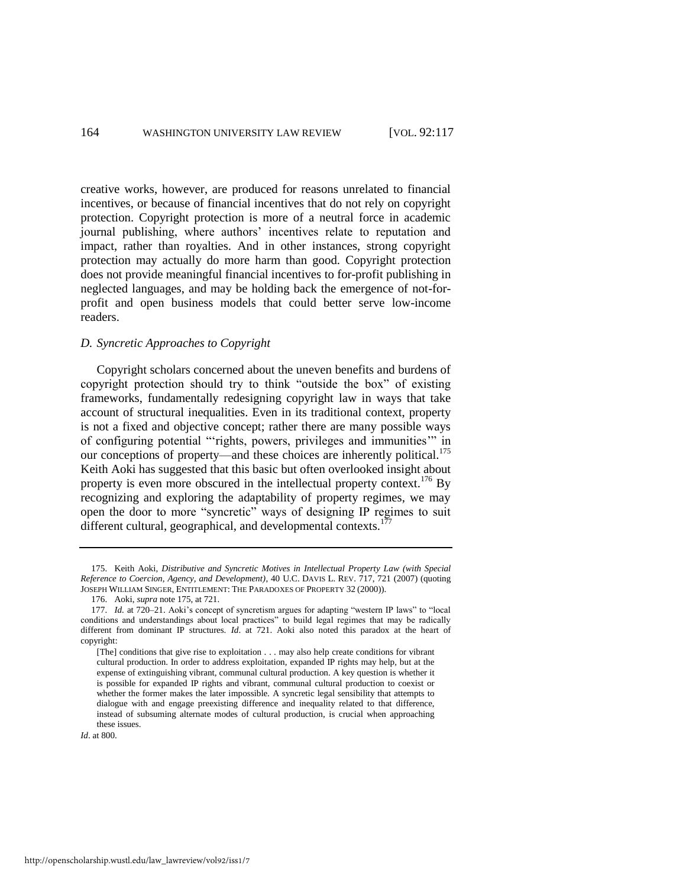creative works, however, are produced for reasons unrelated to financial incentives, or because of financial incentives that do not rely on copyright protection. Copyright protection is more of a neutral force in academic journal publishing, where authors' incentives relate to reputation and impact, rather than royalties. And in other instances, strong copyright protection may actually do more harm than good. Copyright protection does not provide meaningful financial incentives to for-profit publishing in neglected languages, and may be holding back the emergence of not-for-profit and open business models that could better serve low-income readers.

### *D. Syncretic Approaches to Copyright*

Copyright scholars concerned about the uneven benefits and burdens of copyright protection should try to think "outside the box" of existing frameworks, fundamentally redesigning copyright law in ways that take account of structural inequalities. Even in its traditional context, property is not a fixed and objective concept; rather there are many possible ways of configuring potential "'rights, powers, privileges and immunities'" in our conceptions of property—and these choices are inherently political.[175] Keith Aoki has suggested that this basic but often overlooked insight about property is even more obscured in the intellectual property context.[176] By recognizing and exploring the adaptability of property regimes, we may open the door to more "syncretic" ways of designing IP regimes to suit different cultural, geographical, and developmental contexts.[177]

---

175. Keith Aoki, *Distributive and Syncretic Motives in Intellectual Property Law (with Special Reference to Coercion, Agency, and Development)*, 40 U.C. DAVIS L. REV. 717, 721 (2007) (quoting JOSEPH WILLIAM SINGER, ENTITLEMENT: THE PARADOXES OF PROPERTY 32 (2000)).

176. Aoki, *supra* note 175, at 721.

177. *Id.* at 720–21. Aoki's concept of syncretism argues for adapting "western IP laws" to "local conditions and understandings about local practices" to build legal regimes that may be radically different from dominant IP structures. *Id*. at 721. Aoki also noted this paradox at the heart of copyright:

> [The] conditions that give rise to exploitation . . . may also help create conditions for vibrant cultural production. In order to address exploitation, expanded IP rights may help, but at the expense of extinguishing vibrant, communal cultural production. A key question is whether it is possible for expanded IP rights and vibrant, communal cultural production to coexist or whether the former makes the later impossible. A syncretic legal sensibility that attempts to dialogue with and engage preexisting difference and inequality related to that difference, instead of subsuming alternate modes of cultural production, is crucial when approaching these issues.

*Id*. at 800.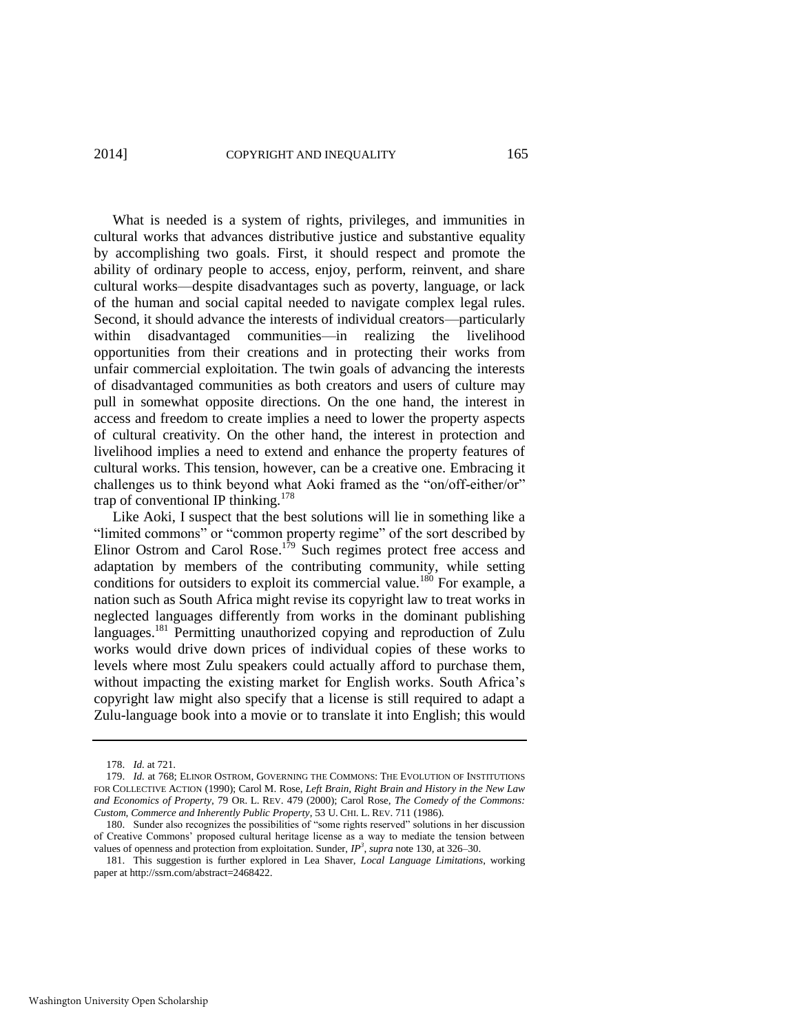What is needed is a system of rights, privileges, and immunities in cultural works that advances distributive justice and substantive equality by accomplishing two goals. First, it should respect and promote the ability of ordinary people to access, enjoy, perform, reinvent, and share cultural works—despite disadvantages such as poverty, language, or lack of the human and social capital needed to navigate complex legal rules. Second, it should advance the interests of individual creators—particularly within disadvantaged communities—in realizing the livelihood opportunities from their creations and in protecting their works from unfair commercial exploitation. The twin goals of advancing the interests of disadvantaged communities as both creators and users of culture may pull in somewhat opposite directions. On the one hand, the interest in access and freedom to create implies a need to lower the property aspects of cultural creativity. On the other hand, the interest in protection and livelihood implies a need to extend and enhance the property features of cultural works. This tension, however, can be a creative one. Embracing it challenges us to think beyond what Aoki framed as the "on/off-either/or" trap of conventional IP thinking.[178]

Like Aoki, I suspect that the best solutions will lie in something like a "limited commons" or "common property regime" of the sort described by Elinor Ostrom and Carol Rose.[179] Such regimes protect free access and adaptation by members of the contributing community, while setting conditions for outsiders to exploit its commercial value.[180] For example, a nation such as South Africa might revise its copyright law to treat works in neglected languages differently from works in the dominant publishing languages.[181] Permitting unauthorized copying and reproduction of Zulu works would drive down prices of individual copies of these works to levels where most Zulu speakers could actually afford to purchase them, without impacting the existing market for English works. South Africa's copyright law might also specify that a license is still required to adapt a Zulu-language book into a movie or to translate it into English; this would

---

178. *Id.* at 721.

179. *Id.* at 768; ELINOR OSTROM, GOVERNING THE COMMONS: THE EVOLUTION OF INSTITUTIONS FOR COLLECTIVE ACTION (1990); Carol M. Rose, *Left Brain, Right Brain and History in the New Law and Economics of Property*, 79 OR. L. REV. 479 (2000); Carol Rose, *The Comedy of the Commons: Custom, Commerce and Inherently Public Property*, 53 U. CHI. L. REV. 711 (1986).

180. Sunder also recognizes the possibilities of "some rights reserved" solutions in her discussion of Creative Commons' proposed cultural heritage license as a way to mediate the tension between values of openness and protection from exploitation. Sunder, *IP³*, *supra* note 130, at 326–30.

181. This suggestion is further explored in Lea Shaver, *Local Language Limitations*, working paper at http://ssrn.com/abstract=2468422.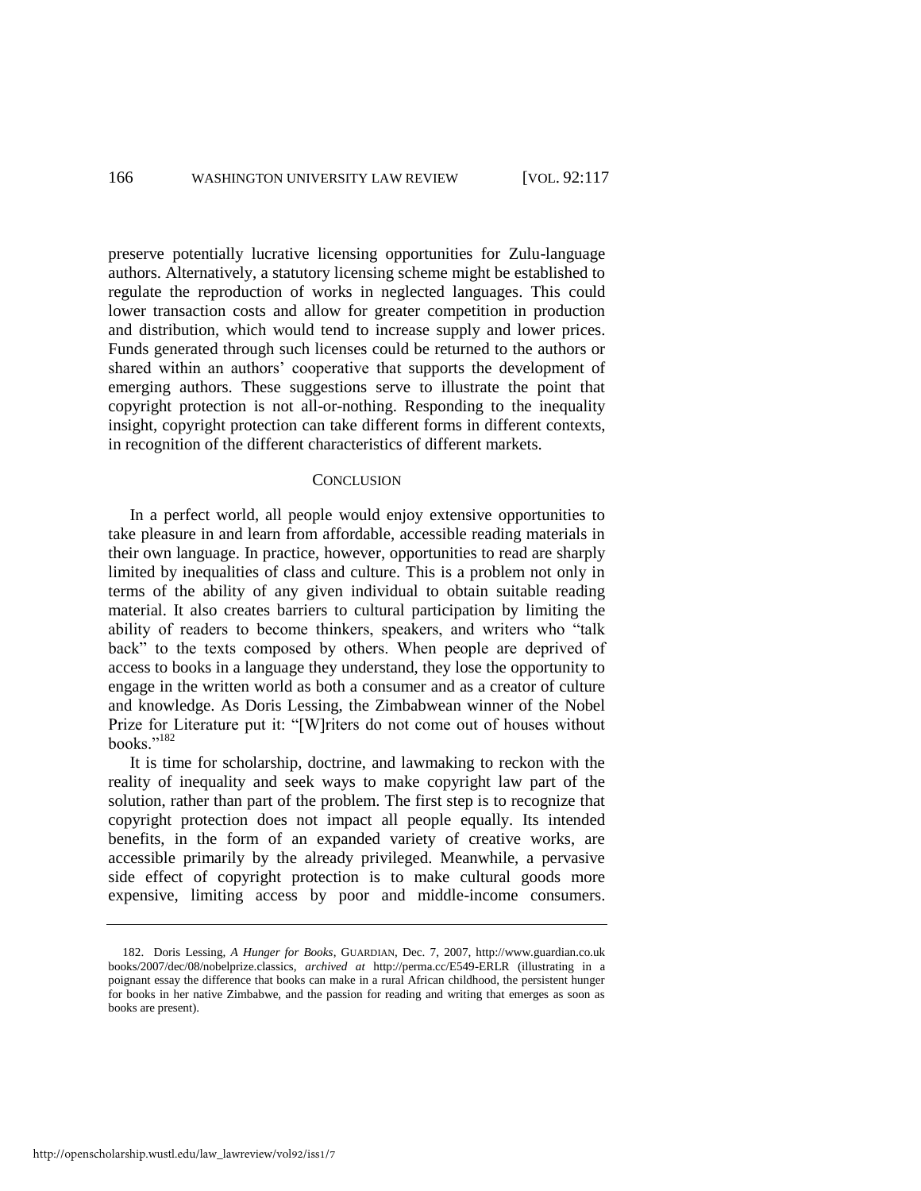preserve potentially lucrative licensing opportunities for Zulu-language authors. Alternatively, a statutory licensing scheme might be established to regulate the reproduction of works in neglected languages. This could lower transaction costs and allow for greater competition in production and distribution, which would tend to increase supply and lower prices. Funds generated through such licenses could be returned to the authors or shared within an authors' cooperative that supports the development of emerging authors. These suggestions serve to illustrate the point that copyright protection is not all-or-nothing. Responding to the inequality insight, copyright protection can take different forms in different contexts, in recognition of the different characteristics of different markets.

## CONCLUSION

In a perfect world, all people would enjoy extensive opportunities to take pleasure in and learn from affordable, accessible reading materials in their own language. In practice, however, opportunities to read are sharply limited by inequalities of class and culture. This is a problem not only in terms of the ability of any given individual to obtain suitable reading material. It also creates barriers to cultural participation by limiting the ability of readers to become thinkers, speakers, and writers who "talk back" to the texts composed by others. When people are deprived of access to books in a language they understand, they lose the opportunity to engage in the written world as both a consumer and as a creator of culture and knowledge. As Doris Lessing, the Zimbabwean winner of the Nobel Prize for Literature put it: "[W]riters do not come out of houses without books."[182]

It is time for scholarship, doctrine, and lawmaking to reckon with the reality of inequality and seek ways to make copyright law part of the solution, rather than part of the problem. The first step is to recognize that copyright protection does not impact all people equally. Its intended benefits, in the form of an expanded variety of creative works, are accessible primarily by the already privileged. Meanwhile, a pervasive side effect of copyright protection is to make cultural goods more expensive, limiting access by poor and middle-income consumers.

---

182. Doris Lessing, *A Hunger for Books*, GUARDIAN, Dec. 7, 2007, http://www.guardian.co.uk books/2007/dec/08/nobelprize.classics, *archived at* http://perma.cc/E549-ERLR (illustrating in a poignant essay the difference that books can make in a rural African childhood, the persistent hunger for books in her native Zimbabwe, and the passion for reading and writing that emerges as soon as books are present).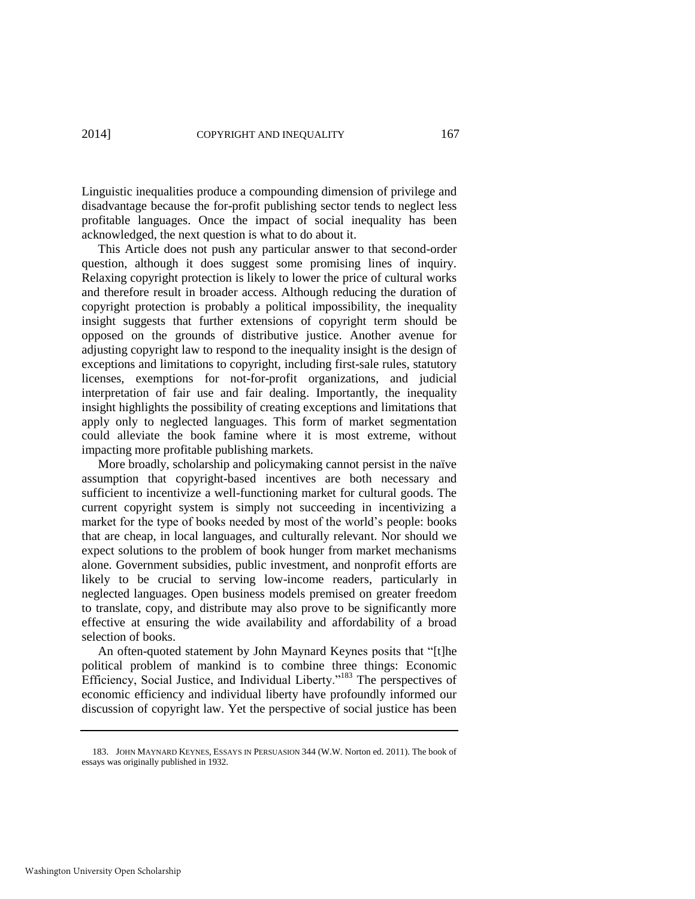Linguistic inequalities produce a compounding dimension of privilege and disadvantage because the for-profit publishing sector tends to neglect less profitable languages. Once the impact of social inequality has been acknowledged, the next question is what to do about it.

This Article does not push any particular answer to that second-order question, although it does suggest some promising lines of inquiry. Relaxing copyright protection is likely to lower the price of cultural works and therefore result in broader access. Although reducing the duration of copyright protection is probably a political impossibility, the inequality insight suggests that further extensions of copyright term should be opposed on the grounds of distributive justice. Another avenue for adjusting copyright law to respond to the inequality insight is the design of exceptions and limitations to copyright, including first-sale rules, statutory licenses, exemptions for not-for-profit organizations, and judicial interpretation of fair use and fair dealing. Importantly, the inequality insight highlights the possibility of creating exceptions and limitations that apply only to neglected languages. This form of market segmentation could alleviate the book famine where it is most extreme, without impacting more profitable publishing markets.

More broadly, scholarship and policymaking cannot persist in the naïve assumption that copyright-based incentives are both necessary and sufficient to incentivize a well-functioning market for cultural goods. The current copyright system is simply not succeeding in incentivizing a market for the type of books needed by most of the world's people: books that are cheap, in local languages, and culturally relevant. Nor should we expect solutions to the problem of book hunger from market mechanisms alone. Government subsidies, public investment, and nonprofit efforts are likely to be crucial to serving low-income readers, particularly in neglected languages. Open business models premised on greater freedom to translate, copy, and distribute may also prove to be significantly more effective at ensuring the wide availability and affordability of a broad selection of books.

An often-quoted statement by John Maynard Keynes posits that "[t]he political problem of mankind is to combine three things: Economic Efficiency, Social Justice, and Individual Liberty."[183] The perspectives of economic efficiency and individual liberty have profoundly informed our discussion of copyright law. Yet the perspective of social justice has been

---

183. JOHN MAYNARD KEYNES, ESSAYS IN PERSUASION 344 (W.W. Norton ed. 2011). The book of essays was originally published in 1932.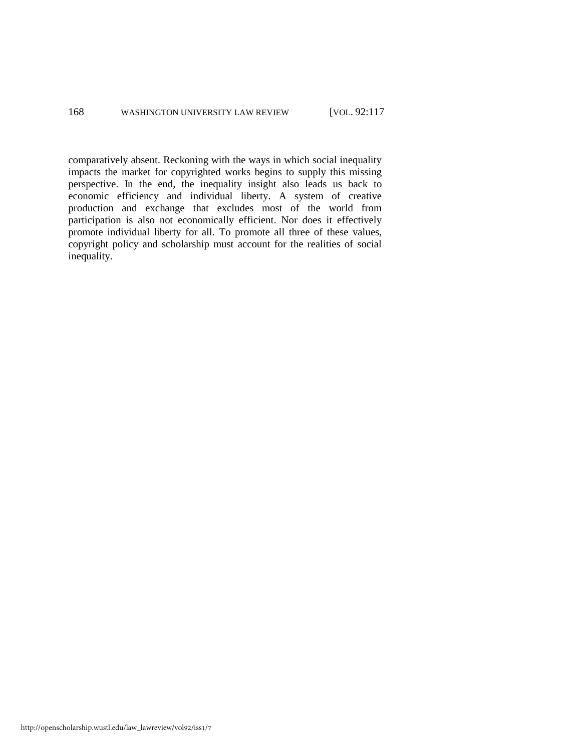comparatively absent. Reckoning with the ways in which social inequality impacts the market for copyrighted works begins to supply this missing perspective. In the end, the inequality insight also leads us back to economic efficiency and individual liberty. A system of creative production and exchange that excludes most of the world from participation is also not economically efficient. Nor does it effectively promote individual liberty for all. To promote all three of these values, copyright policy and scholarship must account for the realities of social inequality.